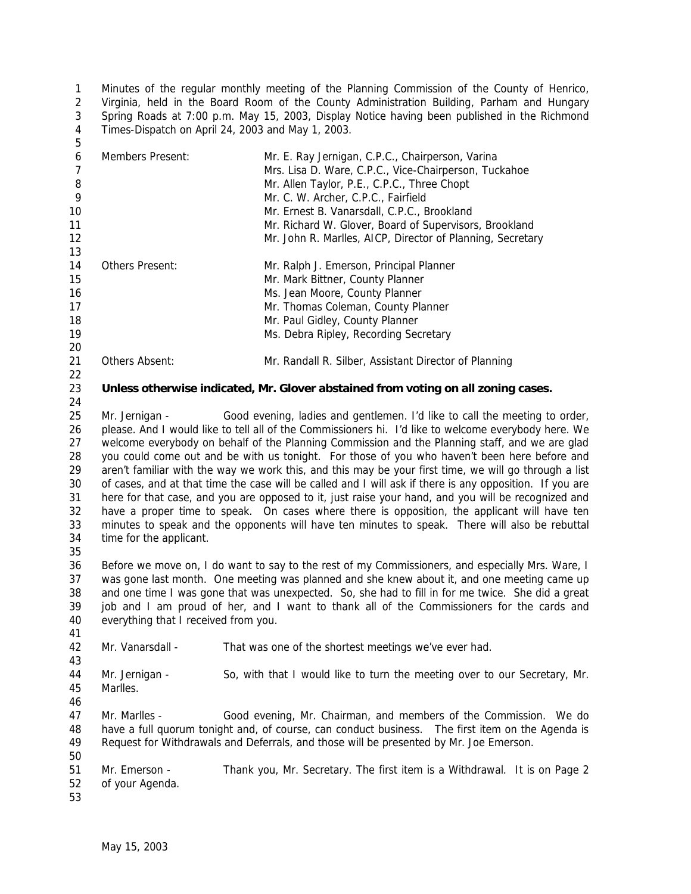Minutes of the regular monthly meeting of the Planning Commission of the County of Henrico, Virginia, held in the Board Room of the County Administration Building, Parham and Hungary Spring Roads at 7:00 p.m. May 15, 2003, Display Notice having been published in the Richmond Times-Dispatch on April 24, 2003 and May 1, 2003.

| | |
|---|---|
| Members Present: | Mr. E. Ray Jernigan, C.P.C., Chairperson, Varina |
| | Mrs. Lisa D. Ware, C.P.C., Vice-Chairperson, Tuckahoe |
| | Mr. Allen Taylor, P.E., C.P.C., Three Chopt |
| | Mr. C. W. Archer, C.P.C., Fairfield |
| | Mr. Ernest B. Vanarsdall, C.P.C., Brookland |
| | Mr. Richard W. Glover, Board of Supervisors, Brookland |
| | Mr. John R. Marlles, AICP, Director of Planning, Secretary |
| Others Present: | Mr. Ralph J. Emerson, Principal Planner |
| | Mr. Mark Bittner, County Planner |
| | Ms. Jean Moore, County Planner |
| | Mr. Thomas Coleman, County Planner |
| | Mr. Paul Gidley, County Planner |
| | Ms. Debra Ripley, Recording Secretary |
| Others Absent: | Mr. Randall R. Silber, Assistant Director of Planning |

**Unless otherwise indicated, Mr. Glover abstained from voting on all zoning cases.**

Mr. Jernigan - Good evening, ladies and gentlemen. I'd like to call the meeting to order, please. And I would like to tell all of the Commissioners hi. I'd like to welcome everybody here. We welcome everybody on behalf of the Planning Commission and the Planning staff, and we are glad you could come out and be with us tonight. For those of you who haven't been here before and aren't familiar with the way we work this, and this may be your first time, we will go through a list of cases, and at that time the case will be called and I will ask if there is any opposition. If you are here for that case, and you are opposed to it, just raise your hand, and you will be recognized and have a proper time to speak. On cases where there is opposition, the applicant will have ten minutes to speak and the opponents will have ten minutes to speak. There will also be rebuttal time for the applicant.

Before we move on, I do want to say to the rest of my Commissioners, and especially Mrs. Ware, I was gone last month. One meeting was planned and she knew about it, and one meeting came up and one time I was gone that was unexpected. So, she had to fill in for me twice. She did a great job and I am proud of her, and I want to thank all of the Commissioners for the cards and everything that I received from you.

Mr. Vanarsdall - That was one of the shortest meetings we've ever had.

Mr. Jernigan - So, with that I would like to turn the meeting over to our Secretary, Mr. Marlles.

Mr. Marlles - Good evening, Mr. Chairman, and members of the Commission. We do have a full quorum tonight and, of course, can conduct business. The first item on the Agenda is Request for Withdrawals and Deferrals, and those will be presented by Mr. Joe Emerson.

Mr. Emerson - Thank you, Mr. Secretary. The first item is a Withdrawal. It is on Page 2 of your Agenda.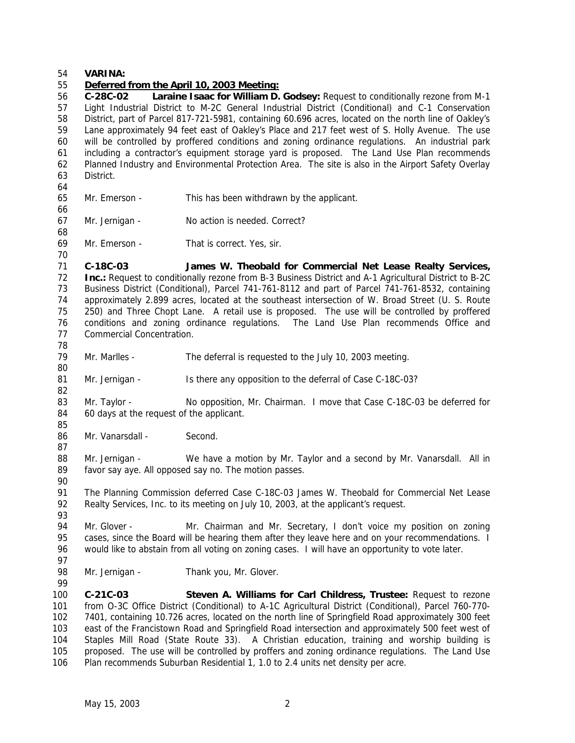**VARINA:**

**Deferred from the April 10, 2003 Meeting:**

**C-28C-02 Laraine Isaac for William D. Godsey:** Request to conditionally rezone from M-1 Light Industrial District to M-2C General Industrial District (Conditional) and C-1 Conservation District, part of Parcel 817-721-5981, containing 60.696 acres, located on the north line of Oakley's Lane approximately 94 feet east of Oakley's Place and 217 feet west of S. Holly Avenue. The use will be controlled by proffered conditions and zoning ordinance regulations. An industrial park including a contractor's equipment storage yard is proposed. The Land Use Plan recommends Planned Industry and Environmental Protection Area. The site is also in the Airport Safety Overlay District.

Mr. Emerson - This has been withdrawn by the applicant.

Mr. Jernigan - No action is needed. Correct?

Mr. Emerson - That is correct. Yes, sir.

**C-18C-03 James W. Theobald for Commercial Net Lease Realty Services, Inc.:** Request to conditionally rezone from B-3 Business District and A-1 Agricultural District to B-2C Business District (Conditional), Parcel 741-761-8112 and part of Parcel 741-761-8532, containing approximately 2.899 acres, located at the southeast intersection of W. Broad Street (U. S. Route 250) and Three Chopt Lane. A retail use is proposed. The use will be controlled by proffered conditions and zoning ordinance regulations. The Land Use Plan recommends Office and Commercial Concentration.

Mr. Marlles - The deferral is requested to the July 10, 2003 meeting.

Mr. Jernigan - Is there any opposition to the deferral of Case C-18C-03?

Mr. Taylor - No opposition, Mr. Chairman. I move that Case C-18C-03 be deferred for 60 days at the request of the applicant.

Mr. Vanarsdall - Second.

Mr. Jernigan - We have a motion by Mr. Taylor and a second by Mr. Vanarsdall. All in favor say aye. All opposed say no. The motion passes.

The Planning Commission deferred Case C-18C-03 James W. Theobald for Commercial Net Lease Realty Services, Inc. to its meeting on July 10, 2003, at the applicant's request.

Mr. Glover - Mr. Chairman and Mr. Secretary, I don't voice my position on zoning cases, since the Board will be hearing them after they leave here and on your recommendations. I would like to abstain from all voting on zoning cases. I will have an opportunity to vote later.

Mr. Jernigan - Thank you, Mr. Glover.

**C-21C-03 Steven A. Williams for Carl Childress, Trustee:** Request to rezone from O-3C Office District (Conditional) to A-1C Agricultural District (Conditional), Parcel 760-770-7401, containing 10.726 acres, located on the north line of Springfield Road approximately 300 feet east of the Francistown Road and Springfield Road intersection and approximately 500 feet west of Staples Mill Road (State Route 33). A Christian education, training and worship building is proposed. The use will be controlled by proffers and zoning ordinance regulations. The Land Use Plan recommends Suburban Residential 1, 1.0 to 2.4 units net density per acre.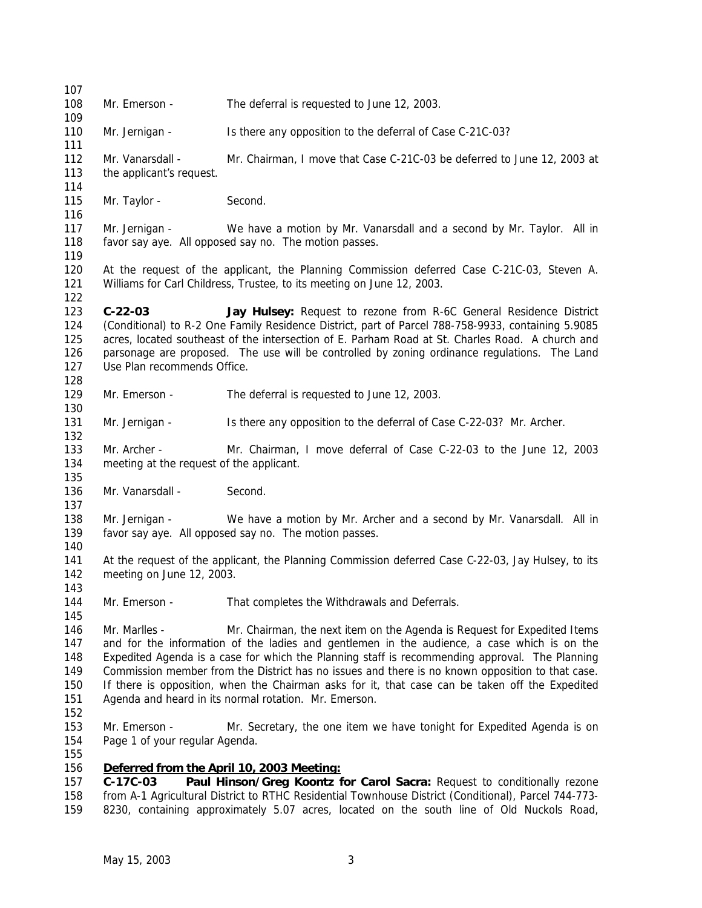Mr. Emerson - The deferral is requested to June 12, 2003.

Mr. Jernigan - Is there any opposition to the deferral of Case C-21C-03?

Mr. Vanarsdall - Mr. Chairman, I move that Case C-21C-03 be deferred to June 12, 2003 at the applicant's request.

Mr. Taylor - Second.

Mr. Jernigan - We have a motion by Mr. Vanarsdall and a second by Mr. Taylor. All in favor say aye. All opposed say no. The motion passes.

At the request of the applicant, the Planning Commission deferred Case C-21C-03, Steven A. Williams for Carl Childress, Trustee, to its meeting on June 12, 2003.

**C-22-03** **Jay Hulsey:** Request to rezone from R-6C General Residence District (Conditional) to R-2 One Family Residence District, part of Parcel 788-758-9933, containing 5.9085 acres, located southeast of the intersection of E. Parham Road at St. Charles Road. A church and parsonage are proposed. The use will be controlled by zoning ordinance regulations. The Land Use Plan recommends Office.

Mr. Emerson - The deferral is requested to June 12, 2003.

Mr. Jernigan - Is there any opposition to the deferral of Case C-22-03? Mr. Archer.

Mr. Archer - Mr. Chairman, I move deferral of Case C-22-03 to the June 12, 2003 meeting at the request of the applicant.

Mr. Vanarsdall - Second.

Mr. Jernigan - We have a motion by Mr. Archer and a second by Mr. Vanarsdall. All in favor say aye. All opposed say no. The motion passes.

At the request of the applicant, the Planning Commission deferred Case C-22-03, Jay Hulsey, to its meeting on June 12, 2003.

Mr. Emerson - That completes the Withdrawals and Deferrals.

Mr. Marlles - Mr. Chairman, the next item on the Agenda is Request for Expedited Items and for the information of the ladies and gentlemen in the audience, a case which is on the Expedited Agenda is a case for which the Planning staff is recommending approval. The Planning Commission member from the District has no issues and there is no known opposition to that case. If there is opposition, when the Chairman asks for it, that case can be taken off the Expedited Agenda and heard in its normal rotation. Mr. Emerson.

Mr. Emerson - Mr. Secretary, the one item we have tonight for Expedited Agenda is on Page 1 of your regular Agenda.

**Deferred from the April 10, 2003 Meeting:**

**C-17C-03** **Paul Hinson/Greg Koontz for Carol Sacra:** Request to conditionally rezone from A-1 Agricultural District to RTHC Residential Townhouse District (Conditional), Parcel 744-773-8230, containing approximately 5.07 acres, located on the south line of Old Nuckols Road,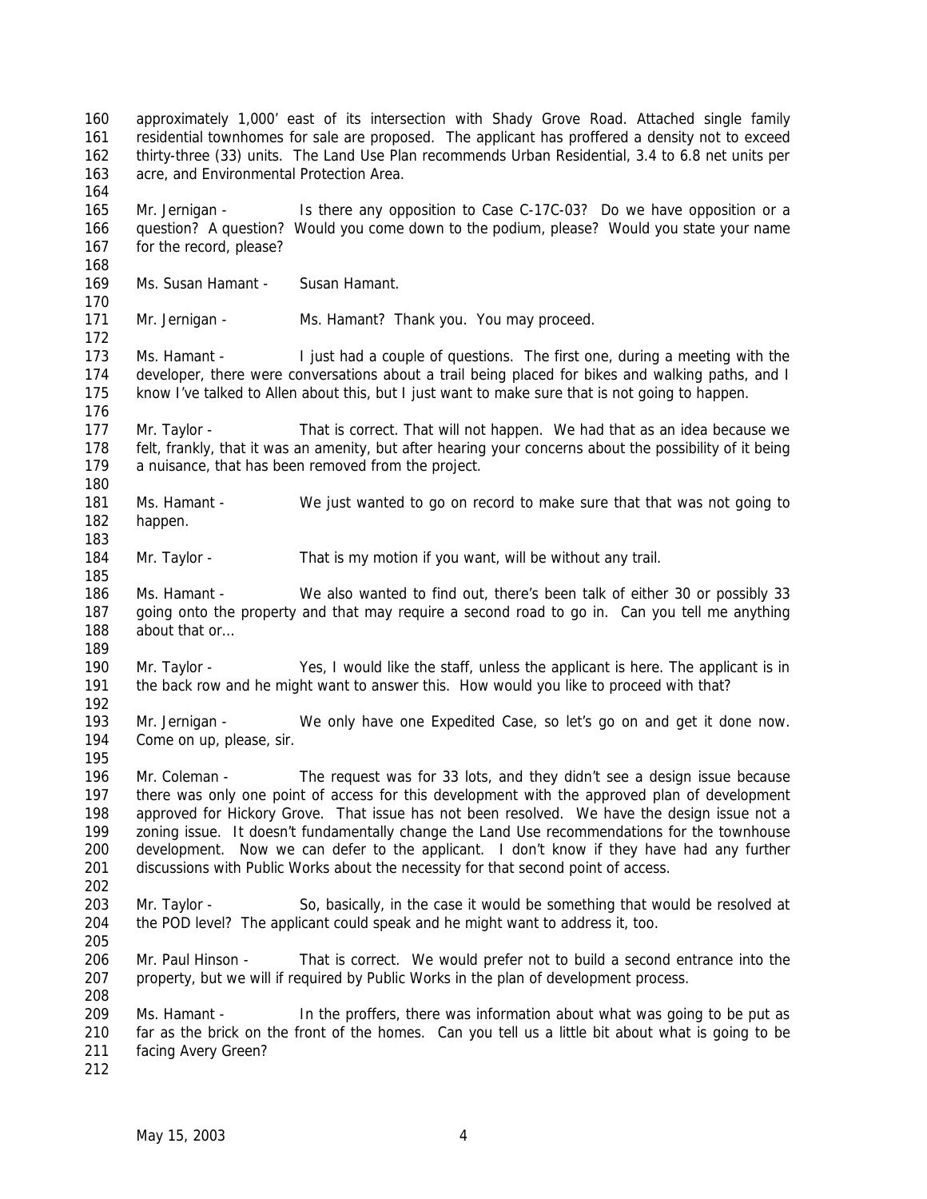approximately 1,000' east of its intersection with Shady Grove Road. Attached single family residential townhomes for sale are proposed. The applicant has proffered a density not to exceed thirty-three (33) units. The Land Use Plan recommends Urban Residential, 3.4 to 6.8 net units per acre, and Environmental Protection Area.

Mr. Jernigan - Is there any opposition to Case C-17C-03? Do we have opposition or a question? A question? Would you come down to the podium, please? Would you state your name for the record, please?

Ms. Susan Hamant - Susan Hamant.

Mr. Jernigan - Ms. Hamant? Thank you. You may proceed.

Ms. Hamant - I just had a couple of questions. The first one, during a meeting with the developer, there were conversations about a trail being placed for bikes and walking paths, and I know I've talked to Allen about this, but I just want to make sure that is not going to happen.

Mr. Taylor - That is correct. That will not happen. We had that as an idea because we felt, frankly, that it was an amenity, but after hearing your concerns about the possibility of it being a nuisance, that has been removed from the project.

Ms. Hamant - We just wanted to go on record to make sure that that was not going to happen.

Mr. Taylor - That is my motion if you want, will be without any trail.

Ms. Hamant - We also wanted to find out, there's been talk of either 30 or possibly 33 going onto the property and that may require a second road to go in. Can you tell me anything about that or…

Mr. Taylor - Yes, I would like the staff, unless the applicant is here. The applicant is in the back row and he might want to answer this. How would you like to proceed with that?

Mr. Jernigan - We only have one Expedited Case, so let's go on and get it done now. Come on up, please, sir.

Mr. Coleman - The request was for 33 lots, and they didn't see a design issue because there was only one point of access for this development with the approved plan of development approved for Hickory Grove. That issue has not been resolved. We have the design issue not a zoning issue. It doesn't fundamentally change the Land Use recommendations for the townhouse development. Now we can defer to the applicant. I don't know if they have had any further discussions with Public Works about the necessity for that second point of access.

Mr. Taylor - So, basically, in the case it would be something that would be resolved at the POD level? The applicant could speak and he might want to address it, too.

Mr. Paul Hinson - That is correct. We would prefer not to build a second entrance into the property, but we will if required by Public Works in the plan of development process.

Ms. Hamant - In the proffers, there was information about what was going to be put as far as the brick on the front of the homes. Can you tell us a little bit about what is going to be facing Avery Green?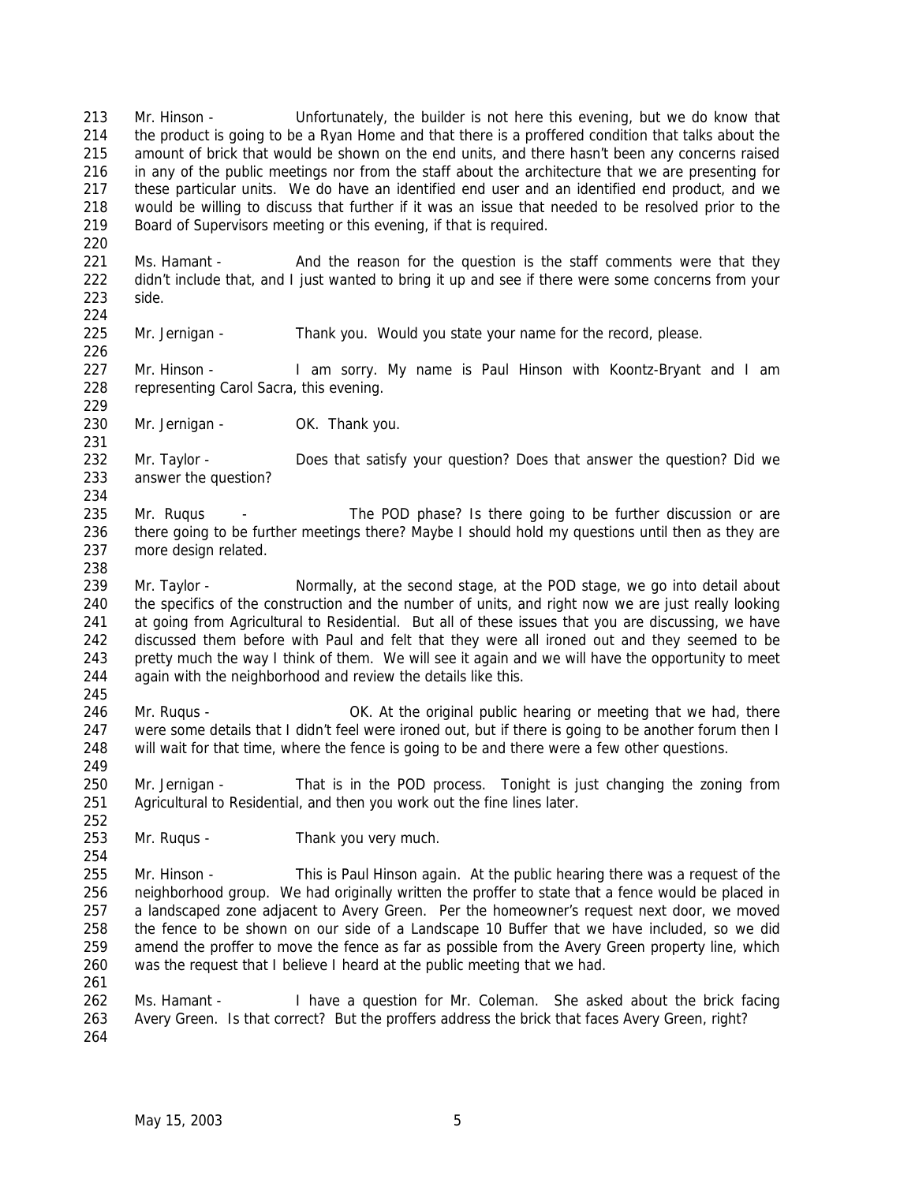213 Mr. Hinson - Unfortunately, the builder is not here this evening, but we do know that
214 the product is going to be a Ryan Home and that there is a proffered condition that talks about the
215 amount of brick that would be shown on the end units, and there hasn't been any concerns raised
216 in any of the public meetings nor from the staff about the architecture that we are presenting for
217 these particular units. We do have an identified end user and an identified end product, and we
218 would be willing to discuss that further if it was an issue that needed to be resolved prior to the
219 Board of Supervisors meeting or this evening, if that is required.
220
221 Ms. Hamant - And the reason for the question is the staff comments were that they
222 didn't include that, and I just wanted to bring it up and see if there were some concerns from your
223 side.
224
225 Mr. Jernigan - Thank you. Would you state your name for the record, please.
226
227 Mr. Hinson - I am sorry. My name is Paul Hinson with Koontz-Bryant and I am
228 representing Carol Sacra, this evening.
229
230 Mr. Jernigan - OK. Thank you.
231
232 Mr. Taylor - Does that satisfy your question? Does that answer the question? Did we
233 answer the question?
234
235 Mr. Ruqus - The POD phase? Is there going to be further discussion or are
236 there going to be further meetings there? Maybe I should hold my questions until then as they are
237 more design related.
238
239 Mr. Taylor - Normally, at the second stage, at the POD stage, we go into detail about
240 the specifics of the construction and the number of units, and right now we are just really looking
241 at going from Agricultural to Residential. But all of these issues that you are discussing, we have
242 discussed them before with Paul and felt that they were all ironed out and they seemed to be
243 pretty much the way I think of them. We will see it again and we will have the opportunity to meet
244 again with the neighborhood and review the details like this.
245
246 Mr. Ruqus - OK. At the original public hearing or meeting that we had, there
247 were some details that I didn't feel were ironed out, but if there is going to be another forum then I
248 will wait for that time, where the fence is going to be and there were a few other questions.
249
250 Mr. Jernigan - That is in the POD process. Tonight is just changing the zoning from
251 Agricultural to Residential, and then you work out the fine lines later.
252
253 Mr. Ruqus - Thank you very much.
254
255 Mr. Hinson - This is Paul Hinson again. At the public hearing there was a request of the
256 neighborhood group. We had originally written the proffer to state that a fence would be placed in
257 a landscaped zone adjacent to Avery Green. Per the homeowner's request next door, we moved
258 the fence to be shown on our side of a Landscape 10 Buffer that we have included, so we did
259 amend the proffer to move the fence as far as possible from the Avery Green property line, which
260 was the request that I believe I heard at the public meeting that we had.
261
262 Ms. Hamant - I have a question for Mr. Coleman. She asked about the brick facing
263 Avery Green. Is that correct? But the proffers address the brick that faces Avery Green, right?
264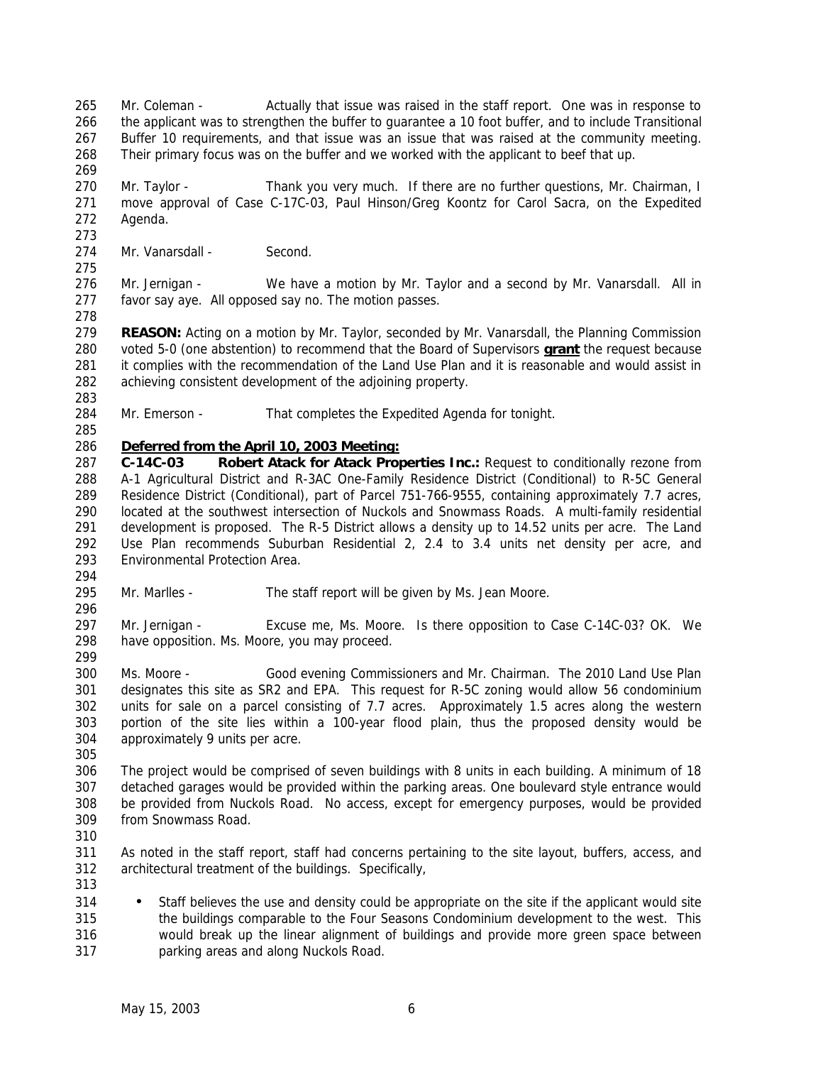Mr. Coleman - Actually that issue was raised in the staff report. One was in response to the applicant was to strengthen the buffer to guarantee a 10 foot buffer, and to include Transitional Buffer 10 requirements, and that issue was an issue that was raised at the community meeting. Their primary focus was on the buffer and we worked with the applicant to beef that up.

Mr. Taylor - Thank you very much. If there are no further questions, Mr. Chairman, I move approval of Case C-17C-03, Paul Hinson/Greg Koontz for Carol Sacra, on the Expedited Agenda.

Mr. Vanarsdall - Second.

Mr. Jernigan - We have a motion by Mr. Taylor and a second by Mr. Vanarsdall. All in favor say aye. All opposed say no. The motion passes.

**REASON:** Acting on a motion by Mr. Taylor, seconded by Mr. Vanarsdall, the Planning Commission voted 5-0 (one abstention) to recommend that the Board of Supervisors **grant** the request because it complies with the recommendation of the Land Use Plan and it is reasonable and would assist in achieving consistent development of the adjoining property.

Mr. Emerson - That completes the Expedited Agenda for tonight.

**Deferred from the April 10, 2003 Meeting:**

**C-14C-03 Robert Atack for Atack Properties Inc.:** Request to conditionally rezone from A-1 Agricultural District and R-3AC One-Family Residence District (Conditional) to R-5C General Residence District (Conditional), part of Parcel 751-766-9555, containing approximately 7.7 acres, located at the southwest intersection of Nuckols and Snowmass Roads. A multi-family residential development is proposed. The R-5 District allows a density up to 14.52 units per acre. The Land Use Plan recommends Suburban Residential 2, 2.4 to 3.4 units net density per acre, and Environmental Protection Area.

Mr. Marlles - The staff report will be given by Ms. Jean Moore.

Mr. Jernigan - Excuse me, Ms. Moore. Is there opposition to Case C-14C-03? OK. We have opposition. Ms. Moore, you may proceed.

Ms. Moore - Good evening Commissioners and Mr. Chairman. The 2010 Land Use Plan designates this site as SR2 and EPA. This request for R-5C zoning would allow 56 condominium units for sale on a parcel consisting of 7.7 acres. Approximately 1.5 acres along the western portion of the site lies within a 100-year flood plain, thus the proposed density would be approximately 9 units per acre.

The project would be comprised of seven buildings with 8 units in each building. A minimum of 18 detached garages would be provided within the parking areas. One boulevard style entrance would be provided from Nuckols Road. No access, except for emergency purposes, would be provided from Snowmass Road.

As noted in the staff report, staff had concerns pertaining to the site layout, buffers, access, and architectural treatment of the buildings. Specifically,

- Staff believes the use and density could be appropriate on the site if the applicant would site the buildings comparable to the Four Seasons Condominium development to the west. This would break up the linear alignment of buildings and provide more green space between parking areas and along Nuckols Road.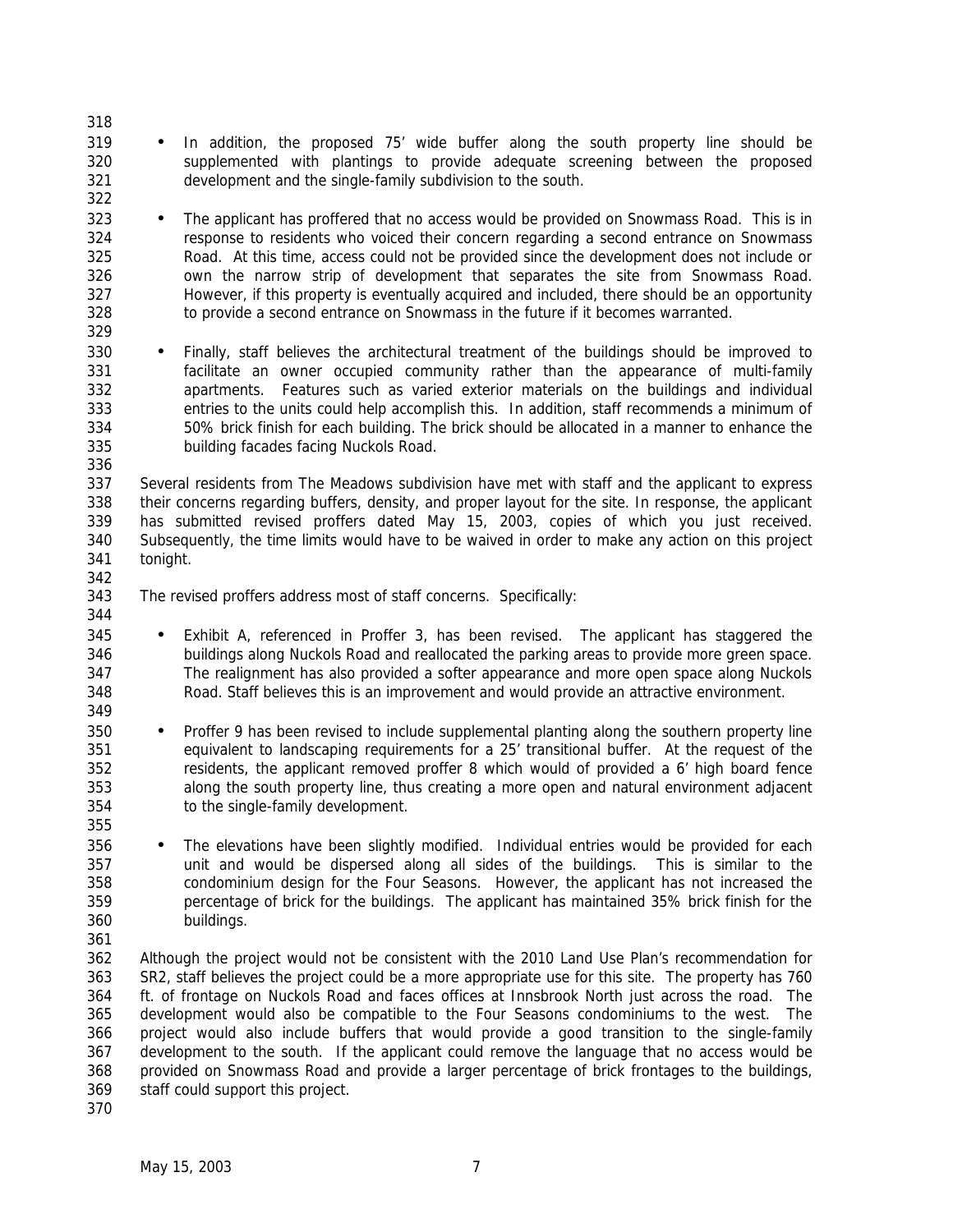- In addition, the proposed 75' wide buffer along the south property line should be supplemented with plantings to provide adequate screening between the proposed development and the single-family subdivision to the south.

- The applicant has proffered that no access would be provided on Snowmass Road. This is in response to residents who voiced their concern regarding a second entrance on Snowmass Road. At this time, access could not be provided since the development does not include or own the narrow strip of development that separates the site from Snowmass Road. However, if this property is eventually acquired and included, there should be an opportunity to provide a second entrance on Snowmass in the future if it becomes warranted.

- Finally, staff believes the architectural treatment of the buildings should be improved to facilitate an owner occupied community rather than the appearance of multi-family apartments. Features such as varied exterior materials on the buildings and individual entries to the units could help accomplish this. In addition, staff recommends a minimum of 50% brick finish for each building. The brick should be allocated in a manner to enhance the building facades facing Nuckols Road.

Several residents from The Meadows subdivision have met with staff and the applicant to express their concerns regarding buffers, density, and proper layout for the site. In response, the applicant has submitted revised proffers dated May 15, 2003, copies of which you just received. Subsequently, the time limits would have to be waived in order to make any action on this project tonight.

The revised proffers address most of staff concerns. Specifically:

- Exhibit A, referenced in Proffer 3, has been revised. The applicant has staggered the buildings along Nuckols Road and reallocated the parking areas to provide more green space. The realignment has also provided a softer appearance and more open space along Nuckols Road. Staff believes this is an improvement and would provide an attractive environment.

- Proffer 9 has been revised to include supplemental planting along the southern property line equivalent to landscaping requirements for a 25' transitional buffer. At the request of the residents, the applicant removed proffer 8 which would of provided a 6' high board fence along the south property line, thus creating a more open and natural environment adjacent to the single-family development.

- The elevations have been slightly modified. Individual entries would be provided for each unit and would be dispersed along all sides of the buildings. This is similar to the condominium design for the Four Seasons. However, the applicant has not increased the percentage of brick for the buildings. The applicant has maintained 35% brick finish for the buildings.

Although the project would not be consistent with the 2010 Land Use Plan's recommendation for SR2, staff believes the project could be a more appropriate use for this site. The property has 760 ft. of frontage on Nuckols Road and faces offices at Innsbrook North just across the road. The development would also be compatible to the Four Seasons condominiums to the west. The project would also include buffers that would provide a good transition to the single-family development to the south. If the applicant could remove the language that no access would be provided on Snowmass Road and provide a larger percentage of brick frontages to the buildings, staff could support this project.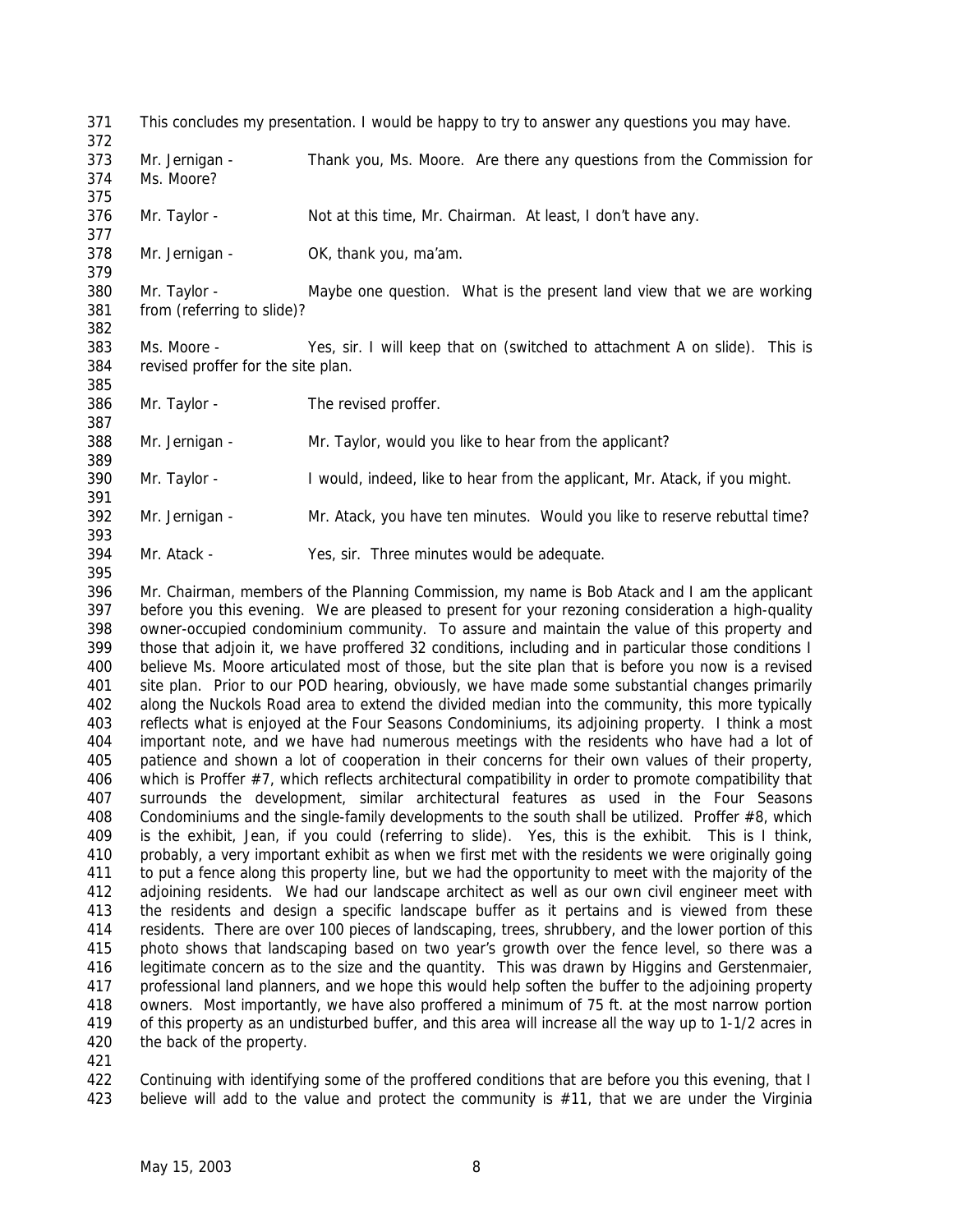This concludes my presentation. I would be happy to try to answer any questions you may have.

Mr. Jernigan - Thank you, Ms. Moore. Are there any questions from the Commission for Ms. Moore?

Mr. Taylor - Not at this time, Mr. Chairman. At least, I don't have any.

Mr. Jernigan - OK, thank you, ma'am.

Mr. Taylor - Maybe one question. What is the present land view that we are working from (referring to slide)?

Ms. Moore - Yes, sir. I will keep that on (switched to attachment A on slide). This is revised proffer for the site plan.

Mr. Taylor - The revised proffer.

Mr. Jernigan - Mr. Taylor, would you like to hear from the applicant?

Mr. Taylor - I would, indeed, like to hear from the applicant, Mr. Atack, if you might.

Mr. Jernigan - Mr. Atack, you have ten minutes. Would you like to reserve rebuttal time?

Mr. Atack - Yes, sir. Three minutes would be adequate.

Mr. Chairman, members of the Planning Commission, my name is Bob Atack and I am the applicant before you this evening. We are pleased to present for your rezoning consideration a high-quality owner-occupied condominium community. To assure and maintain the value of this property and those that adjoin it, we have proffered 32 conditions, including and in particular those conditions I believe Ms. Moore articulated most of those, but the site plan that is before you now is a revised site plan. Prior to our POD hearing, obviously, we have made some substantial changes primarily along the Nuckols Road area to extend the divided median into the community, this more typically reflects what is enjoyed at the Four Seasons Condominiums, its adjoining property. I think a most important note, and we have had numerous meetings with the residents who have had a lot of patience and shown a lot of cooperation in their concerns for their own values of their property, which is Proffer #7, which reflects architectural compatibility in order to promote compatibility that surrounds the development, similar architectural features as used in the Four Seasons Condominiums and the single-family developments to the south shall be utilized. Proffer #8, which is the exhibit, Jean, if you could (referring to slide). Yes, this is the exhibit. This is I think, probably, a very important exhibit as when we first met with the residents we were originally going to put a fence along this property line, but we had the opportunity to meet with the majority of the adjoining residents. We had our landscape architect as well as our own civil engineer meet with the residents and design a specific landscape buffer as it pertains and is viewed from these residents. There are over 100 pieces of landscaping, trees, shrubbery, and the lower portion of this photo shows that landscaping based on two year's growth over the fence level, so there was a legitimate concern as to the size and the quantity. This was drawn by Higgins and Gerstenmaier, professional land planners, and we hope this would help soften the buffer to the adjoining property owners. Most importantly, we have also proffered a minimum of 75 ft. at the most narrow portion of this property as an undisturbed buffer, and this area will increase all the way up to 1-1/2 acres in the back of the property.

Continuing with identifying some of the proffered conditions that are before you this evening, that I believe will add to the value and protect the community is #11, that we are under the Virginia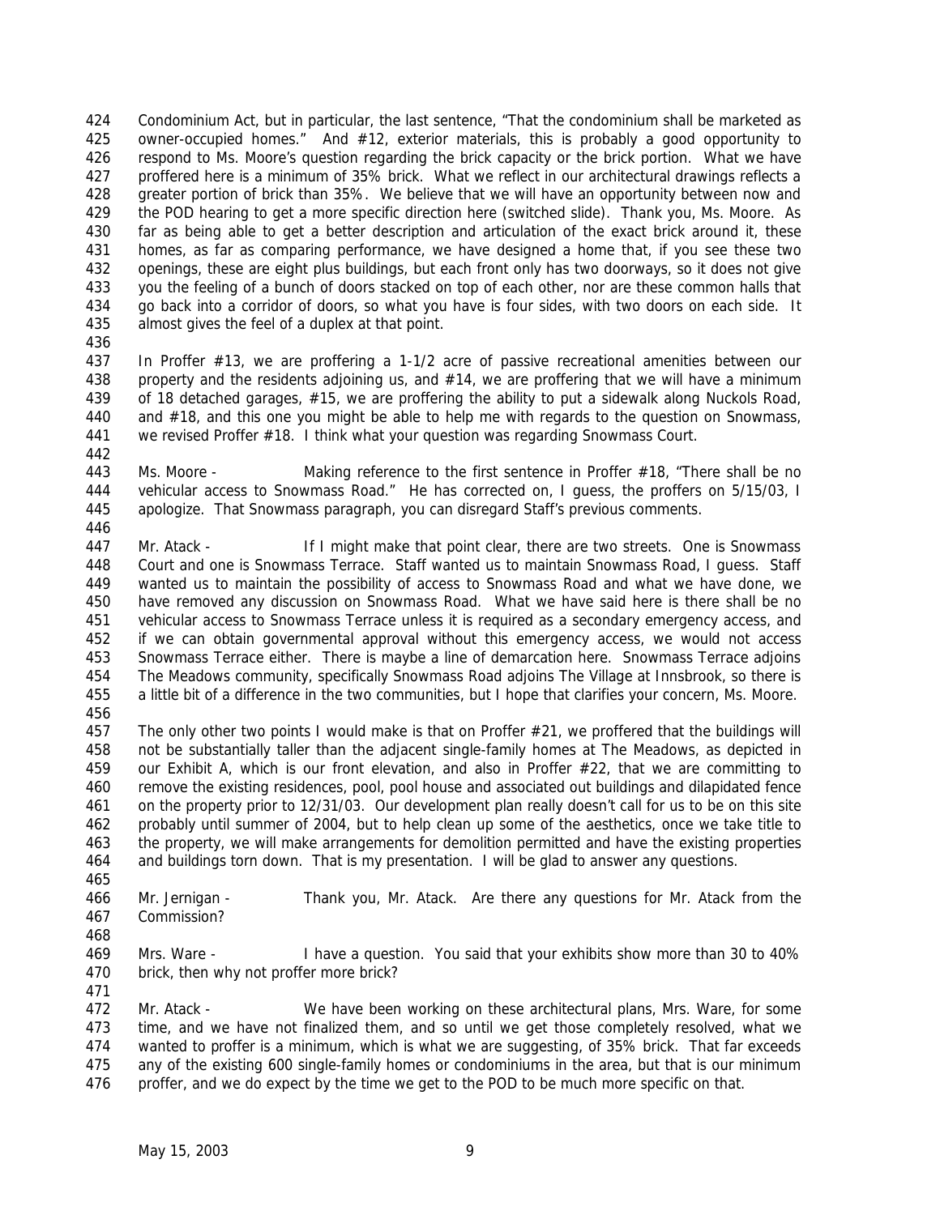Condominium Act, but in particular, the last sentence, "That the condominium shall be marketed as owner-occupied homes." And #12, exterior materials, this is probably a good opportunity to respond to Ms. Moore's question regarding the brick capacity or the brick portion. What we have proffered here is a minimum of 35% brick. What we reflect in our architectural drawings reflects a greater portion of brick than 35%. We believe that we will have an opportunity between now and the POD hearing to get a more specific direction here (switched slide). Thank you, Ms. Moore. As far as being able to get a better description and articulation of the exact brick around it, these homes, as far as comparing performance, we have designed a home that, if you see these two openings, these are eight plus buildings, but each front only has two doorways, so it does not give you the feeling of a bunch of doors stacked on top of each other, nor are these common halls that go back into a corridor of doors, so what you have is four sides, with two doors on each side. It almost gives the feel of a duplex at that point.

In Proffer #13, we are proffering a 1-1/2 acre of passive recreational amenities between our property and the residents adjoining us, and #14, we are proffering that we will have a minimum of 18 detached garages, #15, we are proffering the ability to put a sidewalk along Nuckols Road, and #18, and this one you might be able to help me with regards to the question on Snowmass, we revised Proffer #18. I think what your question was regarding Snowmass Court.

Ms. Moore - Making reference to the first sentence in Proffer #18, "There shall be no vehicular access to Snowmass Road." He has corrected on, I guess, the proffers on 5/15/03, I apologize. That Snowmass paragraph, you can disregard Staff's previous comments.

Mr. Atack - If I might make that point clear, there are two streets. One is Snowmass Court and one is Snowmass Terrace. Staff wanted us to maintain Snowmass Road, I guess. Staff wanted us to maintain the possibility of access to Snowmass Road and what we have done, we have removed any discussion on Snowmass Road. What we have said here is there shall be no vehicular access to Snowmass Terrace unless it is required as a secondary emergency access, and if we can obtain governmental approval without this emergency access, we would not access Snowmass Terrace either. There is maybe a line of demarcation here. Snowmass Terrace adjoins The Meadows community, specifically Snowmass Road adjoins The Village at Innsbrook, so there is a little bit of a difference in the two communities, but I hope that clarifies your concern, Ms. Moore.

The only other two points I would make is that on Proffer #21, we proffered that the buildings will not be substantially taller than the adjacent single-family homes at The Meadows, as depicted in our Exhibit A, which is our front elevation, and also in Proffer #22, that we are committing to remove the existing residences, pool, pool house and associated out buildings and dilapidated fence on the property prior to 12/31/03. Our development plan really doesn't call for us to be on this site probably until summer of 2004, but to help clean up some of the aesthetics, once we take title to the property, we will make arrangements for demolition permitted and have the existing properties and buildings torn down. That is my presentation. I will be glad to answer any questions.

Mr. Jernigan - Thank you, Mr. Atack. Are there any questions for Mr. Atack from the Commission?

Mrs. Ware - I have a question. You said that your exhibits show more than 30 to 40% brick, then why not proffer more brick?

Mr. Atack - We have been working on these architectural plans, Mrs. Ware, for some time, and we have not finalized them, and so until we get those completely resolved, what we wanted to proffer is a minimum, which is what we are suggesting, of 35% brick. That far exceeds any of the existing 600 single-family homes or condominiums in the area, but that is our minimum proffer, and we do expect by the time we get to the POD to be much more specific on that.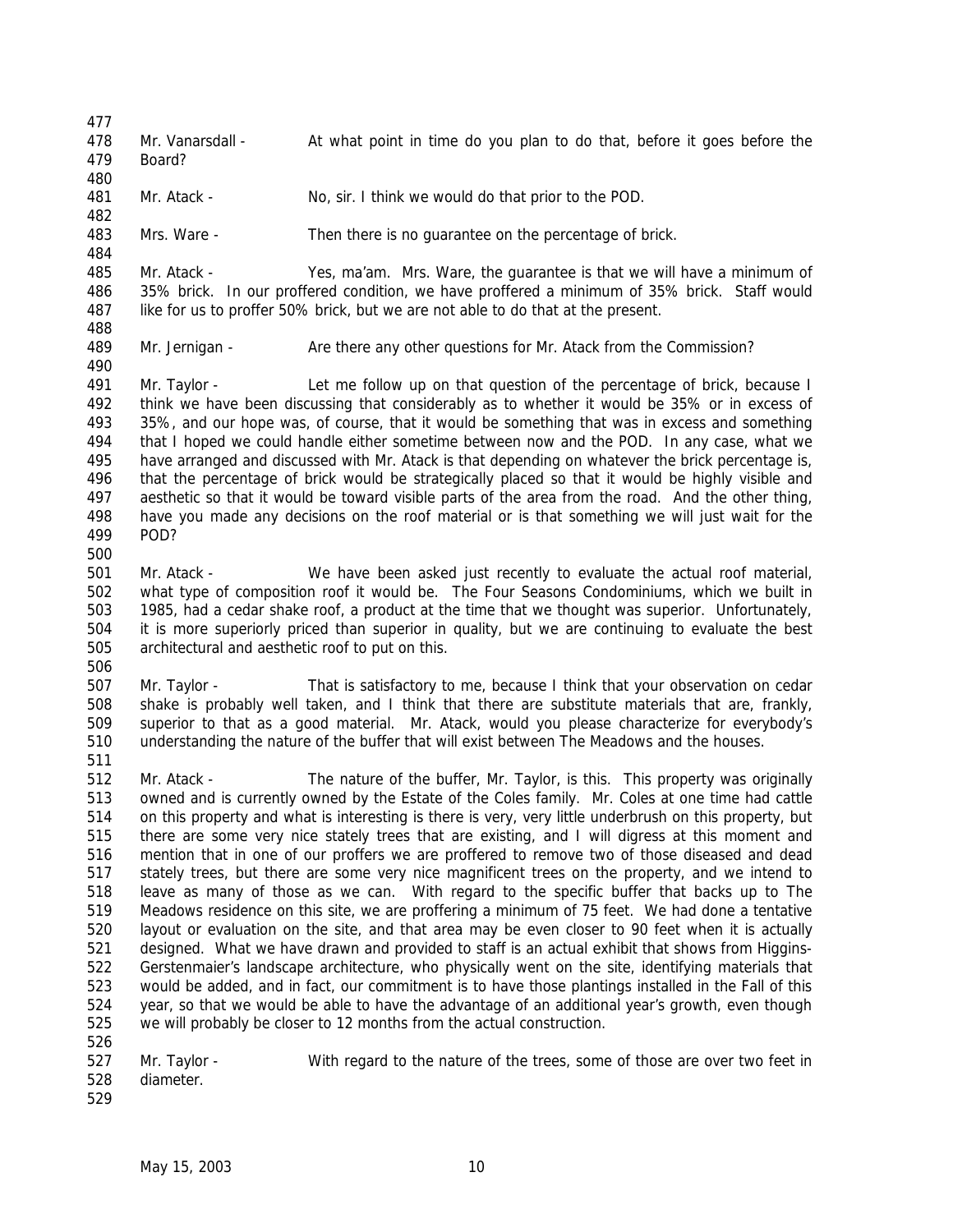Mr. Vanarsdall - At what point in time do you plan to do that, before it goes before the Board?

Mr. Atack - No, sir. I think we would do that prior to the POD.

Mrs. Ware - Then there is no guarantee on the percentage of brick.

Mr. Atack - Yes, ma'am. Mrs. Ware, the guarantee is that we will have a minimum of 35% brick. In our proffered condition, we have proffered a minimum of 35% brick. Staff would like for us to proffer 50% brick, but we are not able to do that at the present.

Mr. Jernigan - Are there any other questions for Mr. Atack from the Commission?

Mr. Taylor - Let me follow up on that question of the percentage of brick, because I think we have been discussing that considerably as to whether it would be 35% or in excess of 35%, and our hope was, of course, that it would be something that was in excess and something that I hoped we could handle either sometime between now and the POD. In any case, what we have arranged and discussed with Mr. Atack is that depending on whatever the brick percentage is, that the percentage of brick would be strategically placed so that it would be highly visible and aesthetic so that it would be toward visible parts of the area from the road. And the other thing, have you made any decisions on the roof material or is that something we will just wait for the POD?

Mr. Atack - We have been asked just recently to evaluate the actual roof material, what type of composition roof it would be. The Four Seasons Condominiums, which we built in 1985, had a cedar shake roof, a product at the time that we thought was superior. Unfortunately, it is more superiorly priced than superior in quality, but we are continuing to evaluate the best architectural and aesthetic roof to put on this.

Mr. Taylor - That is satisfactory to me, because I think that your observation on cedar shake is probably well taken, and I think that there are substitute materials that are, frankly, superior to that as a good material. Mr. Atack, would you please characterize for everybody's understanding the nature of the buffer that will exist between The Meadows and the houses.

Mr. Atack - The nature of the buffer, Mr. Taylor, is this. This property was originally owned and is currently owned by the Estate of the Coles family. Mr. Coles at one time had cattle on this property and what is interesting is there is very, very little underbrush on this property, but there are some very nice stately trees that are existing, and I will digress at this moment and mention that in one of our proffers we are proffered to remove two of those diseased and dead stately trees, but there are some very nice magnificent trees on the property, and we intend to leave as many of those as we can. With regard to the specific buffer that backs up to The Meadows residence on this site, we are proffering a minimum of 75 feet. We had done a tentative layout or evaluation on the site, and that area may be even closer to 90 feet when it is actually designed. What we have drawn and provided to staff is an actual exhibit that shows from Higgins-Gerstenmaier's landscape architecture, who physically went on the site, identifying materials that would be added, and in fact, our commitment is to have those plantings installed in the Fall of this year, so that we would be able to have the advantage of an additional year's growth, even though we will probably be closer to 12 months from the actual construction.

Mr. Taylor - With regard to the nature of the trees, some of those are over two feet in diameter.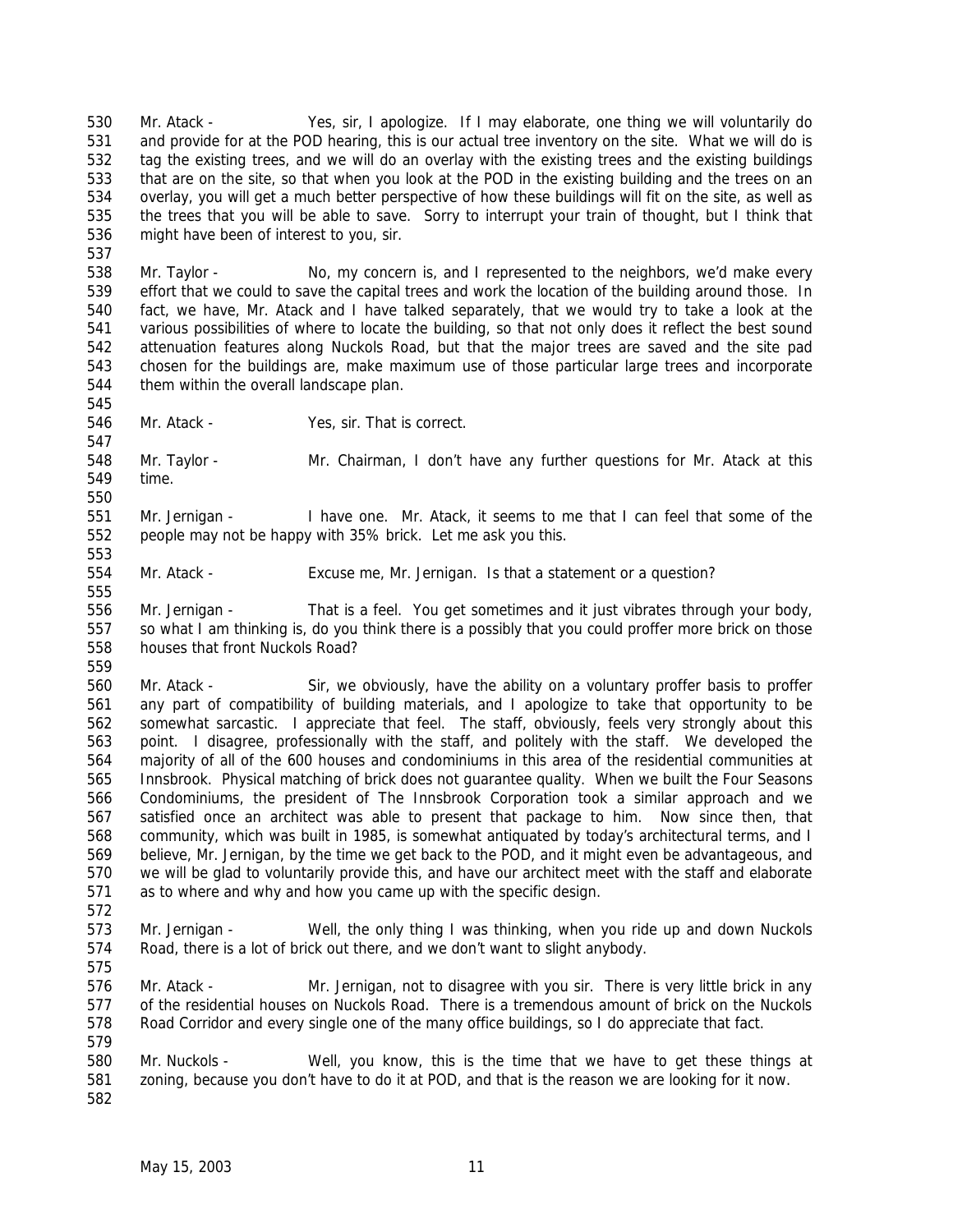Mr. Atack - Yes, sir, I apologize. If I may elaborate, one thing we will voluntarily do and provide for at the POD hearing, this is our actual tree inventory on the site. What we will do is tag the existing trees, and we will do an overlay with the existing trees and the existing buildings that are on the site, so that when you look at the POD in the existing building and the trees on an overlay, you will get a much better perspective of how these buildings will fit on the site, as well as the trees that you will be able to save. Sorry to interrupt your train of thought, but I think that might have been of interest to you, sir.

Mr. Taylor - No, my concern is, and I represented to the neighbors, we'd make every effort that we could to save the capital trees and work the location of the building around those. In fact, we have, Mr. Atack and I have talked separately, that we would try to take a look at the various possibilities of where to locate the building, so that not only does it reflect the best sound attenuation features along Nuckols Road, but that the major trees are saved and the site pad chosen for the buildings are, make maximum use of those particular large trees and incorporate them within the overall landscape plan.

Mr. Atack - Yes, sir. That is correct.

Mr. Taylor - Mr. Chairman, I don't have any further questions for Mr. Atack at this time.

Mr. Jernigan - I have one. Mr. Atack, it seems to me that I can feel that some of the people may not be happy with 35% brick. Let me ask you this.

Mr. Atack - Excuse me, Mr. Jernigan. Is that a statement or a question?

Mr. Jernigan - That is a feel. You get sometimes and it just vibrates through your body, so what I am thinking is, do you think there is a possibly that you could proffer more brick on those houses that front Nuckols Road?

Mr. Atack - Sir, we obviously, have the ability on a voluntary proffer basis to proffer any part of compatibility of building materials, and I apologize to take that opportunity to be somewhat sarcastic. I appreciate that feel. The staff, obviously, feels very strongly about this point. I disagree, professionally with the staff, and politely with the staff. We developed the majority of all of the 600 houses and condominiums in this area of the residential communities at Innsbrook. Physical matching of brick does not guarantee quality. When we built the Four Seasons Condominiums, the president of The Innsbrook Corporation took a similar approach and we satisfied once an architect was able to present that package to him. Now since then, that community, which was built in 1985, is somewhat antiquated by today's architectural terms, and I believe, Mr. Jernigan, by the time we get back to the POD, and it might even be advantageous, and we will be glad to voluntarily provide this, and have our architect meet with the staff and elaborate as to where and why and how you came up with the specific design.

Mr. Jernigan - Well, the only thing I was thinking, when you ride up and down Nuckols Road, there is a lot of brick out there, and we don't want to slight anybody.

Mr. Atack - Mr. Jernigan, not to disagree with you sir. There is very little brick in any of the residential houses on Nuckols Road. There is a tremendous amount of brick on the Nuckols Road Corridor and every single one of the many office buildings, so I do appreciate that fact.

Mr. Nuckols - Well, you know, this is the time that we have to get these things at zoning, because you don't have to do it at POD, and that is the reason we are looking for it now.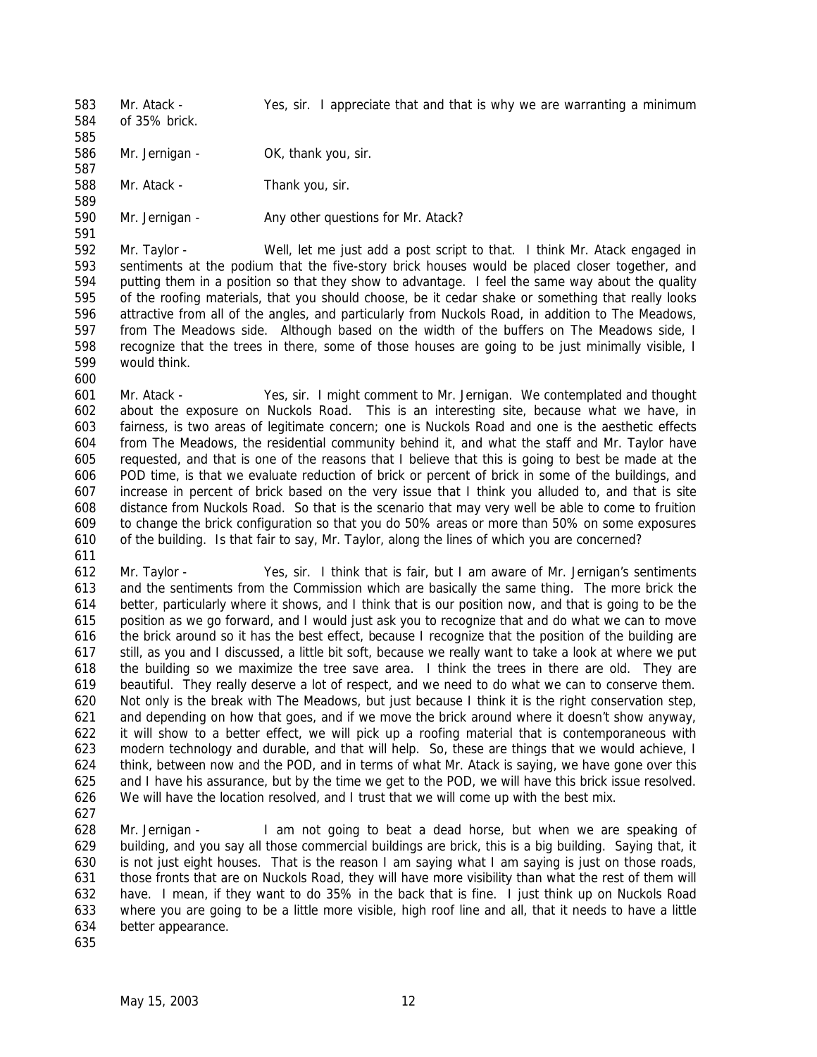Mr. Atack - Yes, sir. I appreciate that and that is why we are warranting a minimum of 35% brick.

Mr. Jernigan - OK, thank you, sir.

Mr. Atack - Thank you, sir.

Mr. Jernigan - Any other questions for Mr. Atack?

Mr. Taylor - Well, let me just add a post script to that. I think Mr. Atack engaged in sentiments at the podium that the five-story brick houses would be placed closer together, and putting them in a position so that they show to advantage. I feel the same way about the quality of the roofing materials, that you should choose, be it cedar shake or something that really looks attractive from all of the angles, and particularly from Nuckols Road, in addition to The Meadows, from The Meadows side. Although based on the width of the buffers on The Meadows side, I recognize that the trees in there, some of those houses are going to be just minimally visible, I would think.

Mr. Atack - Yes, sir. I might comment to Mr. Jernigan. We contemplated and thought about the exposure on Nuckols Road. This is an interesting site, because what we have, in fairness, is two areas of legitimate concern; one is Nuckols Road and one is the aesthetic effects from The Meadows, the residential community behind it, and what the staff and Mr. Taylor have requested, and that is one of the reasons that I believe that this is going to best be made at the POD time, is that we evaluate reduction of brick or percent of brick in some of the buildings, and increase in percent of brick based on the very issue that I think you alluded to, and that is site distance from Nuckols Road. So that is the scenario that may very well be able to come to fruition to change the brick configuration so that you do 50% areas or more than 50% on some exposures of the building. Is that fair to say, Mr. Taylor, along the lines of which you are concerned?

Mr. Taylor - Yes, sir. I think that is fair, but I am aware of Mr. Jernigan's sentiments and the sentiments from the Commission which are basically the same thing. The more brick the better, particularly where it shows, and I think that is our position now, and that is going to be the position as we go forward, and I would just ask you to recognize that and do what we can to move the brick around so it has the best effect, because I recognize that the position of the building are still, as you and I discussed, a little bit soft, because we really want to take a look at where we put the building so we maximize the tree save area. I think the trees in there are old. They are beautiful. They really deserve a lot of respect, and we need to do what we can to conserve them. Not only is the break with The Meadows, but just because I think it is the right conservation step, and depending on how that goes, and if we move the brick around where it doesn't show anyway, it will show to a better effect, we will pick up a roofing material that is contemporaneous with modern technology and durable, and that will help. So, these are things that we would achieve, I think, between now and the POD, and in terms of what Mr. Atack is saying, we have gone over this and I have his assurance, but by the time we get to the POD, we will have this brick issue resolved. We will have the location resolved, and I trust that we will come up with the best mix.

Mr. Jernigan - I am not going to beat a dead horse, but when we are speaking of building, and you say all those commercial buildings are brick, this is a big building. Saying that, it is not just eight houses. That is the reason I am saying what I am saying is just on those roads, those fronts that are on Nuckols Road, they will have more visibility than what the rest of them will have. I mean, if they want to do 35% in the back that is fine. I just think up on Nuckols Road where you are going to be a little more visible, high roof line and all, that it needs to have a little better appearance.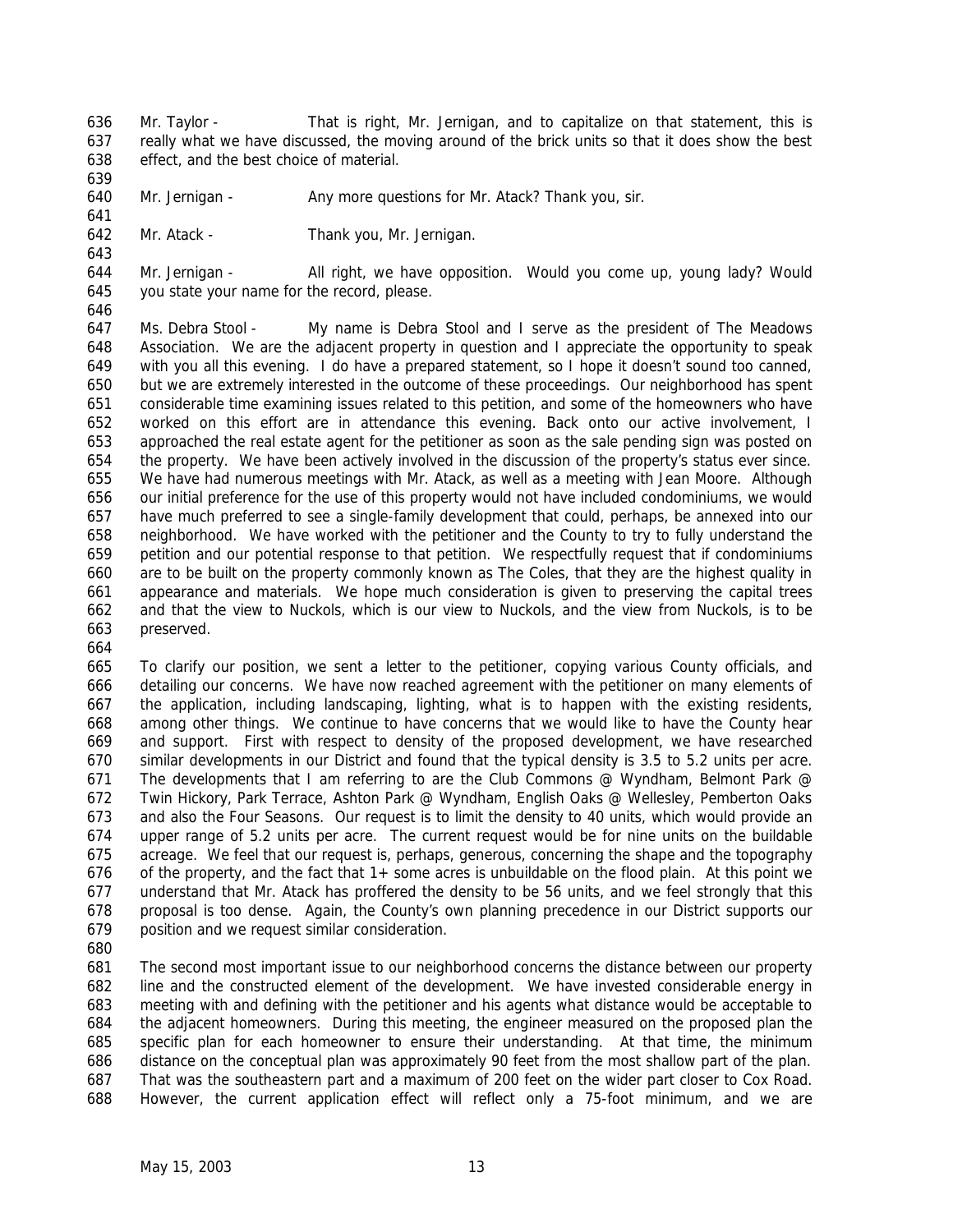Mr. Taylor - That is right, Mr. Jernigan, and to capitalize on that statement, this is really what we have discussed, the moving around of the brick units so that it does show the best effect, and the best choice of material.

Mr. Jernigan - Any more questions for Mr. Atack? Thank you, sir.

Mr. Atack - Thank you, Mr. Jernigan.

Mr. Jernigan - All right, we have opposition. Would you come up, young lady? Would you state your name for the record, please.

Ms. Debra Stool - My name is Debra Stool and I serve as the president of The Meadows Association. We are the adjacent property in question and I appreciate the opportunity to speak with you all this evening. I do have a prepared statement, so I hope it doesn't sound too canned, but we are extremely interested in the outcome of these proceedings. Our neighborhood has spent considerable time examining issues related to this petition, and some of the homeowners who have worked on this effort are in attendance this evening. Back onto our active involvement, I approached the real estate agent for the petitioner as soon as the sale pending sign was posted on the property. We have been actively involved in the discussion of the property's status ever since. We have had numerous meetings with Mr. Atack, as well as a meeting with Jean Moore. Although our initial preference for the use of this property would not have included condominiums, we would have much preferred to see a single-family development that could, perhaps, be annexed into our neighborhood. We have worked with the petitioner and the County to try to fully understand the petition and our potential response to that petition. We respectfully request that if condominiums are to be built on the property commonly known as The Coles, that they are the highest quality in appearance and materials. We hope much consideration is given to preserving the capital trees and that the view to Nuckols, which is our view to Nuckols, and the view from Nuckols, is to be preserved.

To clarify our position, we sent a letter to the petitioner, copying various County officials, and detailing our concerns. We have now reached agreement with the petitioner on many elements of the application, including landscaping, lighting, what is to happen with the existing residents, among other things. We continue to have concerns that we would like to have the County hear and support. First with respect to density of the proposed development, we have researched similar developments in our District and found that the typical density is 3.5 to 5.2 units per acre. The developments that I am referring to are the Club Commons @ Wyndham, Belmont Park @ Twin Hickory, Park Terrace, Ashton Park @ Wyndham, English Oaks @ Wellesley, Pemberton Oaks and also the Four Seasons. Our request is to limit the density to 40 units, which would provide an upper range of 5.2 units per acre. The current request would be for nine units on the buildable acreage. We feel that our request is, perhaps, generous, concerning the shape and the topography of the property, and the fact that 1+ some acres is unbuildable on the flood plain. At this point we understand that Mr. Atack has proffered the density to be 56 units, and we feel strongly that this proposal is too dense. Again, the County's own planning precedence in our District supports our position and we request similar consideration.

The second most important issue to our neighborhood concerns the distance between our property line and the constructed element of the development. We have invested considerable energy in meeting with and defining with the petitioner and his agents what distance would be acceptable to the adjacent homeowners. During this meeting, the engineer measured on the proposed plan the specific plan for each homeowner to ensure their understanding. At that time, the minimum distance on the conceptual plan was approximately 90 feet from the most shallow part of the plan. That was the southeastern part and a maximum of 200 feet on the wider part closer to Cox Road. However, the current application effect will reflect only a 75-foot minimum, and we are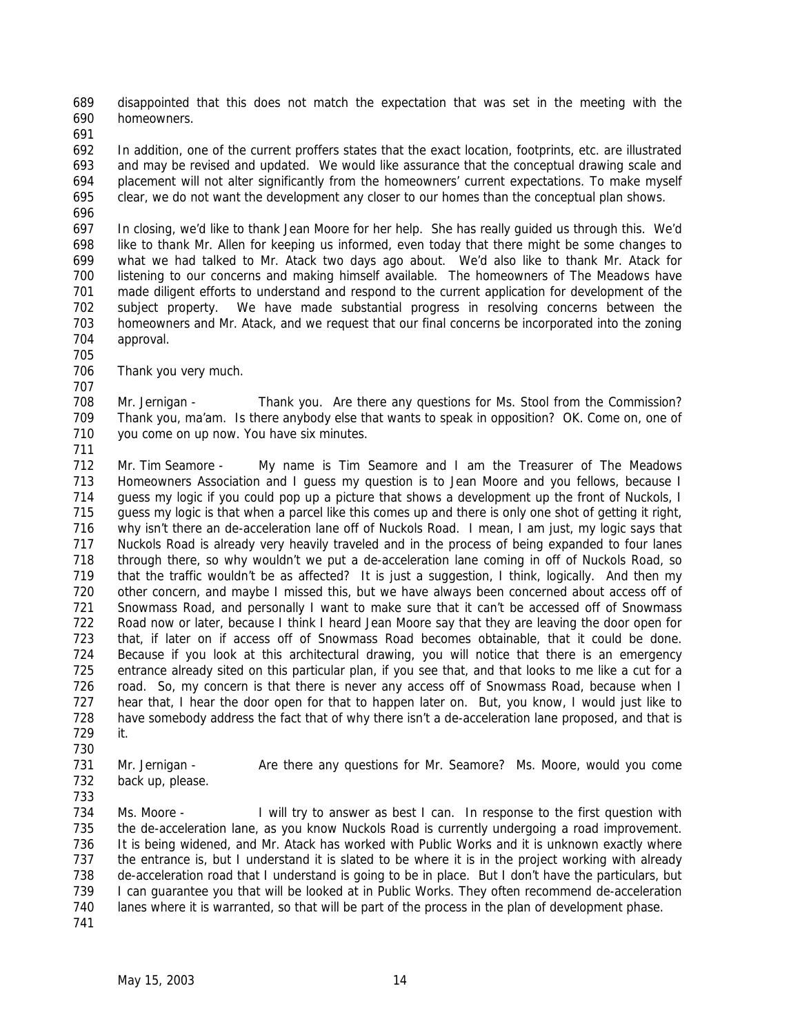disappointed that this does not match the expectation that was set in the meeting with the homeowners.

In addition, one of the current proffers states that the exact location, footprints, etc. are illustrated and may be revised and updated. We would like assurance that the conceptual drawing scale and placement will not alter significantly from the homeowners' current expectations. To make myself clear, we do not want the development any closer to our homes than the conceptual plan shows.

In closing, we'd like to thank Jean Moore for her help. She has really guided us through this. We'd like to thank Mr. Allen for keeping us informed, even today that there might be some changes to what we had talked to Mr. Atack two days ago about. We'd also like to thank Mr. Atack for listening to our concerns and making himself available. The homeowners of The Meadows have made diligent efforts to understand and respond to the current application for development of the subject property. We have made substantial progress in resolving concerns between the homeowners and Mr. Atack, and we request that our final concerns be incorporated into the zoning approval.

Thank you very much.

Mr. Jernigan - Thank you. Are there any questions for Ms. Stool from the Commission? Thank you, ma'am. Is there anybody else that wants to speak in opposition? OK. Come on, one of you come on up now. You have six minutes.

Mr. Tim Seamore - My name is Tim Seamore and I am the Treasurer of The Meadows Homeowners Association and I guess my question is to Jean Moore and you fellows, because I guess my logic if you could pop up a picture that shows a development up the front of Nuckols, I guess my logic is that when a parcel like this comes up and there is only one shot of getting it right, why isn't there an de-acceleration lane off of Nuckols Road. I mean, I am just, my logic says that Nuckols Road is already very heavily traveled and in the process of being expanded to four lanes through there, so why wouldn't we put a de-acceleration lane coming in off of Nuckols Road, so that the traffic wouldn't be as affected? It is just a suggestion, I think, logically. And then my other concern, and maybe I missed this, but we have always been concerned about access off of Snowmass Road, and personally I want to make sure that it can't be accessed off of Snowmass Road now or later, because I think I heard Jean Moore say that they are leaving the door open for that, if later on if access off of Snowmass Road becomes obtainable, that it could be done. Because if you look at this architectural drawing, you will notice that there is an emergency entrance already sited on this particular plan, if you see that, and that looks to me like a cut for a road. So, my concern is that there is never any access off of Snowmass Road, because when I hear that, I hear the door open for that to happen later on. But, you know, I would just like to have somebody address the fact that of why there isn't a de-acceleration lane proposed, and that is it.

Mr. Jernigan - Are there any questions for Mr. Seamore? Ms. Moore, would you come back up, please.

Ms. Moore - I will try to answer as best I can. In response to the first question with the de-acceleration lane, as you know Nuckols Road is currently undergoing a road improvement. It is being widened, and Mr. Atack has worked with Public Works and it is unknown exactly where the entrance is, but I understand it is slated to be where it is in the project working with already de-acceleration road that I understand is going to be in place. But I don't have the particulars, but I can guarantee you that will be looked at in Public Works. They often recommend de-acceleration lanes where it is warranted, so that will be part of the process in the plan of development phase.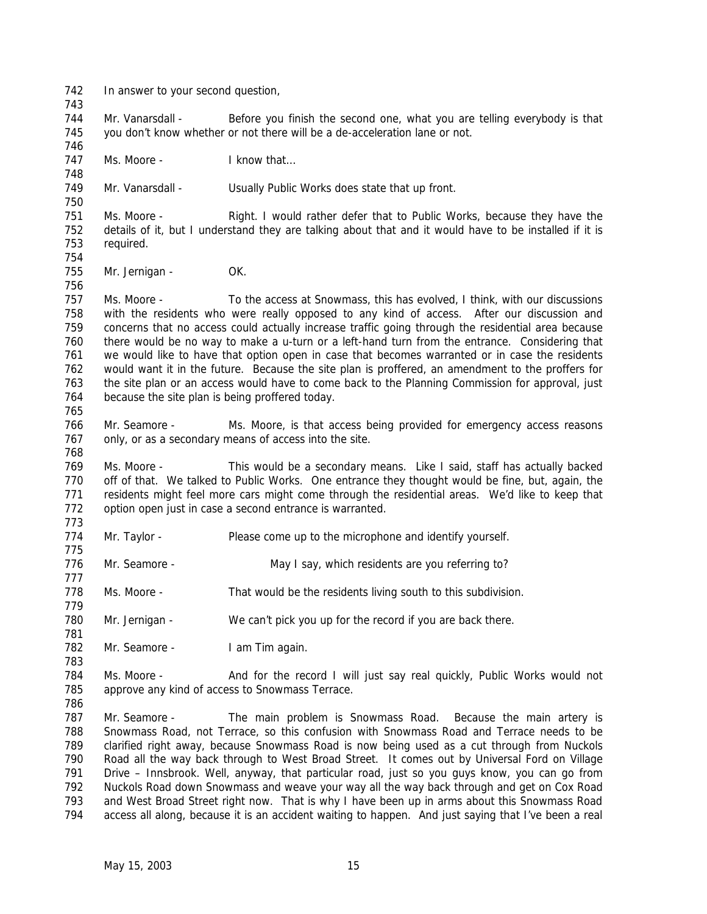742 In answer to your second question,

743

744 Mr. Vanarsdall - Before you finish the second one, what you are telling everybody is that
745 you don't know whether or not there will be a de-acceleration lane or not.

746

747 Ms. Moore - I know that…

748

749 Mr. Vanarsdall - Usually Public Works does state that up front.

750

751 Ms. Moore - Right. I would rather defer that to Public Works, because they have the
752 details of it, but I understand they are talking about that and it would have to be installed if it is
753 required.

754

755 Mr. Jernigan - OK.

756

757 Ms. Moore - To the access at Snowmass, this has evolved, I think, with our discussions
758 with the residents who were really opposed to any kind of access. After our discussion and
759 concerns that no access could actually increase traffic going through the residential area because
760 there would be no way to make a u-turn or a left-hand turn from the entrance. Considering that
761 we would like to have that option open in case that becomes warranted or in case the residents
762 would want it in the future. Because the site plan is proffered, an amendment to the proffers for
763 the site plan or an access would have to come back to the Planning Commission for approval, just
764 because the site plan is being proffered today.

765

766 Mr. Seamore - Ms. Moore, is that access being provided for emergency access reasons
767 only, or as a secondary means of access into the site.

768

769 Ms. Moore - This would be a secondary means. Like I said, staff has actually backed
770 off of that. We talked to Public Works. One entrance they thought would be fine, but, again, the
771 residents might feel more cars might come through the residential areas. We'd like to keep that
772 option open just in case a second entrance is warranted.

773

774 Mr. Taylor - Please come up to the microphone and identify yourself.

775

776 Mr. Seamore - May I say, which residents are you referring to?

777

778 Ms. Moore - That would be the residents living south to this subdivision.

779

780 Mr. Jernigan - We can't pick you up for the record if you are back there.

781

782 Mr. Seamore - I am Tim again.

783

784 Ms. Moore - And for the record I will just say real quickly, Public Works would not
785 approve any kind of access to Snowmass Terrace.

786

787 Mr. Seamore - The main problem is Snowmass Road. Because the main artery is
788 Snowmass Road, not Terrace, so this confusion with Snowmass Road and Terrace needs to be
789 clarified right away, because Snowmass Road is now being used as a cut through from Nuckols
790 Road all the way back through to West Broad Street. It comes out by Universal Ford on Village
791 Drive – Innsbrook. Well, anyway, that particular road, just so you guys know, you can go from
792 Nuckols Road down Snowmass and weave your way all the way back through and get on Cox Road
793 and West Broad Street right now. That is why I have been up in arms about this Snowmass Road
794 access all along, because it is an accident waiting to happen. And just saying that I've been a real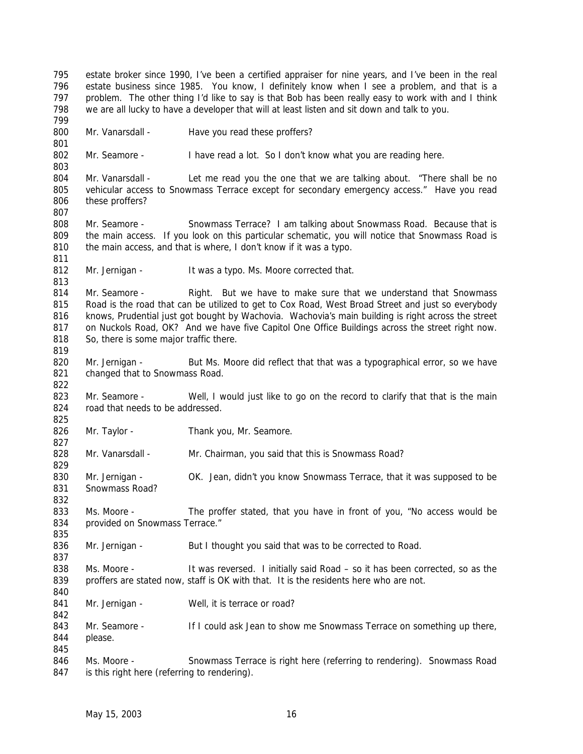estate broker since 1990, I've been a certified appraiser for nine years, and I've been in the real estate business since 1985. You know, I definitely know when I see a problem, and that is a problem. The other thing I'd like to say is that Bob has been really easy to work with and I think we are all lucky to have a developer that will at least listen and sit down and talk to you.

Mr. Vanarsdall - Have you read these proffers?

Mr. Seamore - I have read a lot. So I don't know what you are reading here.

Mr. Vanarsdall - Let me read you the one that we are talking about. "There shall be no vehicular access to Snowmass Terrace except for secondary emergency access." Have you read these proffers?

Mr. Seamore - Snowmass Terrace? I am talking about Snowmass Road. Because that is the main access. If you look on this particular schematic, you will notice that Snowmass Road is the main access, and that is where, I don't know if it was a typo.

Mr. Jernigan - It was a typo. Ms. Moore corrected that.

Mr. Seamore - Right. But we have to make sure that we understand that Snowmass Road is the road that can be utilized to get to Cox Road, West Broad Street and just so everybody knows, Prudential just got bought by Wachovia. Wachovia's main building is right across the street on Nuckols Road, OK? And we have five Capitol One Office Buildings across the street right now. So, there is some major traffic there.

Mr. Jernigan - But Ms. Moore did reflect that that was a typographical error, so we have changed that to Snowmass Road.

Mr. Seamore - Well, I would just like to go on the record to clarify that that is the main road that needs to be addressed.

Mr. Taylor - Thank you, Mr. Seamore.

Mr. Vanarsdall - Mr. Chairman, you said that this is Snowmass Road?

Mr. Jernigan - OK. Jean, didn't you know Snowmass Terrace, that it was supposed to be Snowmass Road?

Ms. Moore - The proffer stated, that you have in front of you, "No access would be provided on Snowmass Terrace."

Mr. Jernigan - But I thought you said that was to be corrected to Road.

Ms. Moore - It was reversed. I initially said Road – so it has been corrected, so as the proffers are stated now, staff is OK with that. It is the residents here who are not.

Mr. Jernigan - Well, it is terrace or road?

Mr. Seamore - If I could ask Jean to show me Snowmass Terrace on something up there, please.

Ms. Moore - Snowmass Terrace is right here (referring to rendering). Snowmass Road is this right here (referring to rendering).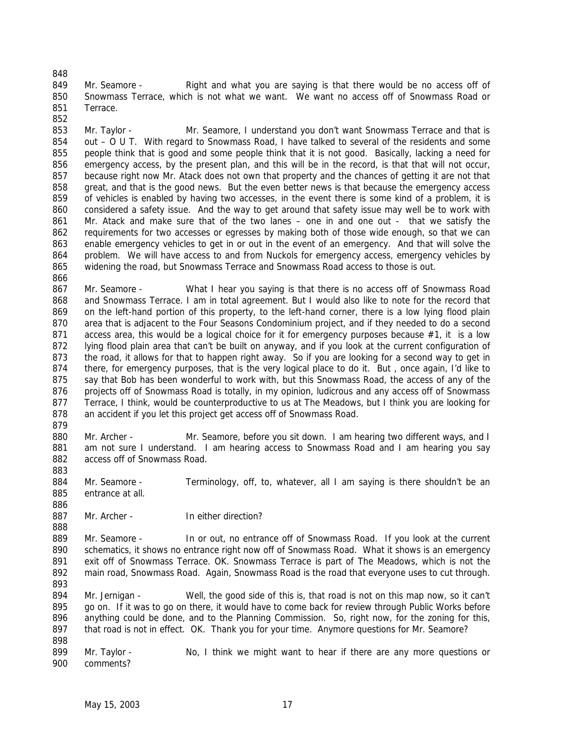Mr. Seamore - Right and what you are saying is that there would be no access off of Snowmass Terrace, which is not what we want. We want no access off of Snowmass Road or Terrace.

Mr. Taylor - Mr. Seamore, I understand you don't want Snowmass Terrace and that is out – O U T. With regard to Snowmass Road, I have talked to several of the residents and some people think that is good and some people think that it is not good. Basically, lacking a need for emergency access, by the present plan, and this will be in the record, is that that will not occur, because right now Mr. Atack does not own that property and the chances of getting it are not that great, and that is the good news. But the even better news is that because the emergency access of vehicles is enabled by having two accesses, in the event there is some kind of a problem, it is considered a safety issue. And the way to get around that safety issue may well be to work with Mr. Atack and make sure that of the two lanes – one in and one out - that we satisfy the requirements for two accesses or egresses by making both of those wide enough, so that we can enable emergency vehicles to get in or out in the event of an emergency. And that will solve the problem. We will have access to and from Nuckols for emergency access, emergency vehicles by widening the road, but Snowmass Terrace and Snowmass Road access to those is out.

Mr. Seamore - What I hear you saying is that there is no access off of Snowmass Road and Snowmass Terrace. I am in total agreement. But I would also like to note for the record that on the left-hand portion of this property, to the left-hand corner, there is a low lying flood plain area that is adjacent to the Four Seasons Condominium project, and if they needed to do a second access area, this would be a logical choice for it for emergency purposes because #1, it is a low lying flood plain area that can't be built on anyway, and if you look at the current configuration of the road, it allows for that to happen right away. So if you are looking for a second way to get in there, for emergency purposes, that is the very logical place to do it. But , once again, I'd like to say that Bob has been wonderful to work with, but this Snowmass Road, the access of any of the projects off of Snowmass Road is totally, in my opinion, ludicrous and any access off of Snowmass Terrace, I think, would be counterproductive to us at The Meadows, but I think you are looking for an accident if you let this project get access off of Snowmass Road.

Mr. Archer - Mr. Seamore, before you sit down. I am hearing two different ways, and I am not sure I understand. I am hearing access to Snowmass Road and I am hearing you say access off of Snowmass Road.

Mr. Seamore - Terminology, off, to, whatever, all I am saying is there shouldn't be an entrance at all.

Mr. Archer - In either direction?

Mr. Seamore - In or out, no entrance off of Snowmass Road. If you look at the current schematics, it shows no entrance right now off of Snowmass Road. What it shows is an emergency exit off of Snowmass Terrace. OK. Snowmass Terrace is part of The Meadows, which is not the main road, Snowmass Road. Again, Snowmass Road is the road that everyone uses to cut through.

Mr. Jernigan - Well, the good side of this is, that road is not on this map now, so it can't go on. If it was to go on there, it would have to come back for review through Public Works before anything could be done, and to the Planning Commission. So, right now, for the zoning for this, that road is not in effect. OK. Thank you for your time. Anymore questions for Mr. Seamore?

Mr. Taylor - No, I think we might want to hear if there are any more questions or comments?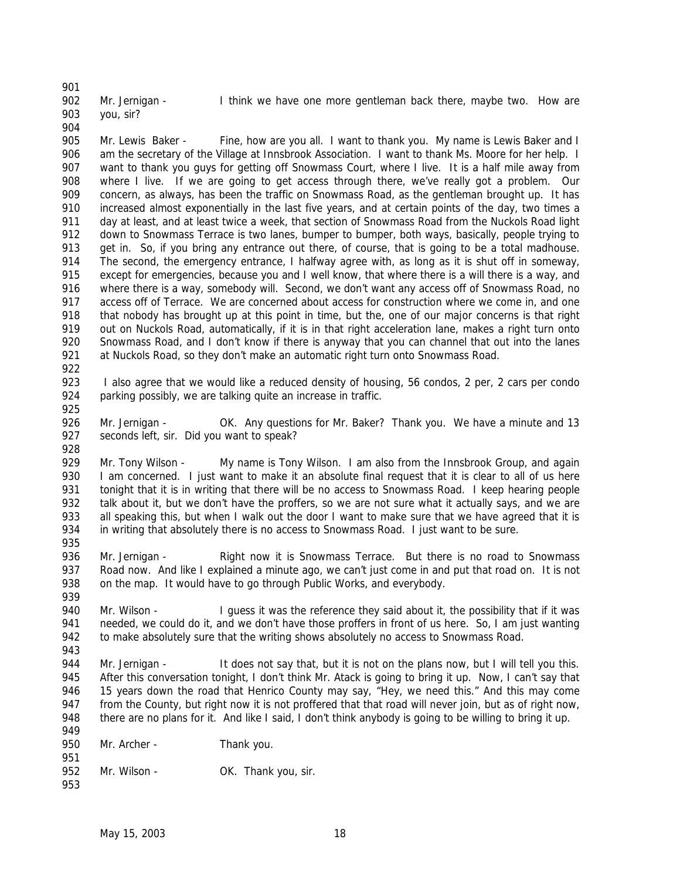Mr. Jernigan - I think we have one more gentleman back there, maybe two. How are you, sir?

Mr. Lewis Baker - Fine, how are you all. I want to thank you. My name is Lewis Baker and I am the secretary of the Village at Innsbrook Association. I want to thank Ms. Moore for her help. I want to thank you guys for getting off Snowmass Court, where I live. It is a half mile away from where I live. If we are going to get access through there, we've really got a problem. Our concern, as always, has been the traffic on Snowmass Road, as the gentleman brought up. It has increased almost exponentially in the last five years, and at certain points of the day, two times a day at least, and at least twice a week, that section of Snowmass Road from the Nuckols Road light down to Snowmass Terrace is two lanes, bumper to bumper, both ways, basically, people trying to get in. So, if you bring any entrance out there, of course, that is going to be a total madhouse. The second, the emergency entrance, I halfway agree with, as long as it is shut off in someway, except for emergencies, because you and I well know, that where there is a will there is a way, and where there is a way, somebody will. Second, we don't want any access off of Snowmass Road, no access off of Terrace. We are concerned about access for construction where we come in, and one that nobody has brought up at this point in time, but the, one of our major concerns is that right out on Nuckols Road, automatically, if it is in that right acceleration lane, makes a right turn onto Snowmass Road, and I don't know if there is anyway that you can channel that out into the lanes at Nuckols Road, so they don't make an automatic right turn onto Snowmass Road.

I also agree that we would like a reduced density of housing, 56 condos, 2 per, 2 cars per condo parking possibly, we are talking quite an increase in traffic.

Mr. Jernigan - OK. Any questions for Mr. Baker? Thank you. We have a minute and 13 seconds left, sir. Did you want to speak?

Mr. Tony Wilson - My name is Tony Wilson. I am also from the Innsbrook Group, and again I am concerned. I just want to make it an absolute final request that it is clear to all of us here tonight that it is in writing that there will be no access to Snowmass Road. I keep hearing people talk about it, but we don't have the proffers, so we are not sure what it actually says, and we are all speaking this, but when I walk out the door I want to make sure that we have agreed that it is in writing that absolutely there is no access to Snowmass Road. I just want to be sure.

Mr. Jernigan - Right now it is Snowmass Terrace. But there is no road to Snowmass Road now. And like I explained a minute ago, we can't just come in and put that road on. It is not on the map. It would have to go through Public Works, and everybody.

Mr. Wilson - I guess it was the reference they said about it, the possibility that if it was needed, we could do it, and we don't have those proffers in front of us here. So, I am just wanting to make absolutely sure that the writing shows absolutely no access to Snowmass Road.

Mr. Jernigan - It does not say that, but it is not on the plans now, but I will tell you this. After this conversation tonight, I don't think Mr. Atack is going to bring it up. Now, I can't say that 15 years down the road that Henrico County may say, "Hey, we need this." And this may come from the County, but right now it is not proffered that that road will never join, but as of right now, there are no plans for it. And like I said, I don't think anybody is going to be willing to bring it up.

Mr. Archer - Thank you.

Mr. Wilson - OK. Thank you, sir.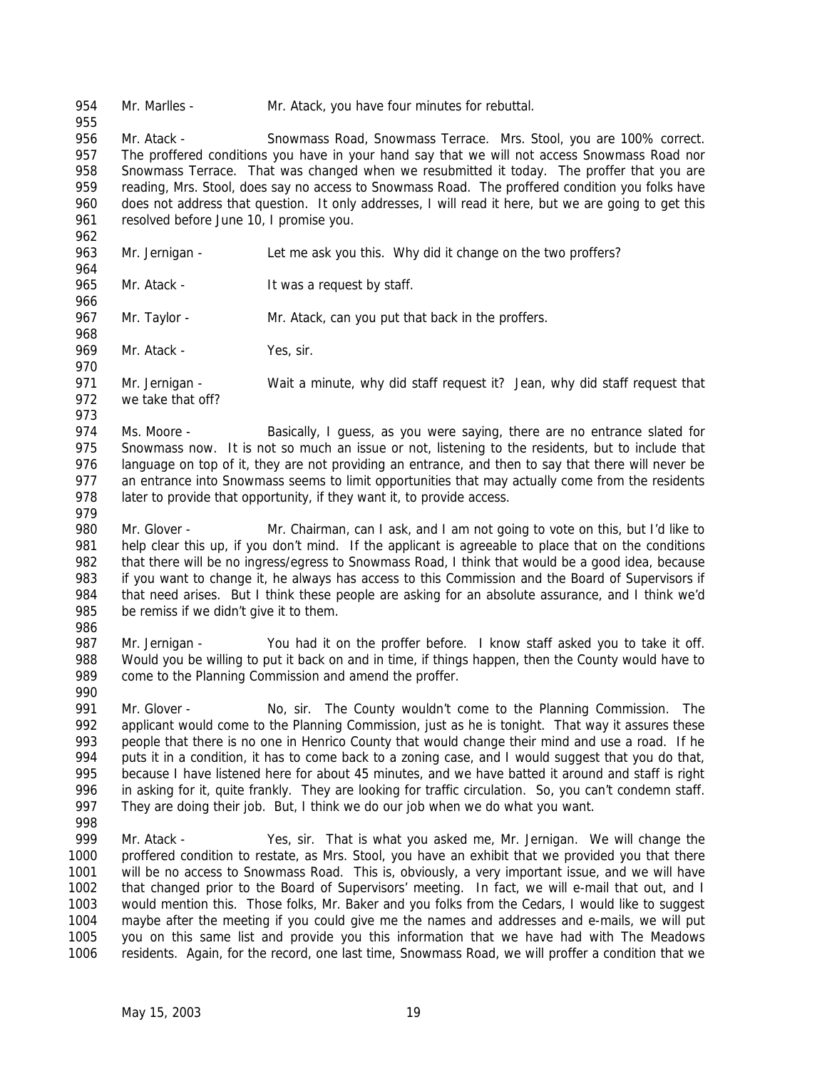954 Mr. Marlles - Mr. Atack, you have four minutes for rebuttal.
955
956 Mr. Atack - Snowmass Road, Snowmass Terrace. Mrs. Stool, you are 100% correct.
957 The proffered conditions you have in your hand say that we will not access Snowmass Road nor
958 Snowmass Terrace. That was changed when we resubmitted it today. The proffer that you are
959 reading, Mrs. Stool, does say no access to Snowmass Road. The proffered condition you folks have
960 does not address that question. It only addresses, I will read it here, but we are going to get this
961 resolved before June 10, I promise you.
962
963 Mr. Jernigan - Let me ask you this. Why did it change on the two proffers?
964
965 Mr. Atack - It was a request by staff.
966
967 Mr. Taylor - Mr. Atack, can you put that back in the proffers.
968
969 Mr. Atack - Yes, sir.
970
971 Mr. Jernigan - Wait a minute, why did staff request it? Jean, why did staff request that
972 we take that off?
973
974 Ms. Moore - Basically, I guess, as you were saying, there are no entrance slated for
975 Snowmass now. It is not so much an issue or not, listening to the residents, but to include that
976 language on top of it, they are not providing an entrance, and then to say that there will never be
977 an entrance into Snowmass seems to limit opportunities that may actually come from the residents
978 later to provide that opportunity, if they want it, to provide access.
979
980 Mr. Glover - Mr. Chairman, can I ask, and I am not going to vote on this, but I'd like to
981 help clear this up, if you don't mind. If the applicant is agreeable to place that on the conditions
982 that there will be no ingress/egress to Snowmass Road, I think that would be a good idea, because
983 if you want to change it, he always has access to this Commission and the Board of Supervisors if
984 that need arises. But I think these people are asking for an absolute assurance, and I think we'd
985 be remiss if we didn't give it to them.
986
987 Mr. Jernigan - You had it on the proffer before. I know staff asked you to take it off.
988 Would you be willing to put it back on and in time, if things happen, then the County would have to
989 come to the Planning Commission and amend the proffer.
990
991 Mr. Glover - No, sir. The County wouldn't come to the Planning Commission. The
992 applicant would come to the Planning Commission, just as he is tonight. That way it assures these
993 people that there is no one in Henrico County that would change their mind and use a road. If he
994 puts it in a condition, it has to come back to a zoning case, and I would suggest that you do that,
995 because I have listened here for about 45 minutes, and we have batted it around and staff is right
996 in asking for it, quite frankly. They are looking for traffic circulation. So, you can't condemn staff.
997 They are doing their job. But, I think we do our job when we do what you want.
998
999 Mr. Atack - Yes, sir. That is what you asked me, Mr. Jernigan. We will change the
1000 proffered condition to restate, as Mrs. Stool, you have an exhibit that we provided you that there
1001 will be no access to Snowmass Road. This is, obviously, a very important issue, and we will have
1002 that changed prior to the Board of Supervisors' meeting. In fact, we will e-mail that out, and I
1003 would mention this. Those folks, Mr. Baker and you folks from the Cedars, I would like to suggest
1004 maybe after the meeting if you could give me the names and addresses and e-mails, we will put
1005 you on this same list and provide you this information that we have had with The Meadows
1006 residents. Again, for the record, one last time, Snowmass Road, we will proffer a condition that we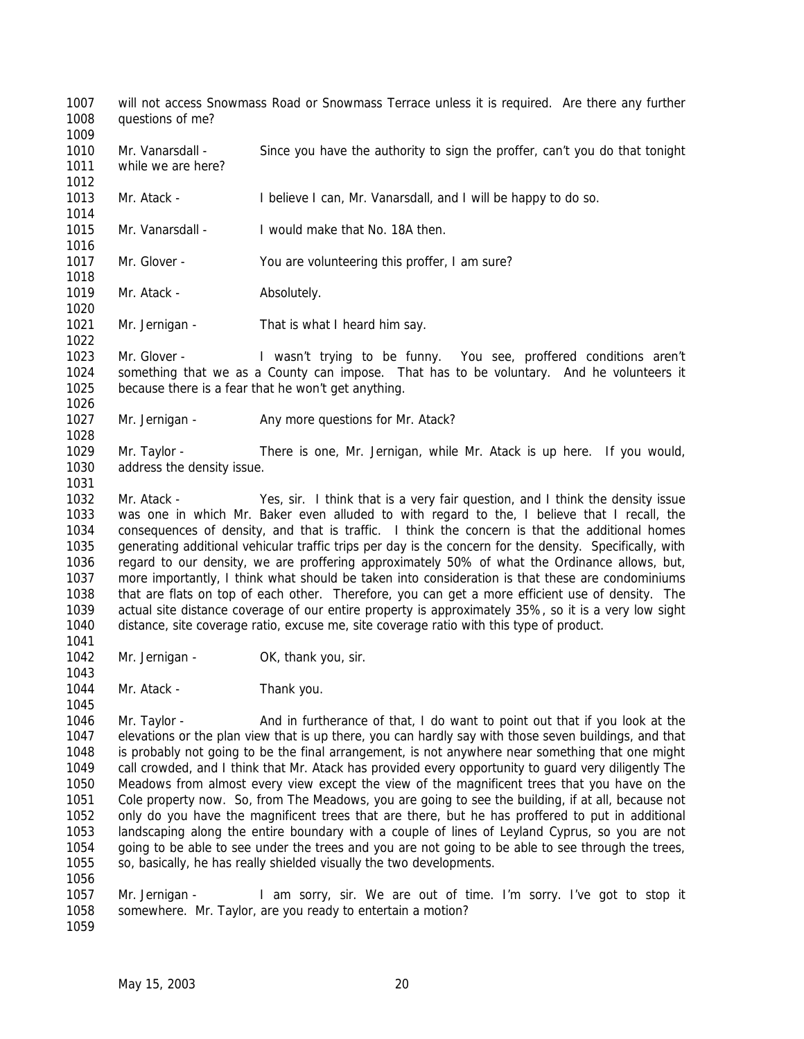will not access Snowmass Road or Snowmass Terrace unless it is required. Are there any further questions of me?

Mr. Vanarsdall - Since you have the authority to sign the proffer, can't you do that tonight while we are here?

Mr. Atack - I believe I can, Mr. Vanarsdall, and I will be happy to do so.

Mr. Vanarsdall - I would make that No. 18A then.

Mr. Glover - You are volunteering this proffer, I am sure?

Mr. Atack - Absolutely.

Mr. Jernigan - That is what I heard him say.

Mr. Glover - I wasn't trying to be funny. You see, proffered conditions aren't something that we as a County can impose. That has to be voluntary. And he volunteers it because there is a fear that he won't get anything.

Mr. Jernigan - Any more questions for Mr. Atack?

Mr. Taylor - There is one, Mr. Jernigan, while Mr. Atack is up here. If you would, address the density issue.

Mr. Atack - Yes, sir. I think that is a very fair question, and I think the density issue was one in which Mr. Baker even alluded to with regard to the, I believe that I recall, the consequences of density, and that is traffic. I think the concern is that the additional homes generating additional vehicular traffic trips per day is the concern for the density. Specifically, with regard to our density, we are proffering approximately 50% of what the Ordinance allows, but, more importantly, I think what should be taken into consideration is that these are condominiums that are flats on top of each other. Therefore, you can get a more efficient use of density. The actual site distance coverage of our entire property is approximately 35%, so it is a very low sight distance, site coverage ratio, excuse me, site coverage ratio with this type of product.

Mr. Jernigan - OK, thank you, sir.

Mr. Atack - Thank you.

Mr. Taylor - And in furtherance of that, I do want to point out that if you look at the elevations or the plan view that is up there, you can hardly say with those seven buildings, and that is probably not going to be the final arrangement, is not anywhere near something that one might call crowded, and I think that Mr. Atack has provided every opportunity to guard very diligently The Meadows from almost every view except the view of the magnificent trees that you have on the Cole property now. So, from The Meadows, you are going to see the building, if at all, because not only do you have the magnificent trees that are there, but he has proffered to put in additional landscaping along the entire boundary with a couple of lines of Leyland Cyprus, so you are not going to be able to see under the trees and you are not going to be able to see through the trees, so, basically, he has really shielded visually the two developments.

Mr. Jernigan - I am sorry, sir. We are out of time. I'm sorry. I've got to stop it somewhere. Mr. Taylor, are you ready to entertain a motion?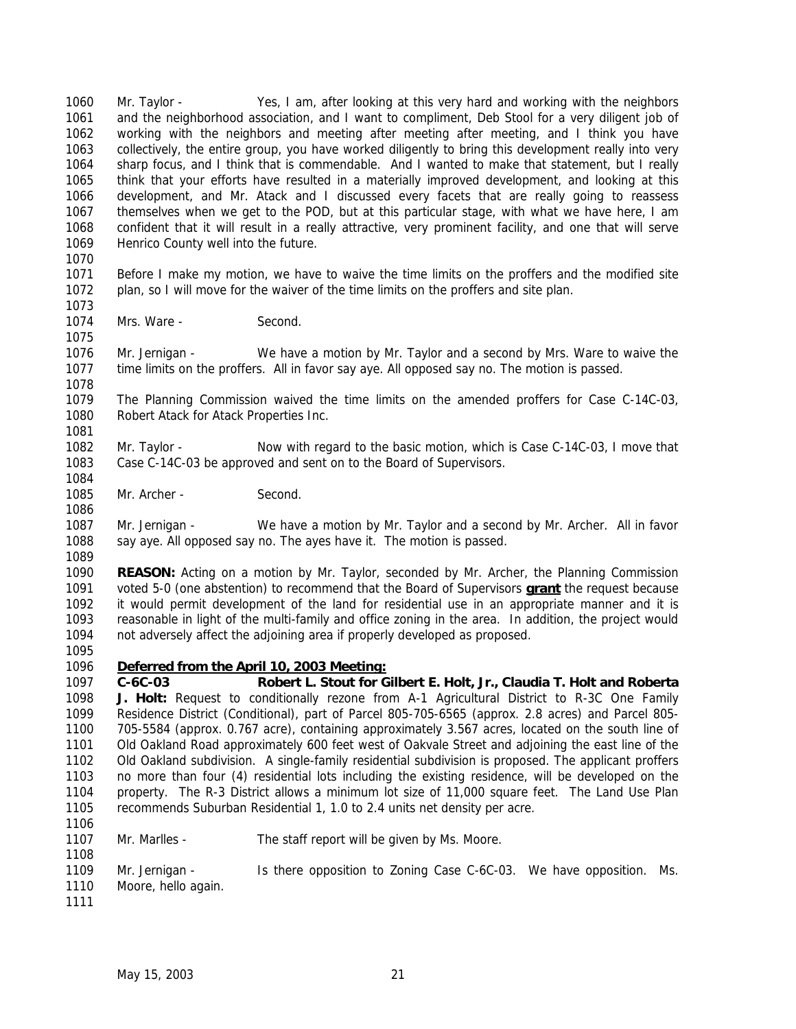Mr. Taylor - Yes, I am, after looking at this very hard and working with the neighbors and the neighborhood association, and I want to compliment, Deb Stool for a very diligent job of working with the neighbors and meeting after meeting after meeting, and I think you have collectively, the entire group, you have worked diligently to bring this development really into very sharp focus, and I think that is commendable. And I wanted to make that statement, but I really think that your efforts have resulted in a materially improved development, and looking at this development, and Mr. Atack and I discussed every facets that are really going to reassess themselves when we get to the POD, but at this particular stage, with what we have here, I am confident that it will result in a really attractive, very prominent facility, and one that will serve Henrico County well into the future.

Before I make my motion, we have to waive the time limits on the proffers and the modified site plan, so I will move for the waiver of the time limits on the proffers and site plan.

Mrs. Ware - Second.

Mr. Jernigan - We have a motion by Mr. Taylor and a second by Mrs. Ware to waive the time limits on the proffers. All in favor say aye. All opposed say no. The motion is passed.

The Planning Commission waived the time limits on the amended proffers for Case C-14C-03, Robert Atack for Atack Properties Inc.

Mr. Taylor - Now with regard to the basic motion, which is Case C-14C-03, I move that Case C-14C-03 be approved and sent on to the Board of Supervisors.

Mr. Archer - Second.

Mr. Jernigan - We have a motion by Mr. Taylor and a second by Mr. Archer. All in favor say aye. All opposed say no. The ayes have it. The motion is passed.

**REASON:** Acting on a motion by Mr. Taylor, seconded by Mr. Archer, the Planning Commission voted 5-0 (one abstention) to recommend that the Board of Supervisors **grant** the request because it would permit development of the land for residential use in an appropriate manner and it is reasonable in light of the multi-family and office zoning in the area. In addition, the project would not adversely affect the adjoining area if properly developed as proposed.

**Deferred from the April 10, 2003 Meeting:**

**C-6C-03 Robert L. Stout for Gilbert E. Holt, Jr., Claudia T. Holt and Roberta J. Holt:** Request to conditionally rezone from A-1 Agricultural District to R-3C One Family Residence District (Conditional), part of Parcel 805-705-6565 (approx. 2.8 acres) and Parcel 805-705-5584 (approx. 0.767 acre), containing approximately 3.567 acres, located on the south line of Old Oakland Road approximately 600 feet west of Oakvale Street and adjoining the east line of the Old Oakland subdivision. A single-family residential subdivision is proposed. The applicant proffers no more than four (4) residential lots including the existing residence, will be developed on the property. The R-3 District allows a minimum lot size of 11,000 square feet. The Land Use Plan recommends Suburban Residential 1, 1.0 to 2.4 units net density per acre.

Mr. Marlles - The staff report will be given by Ms. Moore.

Mr. Jernigan - Is there opposition to Zoning Case C-6C-03. We have opposition. Ms. Moore, hello again.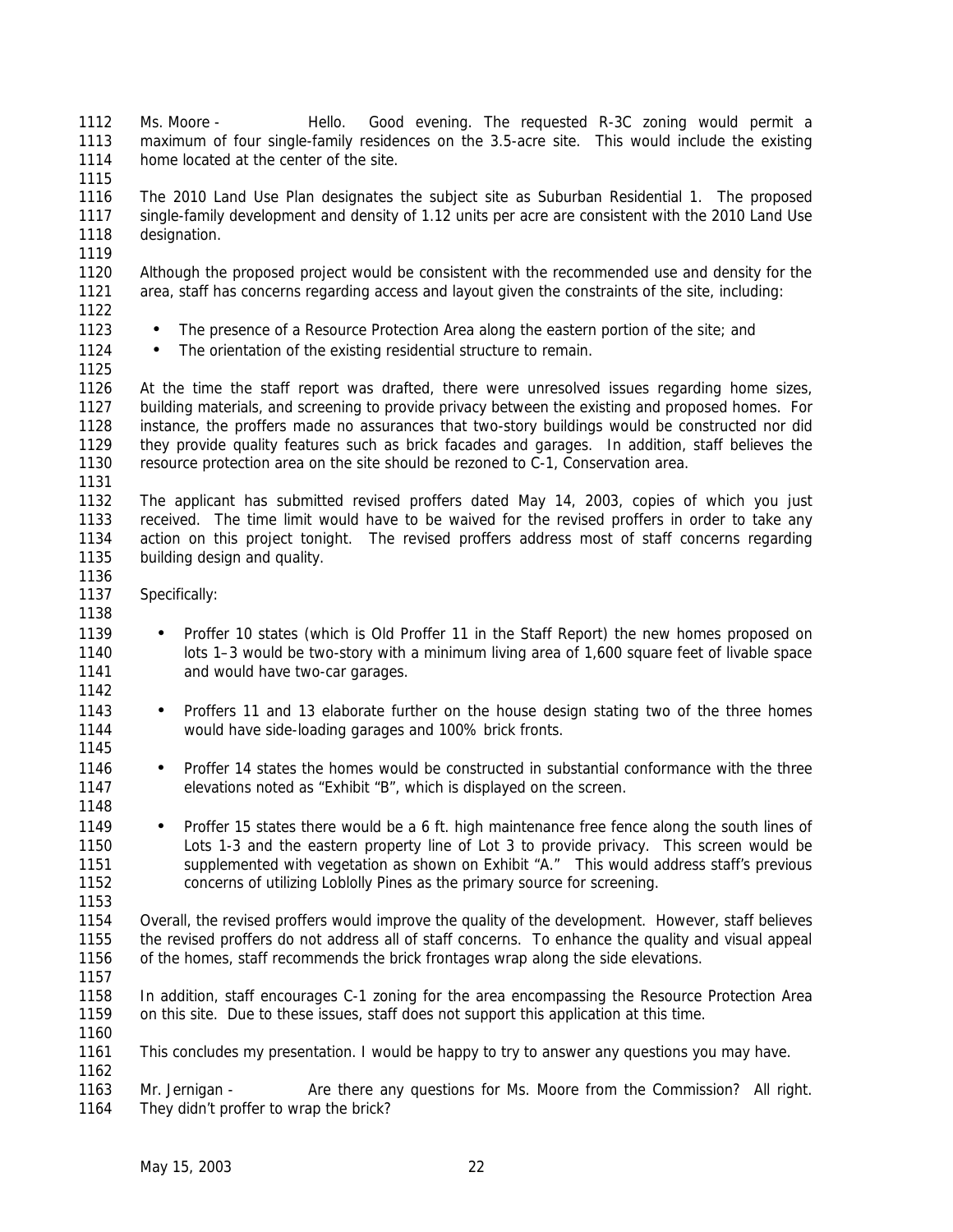Ms. Moore - Hello. Good evening. The requested R-3C zoning would permit a maximum of four single-family residences on the 3.5-acre site. This would include the existing home located at the center of the site.

The 2010 Land Use Plan designates the subject site as Suburban Residential 1. The proposed single-family development and density of 1.12 units per acre are consistent with the 2010 Land Use designation.

Although the proposed project would be consistent with the recommended use and density for the area, staff has concerns regarding access and layout given the constraints of the site, including:

- The presence of a Resource Protection Area along the eastern portion of the site; and
- The orientation of the existing residential structure to remain.

At the time the staff report was drafted, there were unresolved issues regarding home sizes, building materials, and screening to provide privacy between the existing and proposed homes. For instance, the proffers made no assurances that two-story buildings would be constructed nor did they provide quality features such as brick facades and garages. In addition, staff believes the resource protection area on the site should be rezoned to C-1, Conservation area.

The applicant has submitted revised proffers dated May 14, 2003, copies of which you just received. The time limit would have to be waived for the revised proffers in order to take any action on this project tonight. The revised proffers address most of staff concerns regarding building design and quality.

Specifically:

- Proffer 10 states (which is Old Proffer 11 in the Staff Report) the new homes proposed on lots 1–3 would be two-story with a minimum living area of 1,600 square feet of livable space and would have two-car garages.

- Proffers 11 and 13 elaborate further on the house design stating two of the three homes would have side-loading garages and 100% brick fronts.

- Proffer 14 states the homes would be constructed in substantial conformance with the three elevations noted as "Exhibit "B", which is displayed on the screen.

- Proffer 15 states there would be a 6 ft. high maintenance free fence along the south lines of Lots 1-3 and the eastern property line of Lot 3 to provide privacy. This screen would be supplemented with vegetation as shown on Exhibit "A." This would address staff's previous concerns of utilizing Loblolly Pines as the primary source for screening.

Overall, the revised proffers would improve the quality of the development. However, staff believes the revised proffers do not address all of staff concerns. To enhance the quality and visual appeal of the homes, staff recommends the brick frontages wrap along the side elevations.

In addition, staff encourages C-1 zoning for the area encompassing the Resource Protection Area on this site. Due to these issues, staff does not support this application at this time.

This concludes my presentation. I would be happy to try to answer any questions you may have.

Mr. Jernigan - Are there any questions for Ms. Moore from the Commission? All right. They didn't proffer to wrap the brick?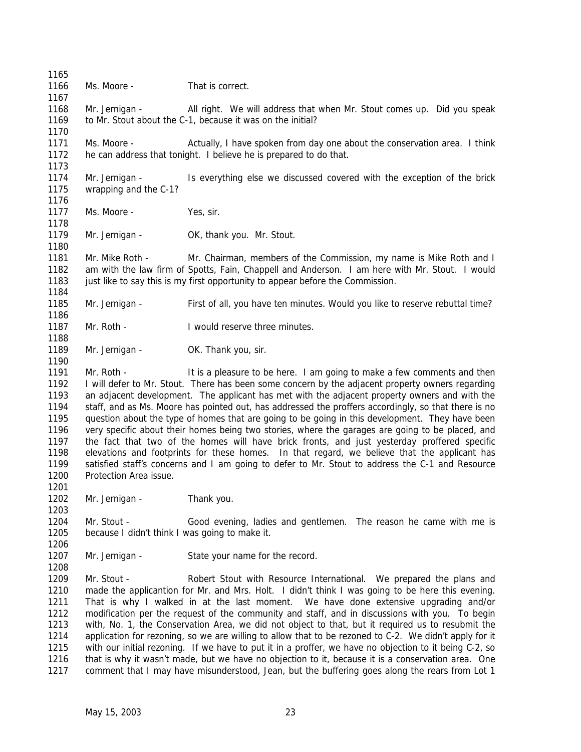Ms. Moore - That is correct.

Mr. Jernigan - All right. We will address that when Mr. Stout comes up. Did you speak to Mr. Stout about the C-1, because it was on the initial?

Ms. Moore - Actually, I have spoken from day one about the conservation area. I think he can address that tonight. I believe he is prepared to do that.

Mr. Jernigan - Is everything else we discussed covered with the exception of the brick wrapping and the C-1?

Ms. Moore - Yes, sir.

Mr. Jernigan - OK, thank you. Mr. Stout.

Mr. Mike Roth - Mr. Chairman, members of the Commission, my name is Mike Roth and I am with the law firm of Spotts, Fain, Chappell and Anderson. I am here with Mr. Stout. I would just like to say this is my first opportunity to appear before the Commission.

Mr. Jernigan - First of all, you have ten minutes. Would you like to reserve rebuttal time?

Mr. Roth - I would reserve three minutes.

Mr. Jernigan - OK. Thank you, sir.

Mr. Roth - It is a pleasure to be here. I am going to make a few comments and then I will defer to Mr. Stout. There has been some concern by the adjacent property owners regarding an adjacent development. The applicant has met with the adjacent property owners and with the staff, and as Ms. Moore has pointed out, has addressed the proffers accordingly, so that there is no question about the type of homes that are going to be going in this development. They have been very specific about their homes being two stories, where the garages are going to be placed, and the fact that two of the homes will have brick fronts, and just yesterday proffered specific elevations and footprints for these homes. In that regard, we believe that the applicant has satisfied staff's concerns and I am going to defer to Mr. Stout to address the C-1 and Resource Protection Area issue.

Mr. Jernigan - Thank you.

Mr. Stout - Good evening, ladies and gentlemen. The reason he came with me is because I didn't think I was going to make it.

Mr. Jernigan - State your name for the record.

Mr. Stout - Robert Stout with Resource International. We prepared the plans and made the applicantion for Mr. and Mrs. Holt. I didn't think I was going to be here this evening. That is why I walked in at the last moment. We have done extensive upgrading and/or modification per the request of the community and staff, and in discussions with you. To begin with, No. 1, the Conservation Area, we did not object to that, but it required us to resubmit the application for rezoning, so we are willing to allow that to be rezoned to C-2. We didn't apply for it with our initial rezoning. If we have to put it in a proffer, we have no objection to it being C-2, so that is why it wasn't made, but we have no objection to it, because it is a conservation area. One comment that I may have misunderstood, Jean, but the buffering goes along the rears from Lot 1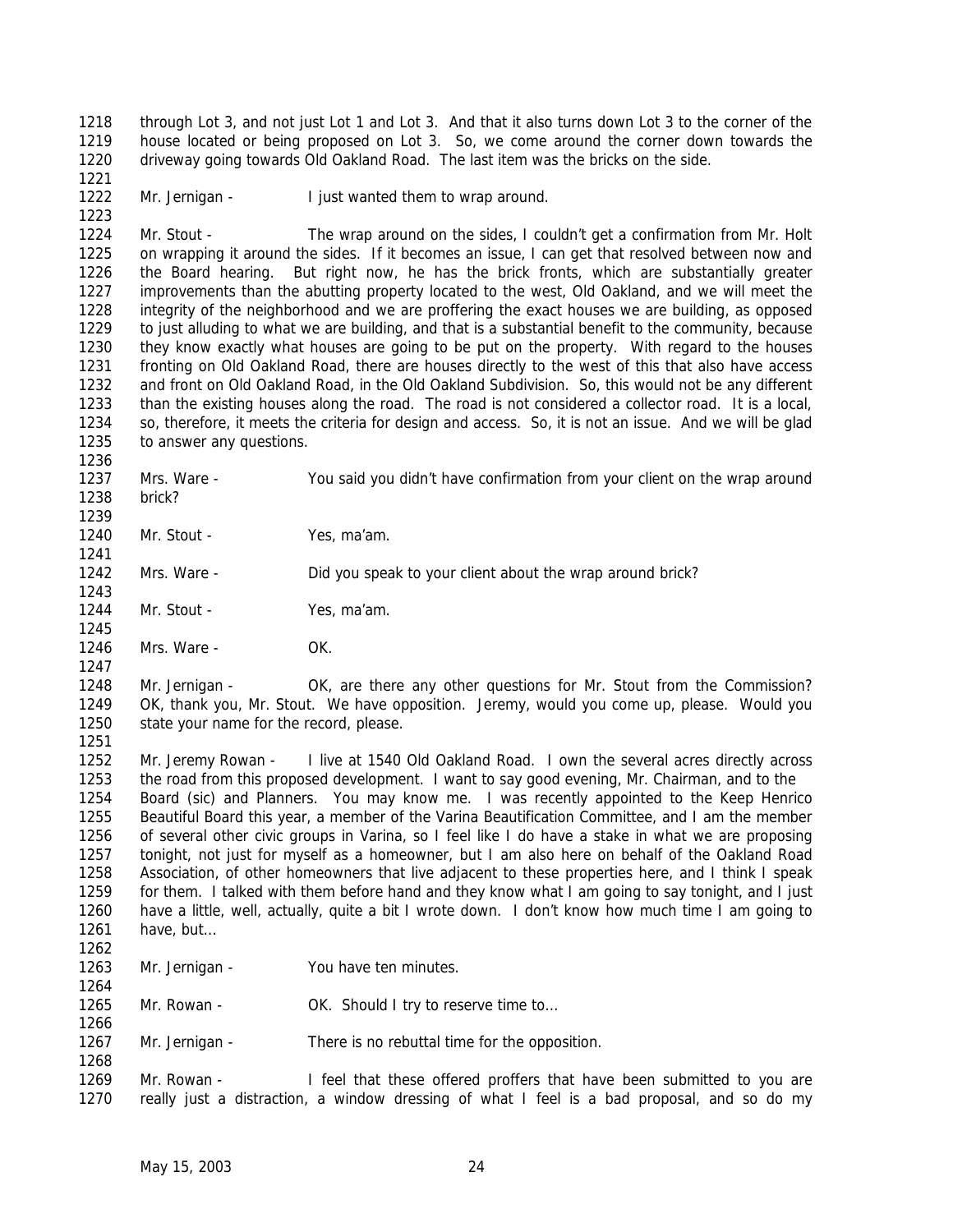through Lot 3, and not just Lot 1 and Lot 3. And that it also turns down Lot 3 to the corner of the house located or being proposed on Lot 3. So, we come around the corner down towards the driveway going towards Old Oakland Road. The last item was the bricks on the side.

Mr. Jernigan - I just wanted them to wrap around.

Mr. Stout - The wrap around on the sides, I couldn't get a confirmation from Mr. Holt on wrapping it around the sides. If it becomes an issue, I can get that resolved between now and the Board hearing. But right now, he has the brick fronts, which are substantially greater improvements than the abutting property located to the west, Old Oakland, and we will meet the integrity of the neighborhood and we are proffering the exact houses we are building, as opposed to just alluding to what we are building, and that is a substantial benefit to the community, because they know exactly what houses are going to be put on the property. With regard to the houses fronting on Old Oakland Road, there are houses directly to the west of this that also have access and front on Old Oakland Road, in the Old Oakland Subdivision. So, this would not be any different than the existing houses along the road. The road is not considered a collector road. It is a local, so, therefore, it meets the criteria for design and access. So, it is not an issue. And we will be glad to answer any questions.

Mrs. Ware - You said you didn't have confirmation from your client on the wrap around brick?

Mr. Stout - Yes, ma'am.

Mrs. Ware - Did you speak to your client about the wrap around brick?

Mr. Stout - Yes, ma'am.

Mrs. Ware - OK.

Mr. Jernigan - OK, are there any other questions for Mr. Stout from the Commission? OK, thank you, Mr. Stout. We have opposition. Jeremy, would you come up, please. Would you state your name for the record, please.

Mr. Jeremy Rowan - I live at 1540 Old Oakland Road. I own the several acres directly across the road from this proposed development. I want to say good evening, Mr. Chairman, and to the Board (sic) and Planners. You may know me. I was recently appointed to the Keep Henrico Beautiful Board this year, a member of the Varina Beautification Committee, and I am the member of several other civic groups in Varina, so I feel like I do have a stake in what we are proposing tonight, not just for myself as a homeowner, but I am also here on behalf of the Oakland Road Association, of other homeowners that live adjacent to these properties here, and I think I speak for them. I talked with them before hand and they know what I am going to say tonight, and I just have a little, well, actually, quite a bit I wrote down. I don't know how much time I am going to have, but…

Mr. Jernigan - You have ten minutes.

Mr. Rowan - OK. Should I try to reserve time to…

Mr. Jernigan - There is no rebuttal time for the opposition.

Mr. Rowan - I feel that these offered proffers that have been submitted to you are really just a distraction, a window dressing of what I feel is a bad proposal, and so do my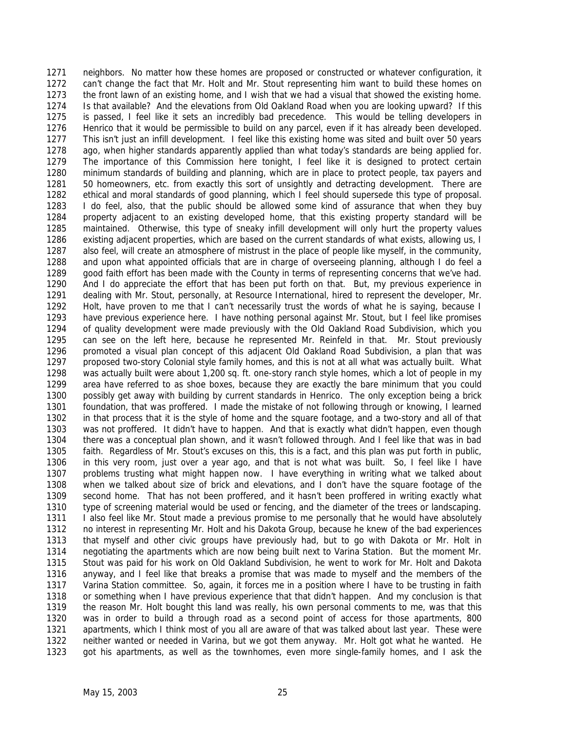neighbors. No matter how these homes are proposed or constructed or whatever configuration, it can't change the fact that Mr. Holt and Mr. Stout representing him want to build these homes on the front lawn of an existing home, and I wish that we had a visual that showed the existing home. Is that available? And the elevations from Old Oakland Road when you are looking upward? If this is passed, I feel like it sets an incredibly bad precedence. This would be telling developers in Henrico that it would be permissible to build on any parcel, even if it has already been developed. This isn't just an infill development. I feel like this existing home was sited and built over 50 years ago, when higher standards apparently applied than what today's standards are being applied for. The importance of this Commission here tonight, I feel like it is designed to protect certain minimum standards of building and planning, which are in place to protect people, tax payers and homeowners, etc. from exactly this sort of unsightly and detracting development. There are ethical and moral standards of good planning, which I feel should supersede this type of proposal. I do feel, also, that the public should be allowed some kind of assurance that when they buy property adjacent to an existing developed home, that this existing property standard will be maintained. Otherwise, this type of sneaky infill development will only hurt the property values existing adjacent properties, which are based on the current standards of what exists, allowing us, I also feel, will create an atmosphere of mistrust in the place of people like myself, in the community, and upon what appointed officials that are in charge of overseeing planning, although I do feel a good faith effort has been made with the County in terms of representing concerns that we've had. And I do appreciate the effort that has been put forth on that. But, my previous experience in dealing with Mr. Stout, personally, at Resource International, hired to represent the developer, Mr. Holt, have proven to me that I can't necessarily trust the words of what he is saying, because I have previous experience here. I have nothing personal against Mr. Stout, but I feel like promises of quality development were made previously with the Old Oakland Road Subdivision, which you can see on the left here, because he represented Mr. Reinfeld in that. Mr. Stout previously promoted a visual plan concept of this adjacent Old Oakland Road Subdivision, a plan that was proposed two-story Colonial style family homes, and this is not at all what was actually built. What was actually built were about 1,200 sq. ft. one-story ranch style homes, which a lot of people in my area have referred to as shoe boxes, because they are exactly the bare minimum that you could possibly get away with building by current standards in Henrico. The only exception being a brick foundation, that was proffered. I made the mistake of not following through or knowing, I learned in that process that it is the style of home and the square footage, and a two-story and all of that was not proffered. It didn't have to happen. And that is exactly what didn't happen, even though there was a conceptual plan shown, and it wasn't followed through. And I feel like that was in bad faith. Regardless of Mr. Stout's excuses on this, this is a fact, and this plan was put forth in public, in this very room, just over a year ago, and that is not what was built. So, I feel like I have problems trusting what might happen now. I have everything in writing what we talked about when we talked about size of brick and elevations, and I don't have the square footage of the second home. That has not been proffered, and it hasn't been proffered in writing exactly what type of screening material would be used or fencing, and the diameter of the trees or landscaping. I also feel like Mr. Stout made a previous promise to me personally that he would have absolutely no interest in representing Mr. Holt and his Dakota Group, because he knew of the bad experiences that myself and other civic groups have previously had, but to go with Dakota or Mr. Holt in negotiating the apartments which are now being built next to Varina Station. But the moment Mr. Stout was paid for his work on Old Oakland Subdivision, he went to work for Mr. Holt and Dakota anyway, and I feel like that breaks a promise that was made to myself and the members of the Varina Station committee. So, again, it forces me in a position where I have to be trusting in faith or something when I have previous experience that that didn't happen. And my conclusion is that the reason Mr. Holt bought this land was really, his own personal comments to me, was that this was in order to build a through road as a second point of access for those apartments, 800 apartments, which I think most of you all are aware of that was talked about last year. These were neither wanted or needed in Varina, but we got them anyway. Mr. Holt got what he wanted. He got his apartments, as well as the townhomes, even more single-family homes, and I ask the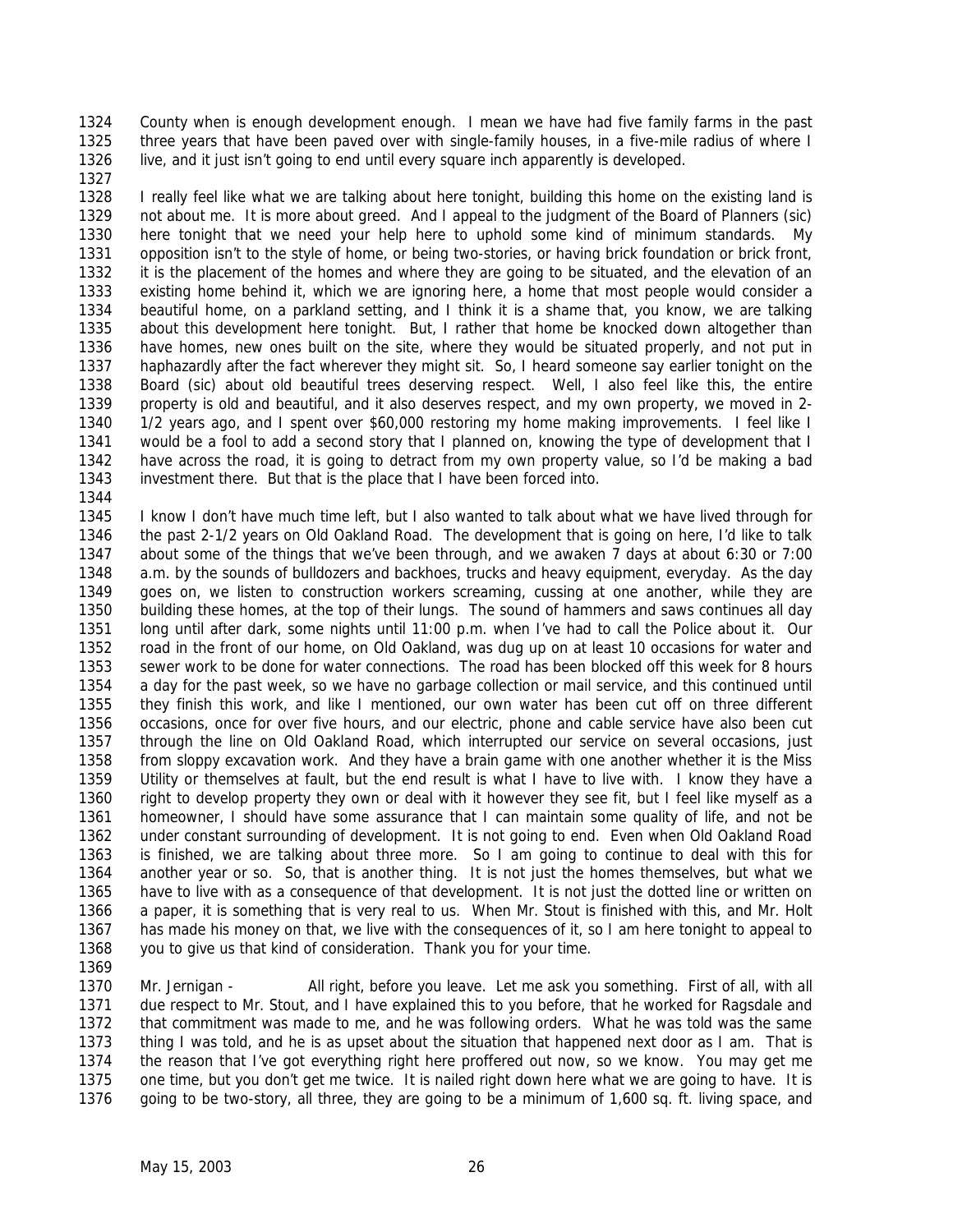County when is enough development enough. I mean we have had five family farms in the past three years that have been paved over with single-family houses, in a five-mile radius of where I live, and it just isn't going to end until every square inch apparently is developed.

I really feel like what we are talking about here tonight, building this home on the existing land is not about me. It is more about greed. And I appeal to the judgment of the Board of Planners (sic) here tonight that we need your help here to uphold some kind of minimum standards. My opposition isn't to the style of home, or being two-stories, or having brick foundation or brick front, it is the placement of the homes and where they are going to be situated, and the elevation of an existing home behind it, which we are ignoring here, a home that most people would consider a beautiful home, on a parkland setting, and I think it is a shame that, you know, we are talking about this development here tonight. But, I rather that home be knocked down altogether than have homes, new ones built on the site, where they would be situated properly, and not put in haphazardly after the fact wherever they might sit. So, I heard someone say earlier tonight on the Board (sic) about old beautiful trees deserving respect. Well, I also feel like this, the entire property is old and beautiful, and it also deserves respect, and my own property, we moved in 2-1/2 years ago, and I spent over $60,000 restoring my home making improvements. I feel like I would be a fool to add a second story that I planned on, knowing the type of development that I have across the road, it is going to detract from my own property value, so I'd be making a bad investment there. But that is the place that I have been forced into.

I know I don't have much time left, but I also wanted to talk about what we have lived through for the past 2-1/2 years on Old Oakland Road. The development that is going on here, I'd like to talk about some of the things that we've been through, and we awaken 7 days at about 6:30 or 7:00 a.m. by the sounds of bulldozers and backhoes, trucks and heavy equipment, everyday. As the day goes on, we listen to construction workers screaming, cussing at one another, while they are building these homes, at the top of their lungs. The sound of hammers and saws continues all day long until after dark, some nights until 11:00 p.m. when I've had to call the Police about it. Our road in the front of our home, on Old Oakland, was dug up on at least 10 occasions for water and sewer work to be done for water connections. The road has been blocked off this week for 8 hours a day for the past week, so we have no garbage collection or mail service, and this continued until they finish this work, and like I mentioned, our own water has been cut off on three different occasions, once for over five hours, and our electric, phone and cable service have also been cut through the line on Old Oakland Road, which interrupted our service on several occasions, just from sloppy excavation work. And they have a brain game with one another whether it is the Miss Utility or themselves at fault, but the end result is what I have to live with. I know they have a right to develop property they own or deal with it however they see fit, but I feel like myself as a homeowner, I should have some assurance that I can maintain some quality of life, and not be under constant surrounding of development. It is not going to end. Even when Old Oakland Road is finished, we are talking about three more. So I am going to continue to deal with this for another year or so. So, that is another thing. It is not just the homes themselves, but what we have to live with as a consequence of that development. It is not just the dotted line or written on a paper, it is something that is very real to us. When Mr. Stout is finished with this, and Mr. Holt has made his money on that, we live with the consequences of it, so I am here tonight to appeal to you to give us that kind of consideration. Thank you for your time.

Mr. Jernigan - All right, before you leave. Let me ask you something. First of all, with all due respect to Mr. Stout, and I have explained this to you before, that he worked for Ragsdale and that commitment was made to me, and he was following orders. What he was told was the same thing I was told, and he is as upset about the situation that happened next door as I am. That is the reason that I've got everything right here proffered out now, so we know. You may get me one time, but you don't get me twice. It is nailed right down here what we are going to have. It is going to be two-story, all three, they are going to be a minimum of 1,600 sq. ft. living space, and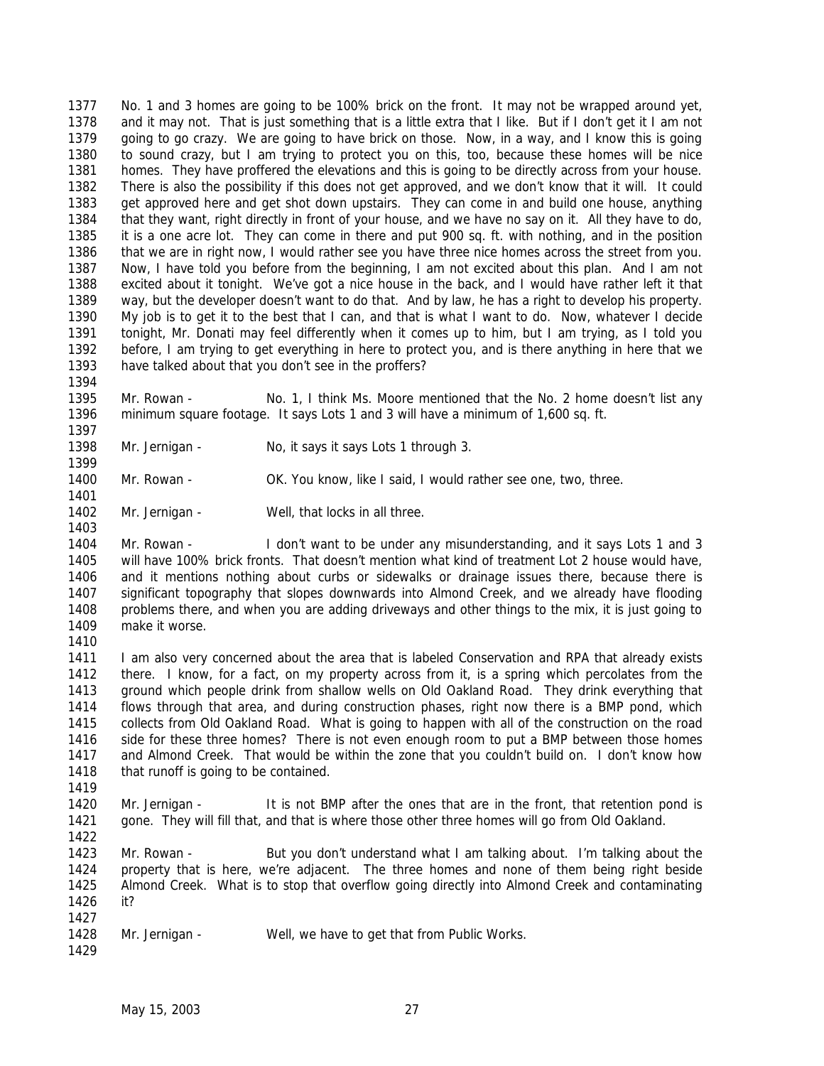No. 1 and 3 homes are going to be 100% brick on the front. It may not be wrapped around yet, and it may not. That is just something that is a little extra that I like. But if I don't get it I am not going to go crazy. We are going to have brick on those. Now, in a way, and I know this is going to sound crazy, but I am trying to protect you on this, too, because these homes will be nice homes. They have proffered the elevations and this is going to be directly across from your house. There is also the possibility if this does not get approved, and we don't know that it will. It could get approved here and get shot down upstairs. They can come in and build one house, anything that they want, right directly in front of your house, and we have no say on it. All they have to do, it is a one acre lot. They can come in there and put 900 sq. ft. with nothing, and in the position that we are in right now, I would rather see you have three nice homes across the street from you. Now, I have told you before from the beginning, I am not excited about this plan. And I am not excited about it tonight. We've got a nice house in the back, and I would have rather left it that way, but the developer doesn't want to do that. And by law, he has a right to develop his property. My job is to get it to the best that I can, and that is what I want to do. Now, whatever I decide tonight, Mr. Donati may feel differently when it comes up to him, but I am trying, as I told you before, I am trying to get everything in here to protect you, and is there anything in here that we have talked about that you don't see in the proffers?

Mr. Rowan - No. 1, I think Ms. Moore mentioned that the No. 2 home doesn't list any minimum square footage. It says Lots 1 and 3 will have a minimum of 1,600 sq. ft.

Mr. Jernigan - No, it says it says Lots 1 through 3.

Mr. Rowan - OK. You know, like I said, I would rather see one, two, three.

Mr. Jernigan - Well, that locks in all three.

Mr. Rowan - I don't want to be under any misunderstanding, and it says Lots 1 and 3 will have 100% brick fronts. That doesn't mention what kind of treatment Lot 2 house would have, and it mentions nothing about curbs or sidewalks or drainage issues there, because there is significant topography that slopes downwards into Almond Creek, and we already have flooding problems there, and when you are adding driveways and other things to the mix, it is just going to make it worse.

I am also very concerned about the area that is labeled Conservation and RPA that already exists there. I know, for a fact, on my property across from it, is a spring which percolates from the ground which people drink from shallow wells on Old Oakland Road. They drink everything that flows through that area, and during construction phases, right now there is a BMP pond, which collects from Old Oakland Road. What is going to happen with all of the construction on the road side for these three homes? There is not even enough room to put a BMP between those homes and Almond Creek. That would be within the zone that you couldn't build on. I don't know how that runoff is going to be contained.

Mr. Jernigan - It is not BMP after the ones that are in the front, that retention pond is gone. They will fill that, and that is where those other three homes will go from Old Oakland.

Mr. Rowan - But you don't understand what I am talking about. I'm talking about the property that is here, we're adjacent. The three homes and none of them being right beside Almond Creek. What is to stop that overflow going directly into Almond Creek and contaminating it?

Mr. Jernigan - Well, we have to get that from Public Works.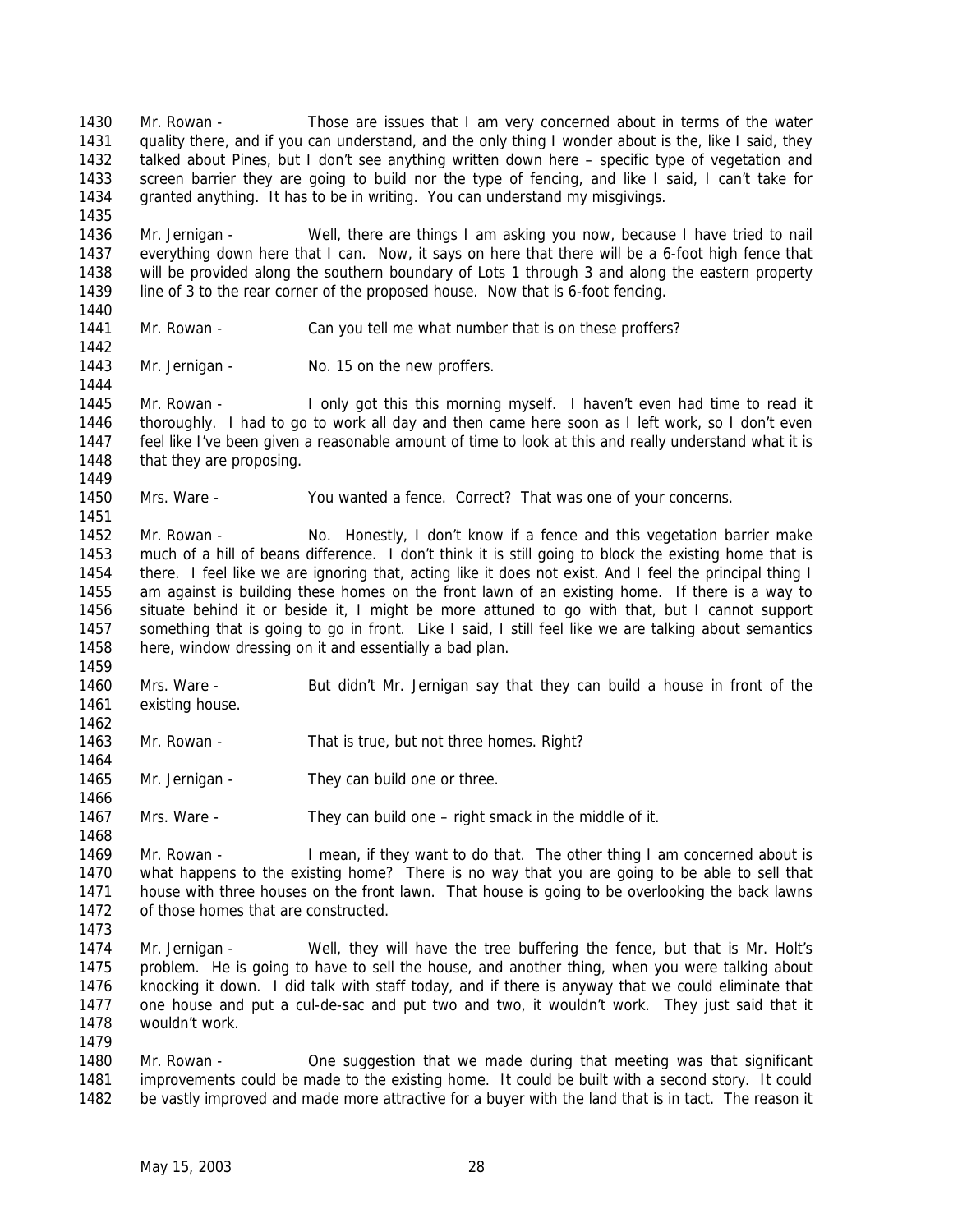1430 Mr. Rowan - Those are issues that I am very concerned about in terms of the water
1431 quality there, and if you can understand, and the only thing I wonder about is the, like I said, they
1432 talked about Pines, but I don't see anything written down here – specific type of vegetation and
1433 screen barrier they are going to build nor the type of fencing, and like I said, I can't take for
1434 granted anything. It has to be in writing. You can understand my misgivings.
1435
1436 Mr. Jernigan - Well, there are things I am asking you now, because I have tried to nail
1437 everything down here that I can. Now, it says on here that there will be a 6-foot high fence that
1438 will be provided along the southern boundary of Lots 1 through 3 and along the eastern property
1439 line of 3 to the rear corner of the proposed house. Now that is 6-foot fencing.
1440
1441 Mr. Rowan - Can you tell me what number that is on these proffers?
1442
1443 Mr. Jernigan - No. 15 on the new proffers.
1444
1445 Mr. Rowan - I only got this this morning myself. I haven't even had time to read it
1446 thoroughly. I had to go to work all day and then came here soon as I left work, so I don't even
1447 feel like I've been given a reasonable amount of time to look at this and really understand what it is
1448 that they are proposing.
1449
1450 Mrs. Ware - You wanted a fence. Correct? That was one of your concerns.
1451
1452 Mr. Rowan - No. Honestly, I don't know if a fence and this vegetation barrier make
1453 much of a hill of beans difference. I don't think it is still going to block the existing home that is
1454 there. I feel like we are ignoring that, acting like it does not exist. And I feel the principal thing I
1455 am against is building these homes on the front lawn of an existing home. If there is a way to
1456 situate behind it or beside it, I might be more attuned to go with that, but I cannot support
1457 something that is going to go in front. Like I said, I still feel like we are talking about semantics
1458 here, window dressing on it and essentially a bad plan.
1459
1460 Mrs. Ware - But didn't Mr. Jernigan say that they can build a house in front of the
1461 existing house.
1462
1463 Mr. Rowan - That is true, but not three homes. Right?
1464
1465 Mr. Jernigan - They can build one or three.
1466
1467 Mrs. Ware - They can build one – right smack in the middle of it.
1468
1469 Mr. Rowan - I mean, if they want to do that. The other thing I am concerned about is
1470 what happens to the existing home? There is no way that you are going to be able to sell that
1471 house with three houses on the front lawn. That house is going to be overlooking the back lawns
1472 of those homes that are constructed.
1473
1474 Mr. Jernigan - Well, they will have the tree buffering the fence, but that is Mr. Holt's
1475 problem. He is going to have to sell the house, and another thing, when you were talking about
1476 knocking it down. I did talk with staff today, and if there is anyway that we could eliminate that
1477 one house and put a cul-de-sac and put two and two, it wouldn't work. They just said that it
1478 wouldn't work.
1479
1480 Mr. Rowan - One suggestion that we made during that meeting was that significant
1481 improvements could be made to the existing home. It could be built with a second story. It could
1482 be vastly improved and made more attractive for a buyer with the land that is in tact. The reason it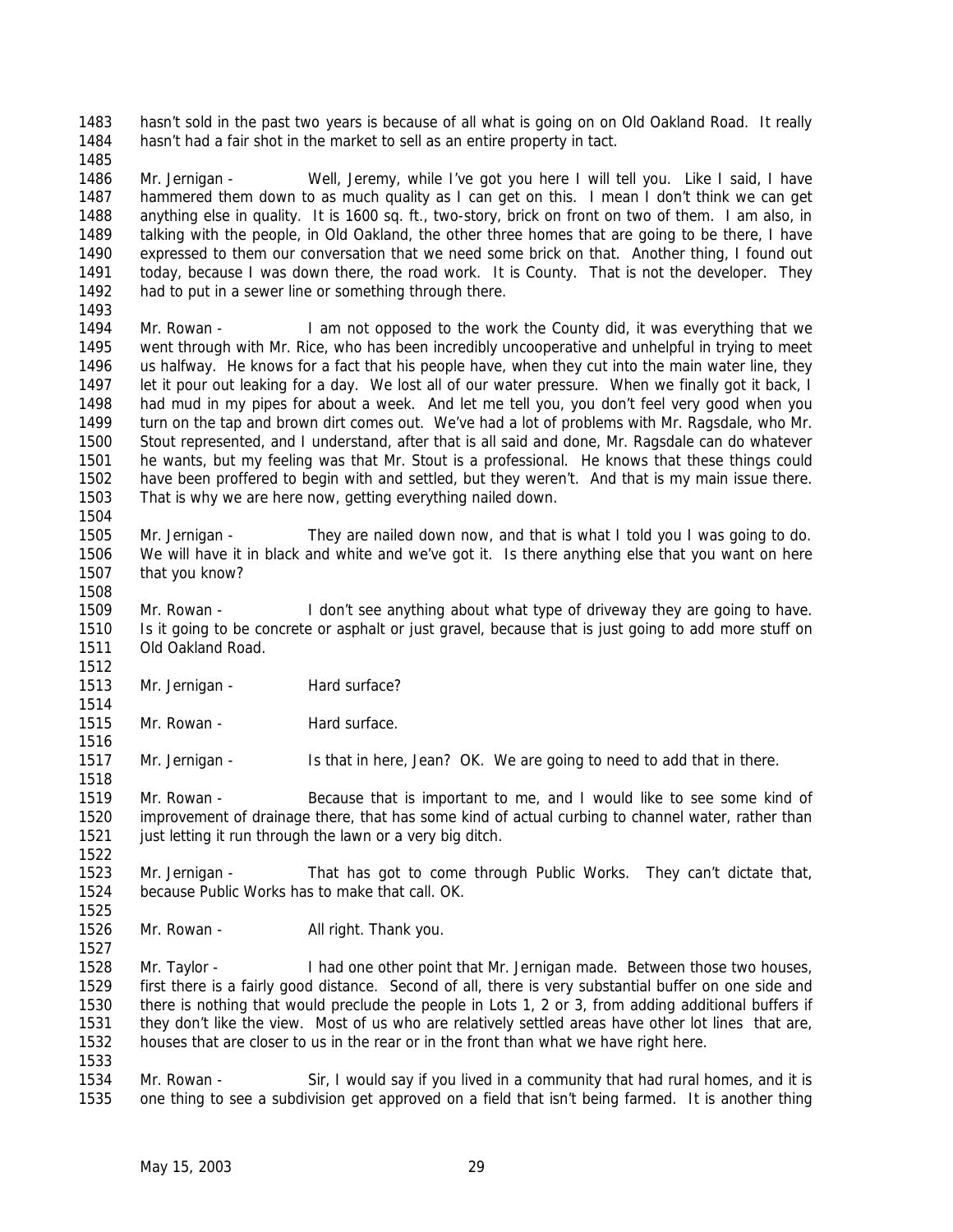hasn't sold in the past two years is because of all what is going on on Old Oakland Road. It really hasn't had a fair shot in the market to sell as an entire property in tact.

Mr. Jernigan - Well, Jeremy, while I've got you here I will tell you. Like I said, I have hammered them down to as much quality as I can get on this. I mean I don't think we can get anything else in quality. It is 1600 sq. ft., two-story, brick on front on two of them. I am also, in talking with the people, in Old Oakland, the other three homes that are going to be there, I have expressed to them our conversation that we need some brick on that. Another thing, I found out today, because I was down there, the road work. It is County. That is not the developer. They had to put in a sewer line or something through there.

Mr. Rowan - I am not opposed to the work the County did, it was everything that we went through with Mr. Rice, who has been incredibly uncooperative and unhelpful in trying to meet us halfway. He knows for a fact that his people have, when they cut into the main water line, they let it pour out leaking for a day. We lost all of our water pressure. When we finally got it back, I had mud in my pipes for about a week. And let me tell you, you don't feel very good when you turn on the tap and brown dirt comes out. We've had a lot of problems with Mr. Ragsdale, who Mr. Stout represented, and I understand, after that is all said and done, Mr. Ragsdale can do whatever he wants, but my feeling was that Mr. Stout is a professional. He knows that these things could have been proffered to begin with and settled, but they weren't. And that is my main issue there. That is why we are here now, getting everything nailed down.

Mr. Jernigan - They are nailed down now, and that is what I told you I was going to do. We will have it in black and white and we've got it. Is there anything else that you want on here that you know?

Mr. Rowan - I don't see anything about what type of driveway they are going to have. Is it going to be concrete or asphalt or just gravel, because that is just going to add more stuff on Old Oakland Road.

Mr. Jernigan - Hard surface?

Mr. Rowan - Hard surface.

Mr. Jernigan - Is that in here, Jean? OK. We are going to need to add that in there.

Mr. Rowan - Because that is important to me, and I would like to see some kind of improvement of drainage there, that has some kind of actual curbing to channel water, rather than just letting it run through the lawn or a very big ditch.

Mr. Jernigan - That has got to come through Public Works. They can't dictate that, because Public Works has to make that call. OK.

Mr. Rowan - All right. Thank you.

Mr. Taylor - I had one other point that Mr. Jernigan made. Between those two houses, first there is a fairly good distance. Second of all, there is very substantial buffer on one side and there is nothing that would preclude the people in Lots 1, 2 or 3, from adding additional buffers if they don't like the view. Most of us who are relatively settled areas have other lot lines that are, houses that are closer to us in the rear or in the front than what we have right here.

Mr. Rowan - Sir, I would say if you lived in a community that had rural homes, and it is one thing to see a subdivision get approved on a field that isn't being farmed. It is another thing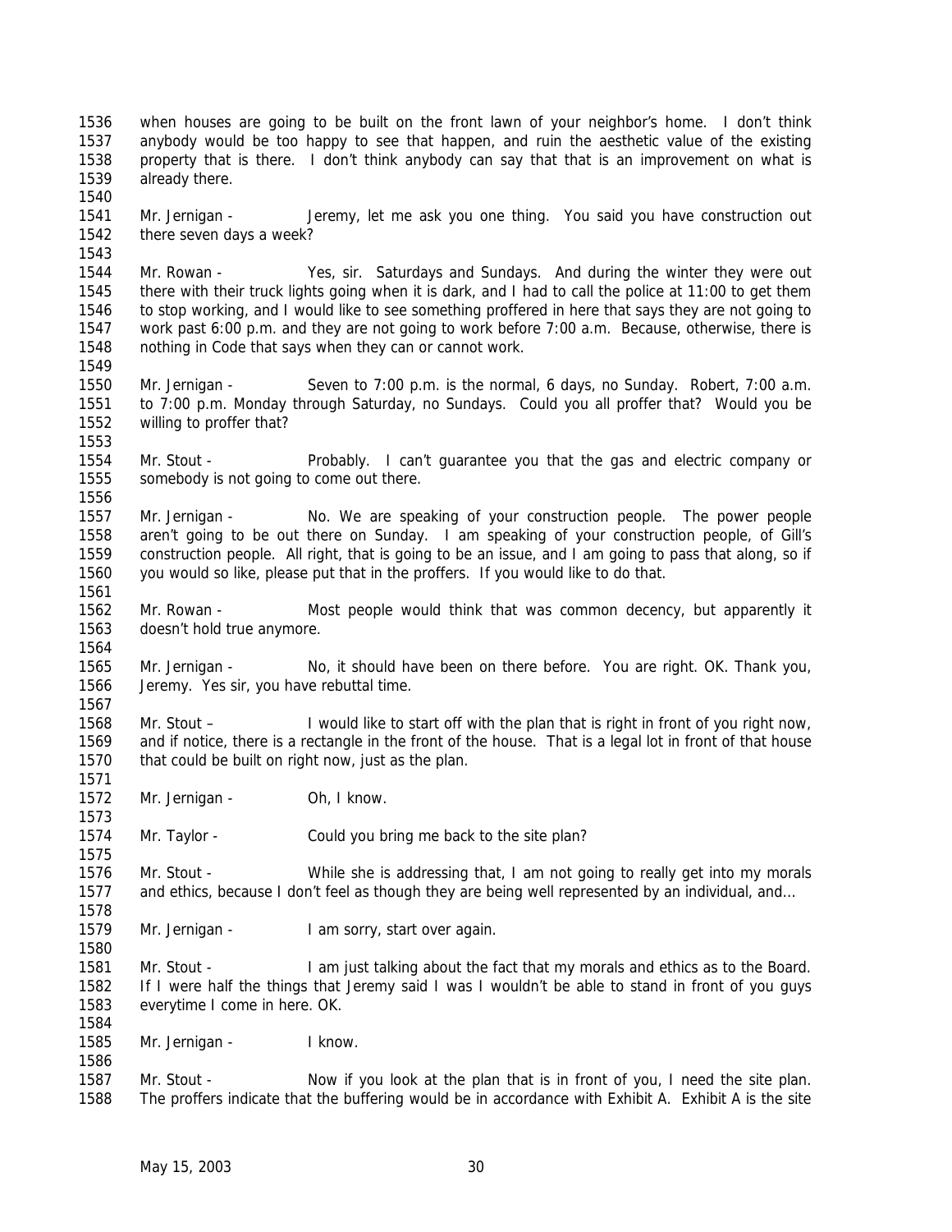when houses are going to be built on the front lawn of your neighbor's home. I don't think anybody would be too happy to see that happen, and ruin the aesthetic value of the existing property that is there. I don't think anybody can say that that is an improvement on what is already there.

Mr. Jernigan - Jeremy, let me ask you one thing. You said you have construction out there seven days a week?

Mr. Rowan - Yes, sir. Saturdays and Sundays. And during the winter they were out there with their truck lights going when it is dark, and I had to call the police at 11:00 to get them to stop working, and I would like to see something proffered in here that says they are not going to work past 6:00 p.m. and they are not going to work before 7:00 a.m. Because, otherwise, there is nothing in Code that says when they can or cannot work.

Mr. Jernigan - Seven to 7:00 p.m. is the normal, 6 days, no Sunday. Robert, 7:00 a.m. to 7:00 p.m. Monday through Saturday, no Sundays. Could you all proffer that? Would you be willing to proffer that?

Mr. Stout - Probably. I can't guarantee you that the gas and electric company or somebody is not going to come out there.

Mr. Jernigan - No. We are speaking of your construction people. The power people aren't going to be out there on Sunday. I am speaking of your construction people, of Gill's construction people. All right, that is going to be an issue, and I am going to pass that along, so if you would so like, please put that in the proffers. If you would like to do that.

Mr. Rowan - Most people would think that was common decency, but apparently it doesn't hold true anymore.

Mr. Jernigan - No, it should have been on there before. You are right. OK. Thank you, Jeremy. Yes sir, you have rebuttal time.

Mr. Stout – I would like to start off with the plan that is right in front of you right now, and if notice, there is a rectangle in the front of the house. That is a legal lot in front of that house that could be built on right now, just as the plan.

Mr. Jernigan - Oh, I know.

Mr. Taylor - Could you bring me back to the site plan?

Mr. Stout - While she is addressing that, I am not going to really get into my morals and ethics, because I don't feel as though they are being well represented by an individual, and…

Mr. Jernigan - I am sorry, start over again.

Mr. Stout - I am just talking about the fact that my morals and ethics as to the Board. If I were half the things that Jeremy said I was I wouldn't be able to stand in front of you guys everytime I come in here. OK.

Mr. Jernigan - I know.

Mr. Stout - Now if you look at the plan that is in front of you, I need the site plan. The proffers indicate that the buffering would be in accordance with Exhibit A. Exhibit A is the site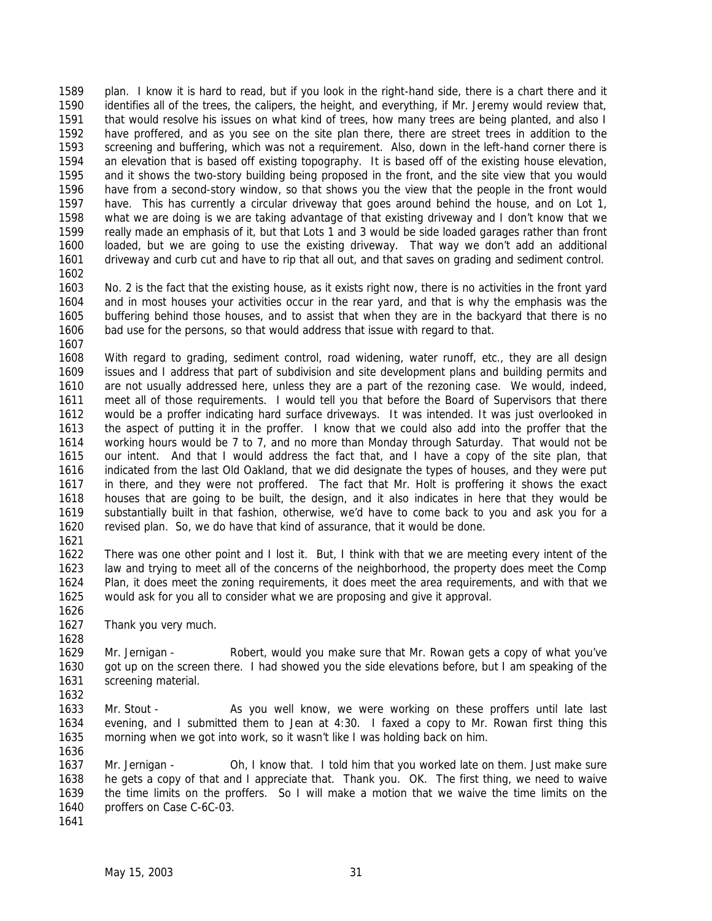plan. I know it is hard to read, but if you look in the right-hand side, there is a chart there and it identifies all of the trees, the calipers, the height, and everything, if Mr. Jeremy would review that, that would resolve his issues on what kind of trees, how many trees are being planted, and also I have proffered, and as you see on the site plan there, there are street trees in addition to the screening and buffering, which was not a requirement. Also, down in the left-hand corner there is an elevation that is based off existing topography. It is based off of the existing house elevation, and it shows the two-story building being proposed in the front, and the site view that you would have from a second-story window, so that shows you the view that the people in the front would have. This has currently a circular driveway that goes around behind the house, and on Lot 1, what we are doing is we are taking advantage of that existing driveway and I don't know that we really made an emphasis of it, but that Lots 1 and 3 would be side loaded garages rather than front loaded, but we are going to use the existing driveway. That way we don't add an additional driveway and curb cut and have to rip that all out, and that saves on grading and sediment control.

No. 2 is the fact that the existing house, as it exists right now, there is no activities in the front yard and in most houses your activities occur in the rear yard, and that is why the emphasis was the buffering behind those houses, and to assist that when they are in the backyard that there is no bad use for the persons, so that would address that issue with regard to that.

With regard to grading, sediment control, road widening, water runoff, etc., they are all design issues and I address that part of subdivision and site development plans and building permits and are not usually addressed here, unless they are a part of the rezoning case. We would, indeed, meet all of those requirements. I would tell you that before the Board of Supervisors that there would be a proffer indicating hard surface driveways. It was intended. It was just overlooked in the aspect of putting it in the proffer. I know that we could also add into the proffer that the working hours would be 7 to 7, and no more than Monday through Saturday. That would not be our intent. And that I would address the fact that, and I have a copy of the site plan, that indicated from the last Old Oakland, that we did designate the types of houses, and they were put in there, and they were not proffered. The fact that Mr. Holt is proffering it shows the exact houses that are going to be built, the design, and it also indicates in here that they would be substantially built in that fashion, otherwise, we'd have to come back to you and ask you for a revised plan. So, we do have that kind of assurance, that it would be done.

There was one other point and I lost it. But, I think with that we are meeting every intent of the law and trying to meet all of the concerns of the neighborhood, the property does meet the Comp Plan, it does meet the zoning requirements, it does meet the area requirements, and with that we would ask for you all to consider what we are proposing and give it approval.

Thank you very much.

Mr. Jernigan - Robert, would you make sure that Mr. Rowan gets a copy of what you've got up on the screen there. I had showed you the side elevations before, but I am speaking of the screening material.

Mr. Stout - As you well know, we were working on these proffers until late last evening, and I submitted them to Jean at 4:30. I faxed a copy to Mr. Rowan first thing this morning when we got into work, so it wasn't like I was holding back on him.

Mr. Jernigan - Oh, I know that. I told him that you worked late on them. Just make sure he gets a copy of that and I appreciate that. Thank you. OK. The first thing, we need to waive the time limits on the proffers. So I will make a motion that we waive the time limits on the proffers on Case C-6C-03.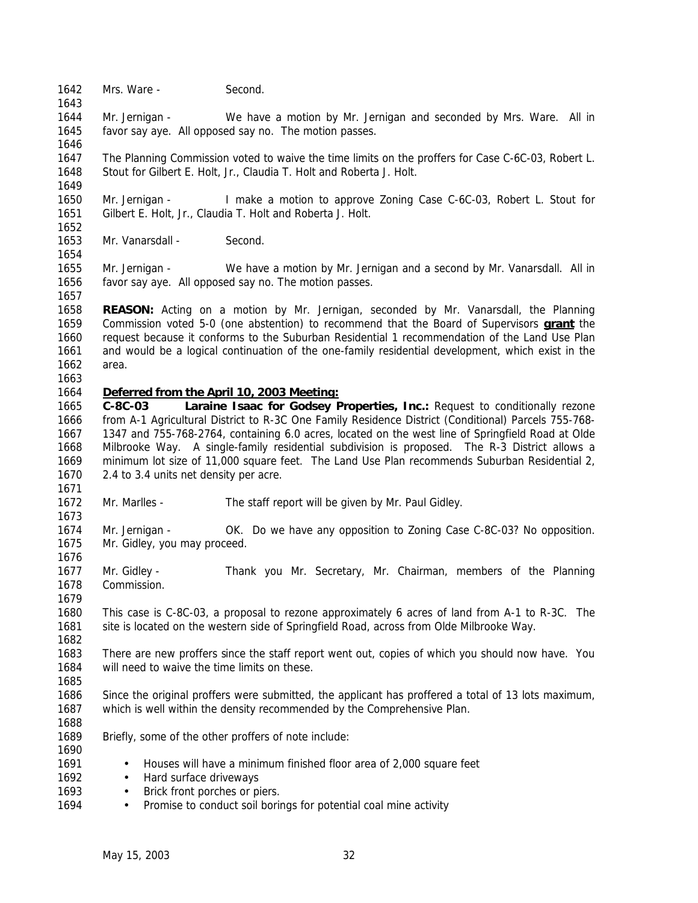Mrs. Ware - Second.

Mr. Jernigan - We have a motion by Mr. Jernigan and seconded by Mrs. Ware. All in favor say aye. All opposed say no. The motion passes.

The Planning Commission voted to waive the time limits on the proffers for Case C-6C-03, Robert L. Stout for Gilbert E. Holt, Jr., Claudia T. Holt and Roberta J. Holt.

Mr. Jernigan - I make a motion to approve Zoning Case C-6C-03, Robert L. Stout for Gilbert E. Holt, Jr., Claudia T. Holt and Roberta J. Holt.

Mr. Vanarsdall - Second.

Mr. Jernigan - We have a motion by Mr. Jernigan and a second by Mr. Vanarsdall. All in favor say aye. All opposed say no. The motion passes.

**REASON:** Acting on a motion by Mr. Jernigan, seconded by Mr. Vanarsdall, the Planning Commission voted 5-0 (one abstention) to recommend that the Board of Supervisors **grant** the request because it conforms to the Suburban Residential 1 recommendation of the Land Use Plan and would be a logical continuation of the one-family residential development, which exist in the area.

**Deferred from the April 10, 2003 Meeting:**

**C-8C-03 Laraine Isaac for Godsey Properties, Inc.:** Request to conditionally rezone from A-1 Agricultural District to R-3C One Family Residence District (Conditional) Parcels 755-768-1347 and 755-768-2764, containing 6.0 acres, located on the west line of Springfield Road at Olde Milbrooke Way. A single-family residential subdivision is proposed. The R-3 District allows a minimum lot size of 11,000 square feet. The Land Use Plan recommends Suburban Residential 2, 2.4 to 3.4 units net density per acre.

Mr. Marlles - The staff report will be given by Mr. Paul Gidley.

Mr. Jernigan - OK. Do we have any opposition to Zoning Case C-8C-03? No opposition. Mr. Gidley, you may proceed.

Mr. Gidley - Thank you Mr. Secretary, Mr. Chairman, members of the Planning Commission.

This case is C-8C-03, a proposal to rezone approximately 6 acres of land from A-1 to R-3C. The site is located on the western side of Springfield Road, across from Olde Milbrooke Way.

There are new proffers since the staff report went out, copies of which you should now have. You will need to waive the time limits on these.

Since the original proffers were submitted, the applicant has proffered a total of 13 lots maximum, which is well within the density recommended by the Comprehensive Plan.

Briefly, some of the other proffers of note include:

- Houses will have a minimum finished floor area of 2,000 square feet
- Hard surface driveways
- Brick front porches or piers.
- Promise to conduct soil borings for potential coal mine activity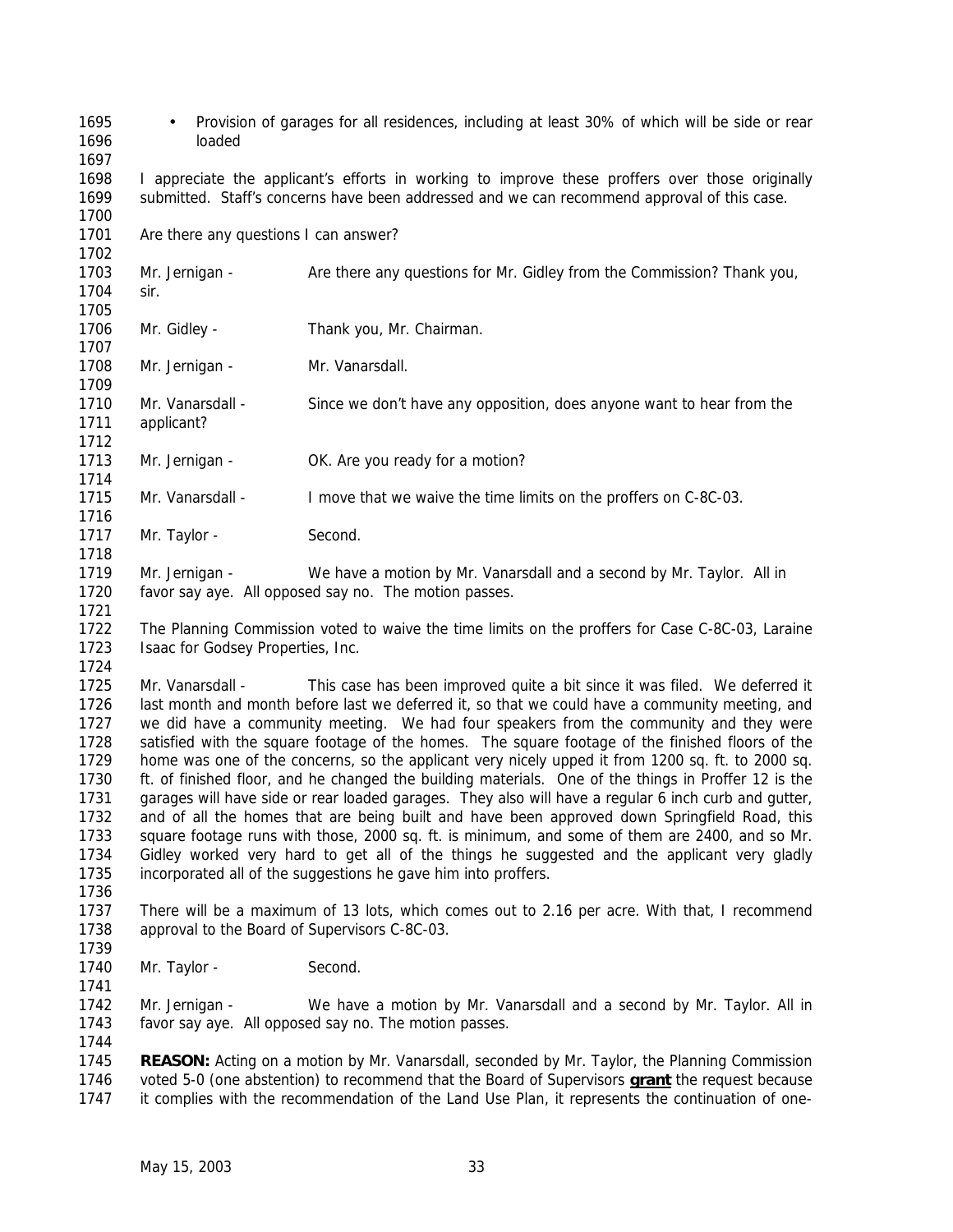- Provision of garages for all residences, including at least 30% of which will be side or rear loaded

I appreciate the applicant's efforts in working to improve these proffers over those originally submitted. Staff's concerns have been addressed and we can recommend approval of this case.

Are there any questions I can answer?

Mr. Jernigan - Are there any questions for Mr. Gidley from the Commission? Thank you, sir.

Mr. Gidley - Thank you, Mr. Chairman.

Mr. Jernigan - Mr. Vanarsdall.

Mr. Vanarsdall - Since we don't have any opposition, does anyone want to hear from the applicant?

Mr. Jernigan - OK. Are you ready for a motion?

Mr. Vanarsdall - I move that we waive the time limits on the proffers on C-8C-03.

Mr. Taylor - Second.

Mr. Jernigan - We have a motion by Mr. Vanarsdall and a second by Mr. Taylor. All in favor say aye. All opposed say no. The motion passes.

The Planning Commission voted to waive the time limits on the proffers for Case C-8C-03, Laraine Isaac for Godsey Properties, Inc.

Mr. Vanarsdall - This case has been improved quite a bit since it was filed. We deferred it last month and month before last we deferred it, so that we could have a community meeting, and we did have a community meeting. We had four speakers from the community and they were satisfied with the square footage of the homes. The square footage of the finished floors of the home was one of the concerns, so the applicant very nicely upped it from 1200 sq. ft. to 2000 sq. ft. of finished floor, and he changed the building materials. One of the things in Proffer 12 is the garages will have side or rear loaded garages. They also will have a regular 6 inch curb and gutter, and of all the homes that are being built and have been approved down Springfield Road, this square footage runs with those, 2000 sq. ft. is minimum, and some of them are 2400, and so Mr. Gidley worked very hard to get all of the things he suggested and the applicant very gladly incorporated all of the suggestions he gave him into proffers.

There will be a maximum of 13 lots, which comes out to 2.16 per acre. With that, I recommend approval to the Board of Supervisors C-8C-03.

Mr. Taylor - Second.

Mr. Jernigan - We have a motion by Mr. Vanarsdall and a second by Mr. Taylor. All in favor say aye. All opposed say no. The motion passes.

**REASON:** Acting on a motion by Mr. Vanarsdall, seconded by Mr. Taylor, the Planning Commission voted 5-0 (one abstention) to recommend that the Board of Supervisors **grant** the request because it complies with the recommendation of the Land Use Plan, it represents the continuation of one-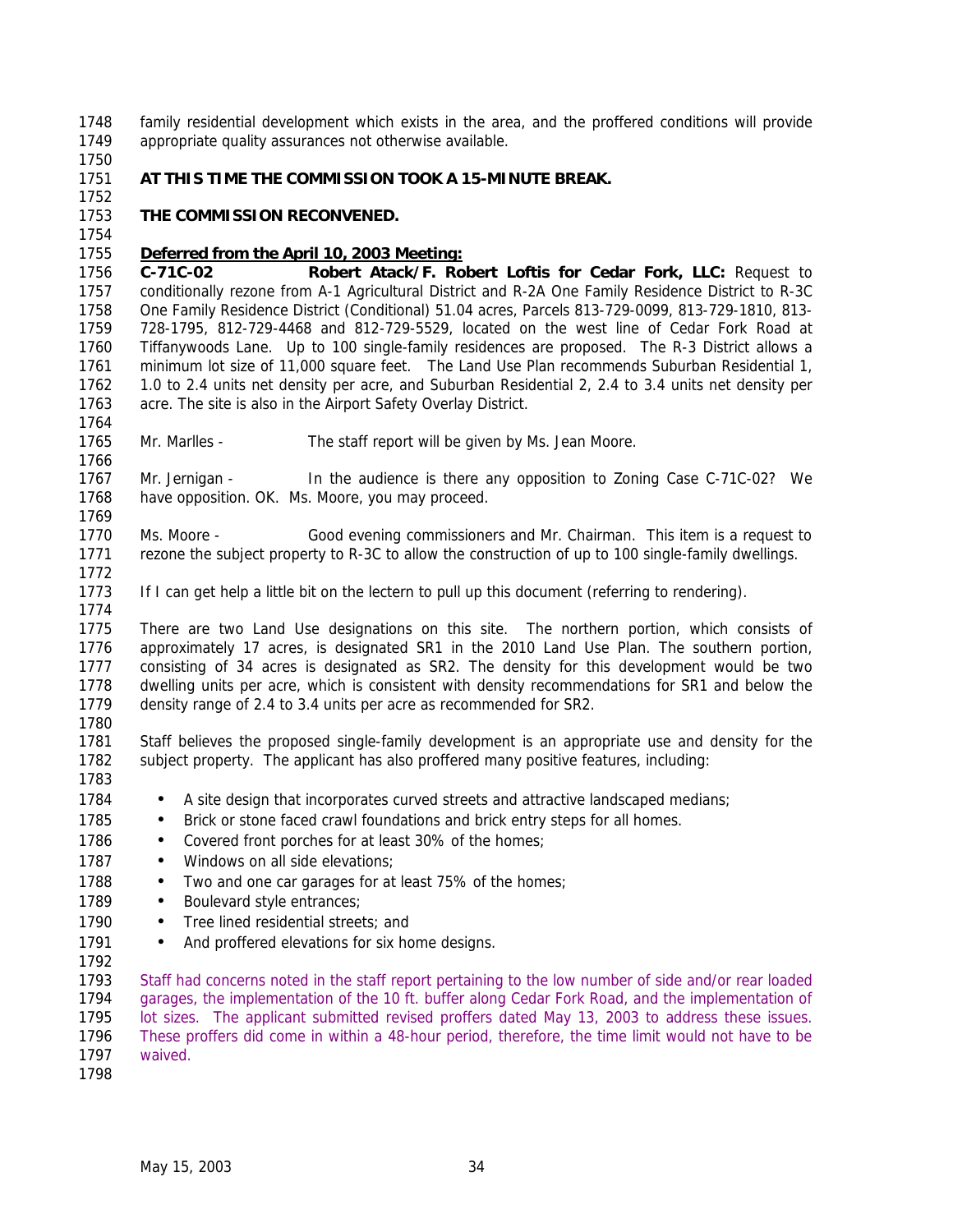family residential development which exists in the area, and the proffered conditions will provide appropriate quality assurances not otherwise available.

**AT THIS TIME THE COMMISSION TOOK A 15-MINUTE BREAK.**

**THE COMMISSION RECONVENED.**

**Deferred from the April 10, 2003 Meeting:**

**C-71C-02 Robert Atack/F. Robert Loftis for Cedar Fork, LLC:** Request to conditionally rezone from A-1 Agricultural District and R-2A One Family Residence District to R-3C One Family Residence District (Conditional) 51.04 acres, Parcels 813-729-0099, 813-729-1810, 813-728-1795, 812-729-4468 and 812-729-5529, located on the west line of Cedar Fork Road at Tiffanywoods Lane. Up to 100 single-family residences are proposed. The R-3 District allows a minimum lot size of 11,000 square feet. The Land Use Plan recommends Suburban Residential 1, 1.0 to 2.4 units net density per acre, and Suburban Residential 2, 2.4 to 3.4 units net density per acre. The site is also in the Airport Safety Overlay District.

Mr. Marlles - The staff report will be given by Ms. Jean Moore.

Mr. Jernigan - In the audience is there any opposition to Zoning Case C-71C-02? We have opposition. OK. Ms. Moore, you may proceed.

Ms. Moore - Good evening commissioners and Mr. Chairman. This item is a request to rezone the subject property to R-3C to allow the construction of up to 100 single-family dwellings.

If I can get help a little bit on the lectern to pull up this document (referring to rendering).

There are two Land Use designations on this site. The northern portion, which consists of approximately 17 acres, is designated SR1 in the 2010 Land Use Plan. The southern portion, consisting of 34 acres is designated as SR2. The density for this development would be two dwelling units per acre, which is consistent with density recommendations for SR1 and below the density range of 2.4 to 3.4 units per acre as recommended for SR2.

Staff believes the proposed single-family development is an appropriate use and density for the subject property. The applicant has also proffered many positive features, including:

- A site design that incorporates curved streets and attractive landscaped medians;
- Brick or stone faced crawl foundations and brick entry steps for all homes.
- Covered front porches for at least 30% of the homes;
- Windows on all side elevations;
- Two and one car garages for at least 75% of the homes;
- Boulevard style entrances;
- Tree lined residential streets; and
- And proffered elevations for six home designs.

Staff had concerns noted in the staff report pertaining to the low number of side and/or rear loaded garages, the implementation of the 10 ft. buffer along Cedar Fork Road, and the implementation of lot sizes. The applicant submitted revised proffers dated May 13, 2003 to address these issues. These proffers did come in within a 48-hour period, therefore, the time limit would not have to be waived.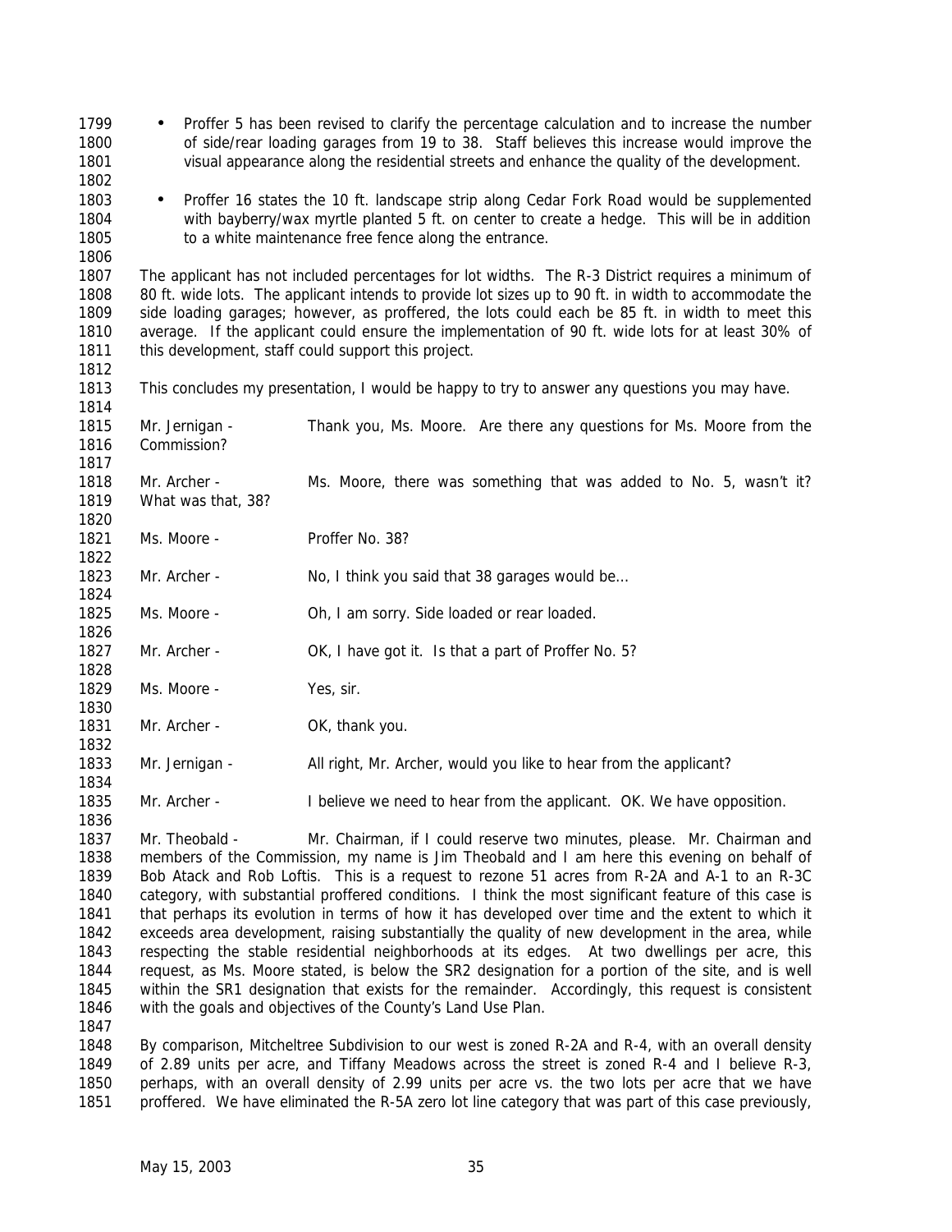- Proffer 5 has been revised to clarify the percentage calculation and to increase the number of side/rear loading garages from 19 to 38. Staff believes this increase would improve the visual appearance along the residential streets and enhance the quality of the development.

- Proffer 16 states the 10 ft. landscape strip along Cedar Fork Road would be supplemented with bayberry/wax myrtle planted 5 ft. on center to create a hedge. This will be in addition to a white maintenance free fence along the entrance.

The applicant has not included percentages for lot widths. The R-3 District requires a minimum of 80 ft. wide lots. The applicant intends to provide lot sizes up to 90 ft. in width to accommodate the side loading garages; however, as proffered, the lots could each be 85 ft. in width to meet this average. If the applicant could ensure the implementation of 90 ft. wide lots for at least 30% of this development, staff could support this project.

This concludes my presentation, I would be happy to try to answer any questions you may have.

Mr. Jernigan - Thank you, Ms. Moore. Are there any questions for Ms. Moore from the Commission?

Mr. Archer - Ms. Moore, there was something that was added to No. 5, wasn't it? What was that, 38?

Ms. Moore - Proffer No. 38?

Mr. Archer - No, I think you said that 38 garages would be…

Ms. Moore - Oh, I am sorry. Side loaded or rear loaded.

Mr. Archer - OK, I have got it. Is that a part of Proffer No. 5?

Ms. Moore - Yes, sir.

Mr. Archer - OK, thank you.

Mr. Jernigan - All right, Mr. Archer, would you like to hear from the applicant?

Mr. Archer - I believe we need to hear from the applicant. OK. We have opposition.

Mr. Theobald - Mr. Chairman, if I could reserve two minutes, please. Mr. Chairman and members of the Commission, my name is Jim Theobald and I am here this evening on behalf of Bob Atack and Rob Loftis. This is a request to rezone 51 acres from R-2A and A-1 to an R-3C category, with substantial proffered conditions. I think the most significant feature of this case is that perhaps its evolution in terms of how it has developed over time and the extent to which it exceeds area development, raising substantially the quality of new development in the area, while respecting the stable residential neighborhoods at its edges. At two dwellings per acre, this request, as Ms. Moore stated, is below the SR2 designation for a portion of the site, and is well within the SR1 designation that exists for the remainder. Accordingly, this request is consistent with the goals and objectives of the County's Land Use Plan.

By comparison, Mitcheltree Subdivision to our west is zoned R-2A and R-4, with an overall density of 2.89 units per acre, and Tiffany Meadows across the street is zoned R-4 and I believe R-3, perhaps, with an overall density of 2.99 units per acre vs. the two lots per acre that we have proffered. We have eliminated the R-5A zero lot line category that was part of this case previously,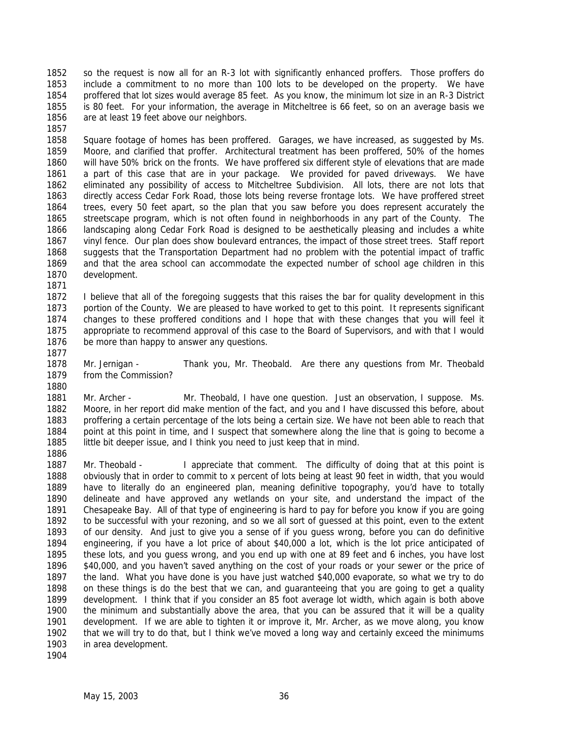so the request is now all for an R-3 lot with significantly enhanced proffers. Those proffers do include a commitment to no more than 100 lots to be developed on the property. We have proffered that lot sizes would average 85 feet. As you know, the minimum lot size in an R-3 District is 80 feet. For your information, the average in Mitcheltree is 66 feet, so on an average basis we are at least 19 feet above our neighbors.

Square footage of homes has been proffered. Garages, we have increased, as suggested by Ms. Moore, and clarified that proffer. Architectural treatment has been proffered, 50% of the homes will have 50% brick on the fronts. We have proffered six different style of elevations that are made a part of this case that are in your package. We provided for paved driveways. We have eliminated any possibility of access to Mitcheltree Subdivision. All lots, there are not lots that directly access Cedar Fork Road, those lots being reverse frontage lots. We have proffered street trees, every 50 feet apart, so the plan that you saw before you does represent accurately the streetscape program, which is not often found in neighborhoods in any part of the County. The landscaping along Cedar Fork Road is designed to be aesthetically pleasing and includes a white vinyl fence. Our plan does show boulevard entrances, the impact of those street trees. Staff report suggests that the Transportation Department had no problem with the potential impact of traffic and that the area school can accommodate the expected number of school age children in this development.

I believe that all of the foregoing suggests that this raises the bar for quality development in this portion of the County. We are pleased to have worked to get to this point. It represents significant changes to these proffered conditions and I hope that with these changes that you will feel it appropriate to recommend approval of this case to the Board of Supervisors, and with that I would be more than happy to answer any questions.

Mr. Jernigan - Thank you, Mr. Theobald. Are there any questions from Mr. Theobald from the Commission?

Mr. Archer - Mr. Theobald, I have one question. Just an observation, I suppose. Ms. Moore, in her report did make mention of the fact, and you and I have discussed this before, about proffering a certain percentage of the lots being a certain size. We have not been able to reach that point at this point in time, and I suspect that somewhere along the line that is going to become a little bit deeper issue, and I think you need to just keep that in mind.

Mr. Theobald - I appreciate that comment. The difficulty of doing that at this point is obviously that in order to commit to x percent of lots being at least 90 feet in width, that you would have to literally do an engineered plan, meaning definitive topography, you'd have to totally delineate and have approved any wetlands on your site, and understand the impact of the Chesapeake Bay. All of that type of engineering is hard to pay for before you know if you are going to be successful with your rezoning, and so we all sort of guessed at this point, even to the extent of our density. And just to give you a sense of if you guess wrong, before you can do definitive engineering, if you have a lot price of about $40,000 a lot, which is the lot price anticipated of these lots, and you guess wrong, and you end up with one at 89 feet and 6 inches, you have lost $40,000, and you haven't saved anything on the cost of your roads or your sewer or the price of the land. What you have done is you have just watched $40,000 evaporate, so what we try to do on these things is do the best that we can, and guaranteeing that you are going to get a quality development. I think that if you consider an 85 foot average lot width, which again is both above the minimum and substantially above the area, that you can be assured that it will be a quality development. If we are able to tighten it or improve it, Mr. Archer, as we move along, you know that we will try to do that, but I think we've moved a long way and certainly exceed the minimums in area development.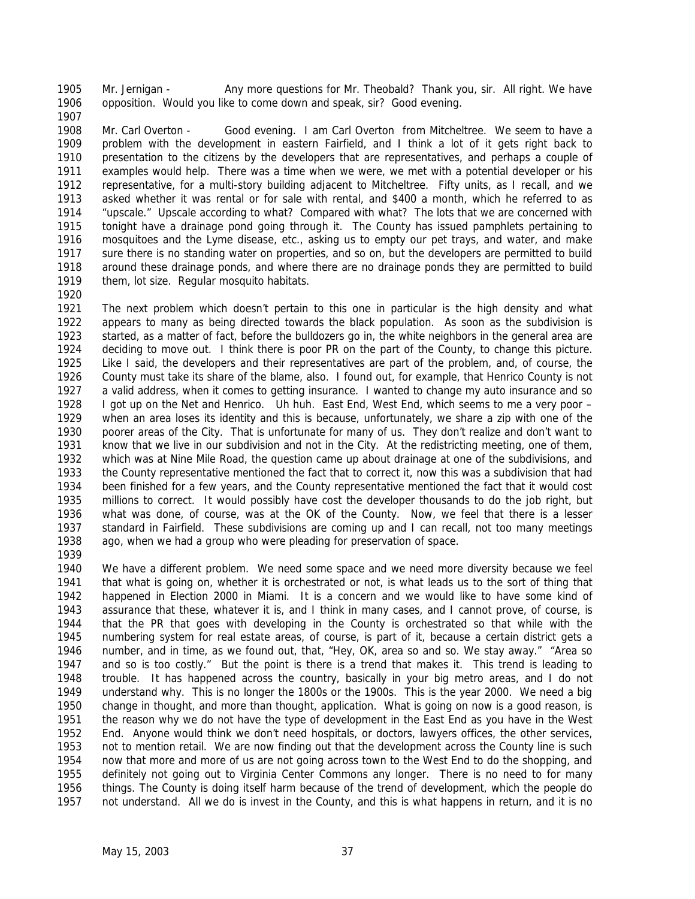Mr. Jernigan - Any more questions for Mr. Theobald? Thank you, sir. All right. We have opposition. Would you like to come down and speak, sir? Good evening.

Mr. Carl Overton - Good evening. I am Carl Overton from Mitcheltree. We seem to have a problem with the development in eastern Fairfield, and I think a lot of it gets right back to presentation to the citizens by the developers that are representatives, and perhaps a couple of examples would help. There was a time when we were, we met with a potential developer or his representative, for a multi-story building adjacent to Mitcheltree. Fifty units, as I recall, and we asked whether it was rental or for sale with rental, and $400 a month, which he referred to as "upscale." Upscale according to what? Compared with what? The lots that we are concerned with tonight have a drainage pond going through it. The County has issued pamphlets pertaining to mosquitoes and the Lyme disease, etc., asking us to empty our pet trays, and water, and make sure there is no standing water on properties, and so on, but the developers are permitted to build around these drainage ponds, and where there are no drainage ponds they are permitted to build them, lot size. Regular mosquito habitats.

The next problem which doesn't pertain to this one in particular is the high density and what appears to many as being directed towards the black population. As soon as the subdivision is started, as a matter of fact, before the bulldozers go in, the white neighbors in the general area are deciding to move out. I think there is poor PR on the part of the County, to change this picture. Like I said, the developers and their representatives are part of the problem, and, of course, the County must take its share of the blame, also. I found out, for example, that Henrico County is not a valid address, when it comes to getting insurance. I wanted to change my auto insurance and so I got up on the Net and Henrico. Uh huh. East End, West End, which seems to me a very poor – when an area loses its identity and this is because, unfortunately, we share a zip with one of the poorer areas of the City. That is unfortunate for many of us. They don't realize and don't want to know that we live in our subdivision and not in the City. At the redistricting meeting, one of them, which was at Nine Mile Road, the question came up about drainage at one of the subdivisions, and the County representative mentioned the fact that to correct it, now this was a subdivision that had been finished for a few years, and the County representative mentioned the fact that it would cost millions to correct. It would possibly have cost the developer thousands to do the job right, but what was done, of course, was at the OK of the County. Now, we feel that there is a lesser standard in Fairfield. These subdivisions are coming up and I can recall, not too many meetings ago, when we had a group who were pleading for preservation of space.

We have a different problem. We need some space and we need more diversity because we feel that what is going on, whether it is orchestrated or not, is what leads us to the sort of thing that happened in Election 2000 in Miami. It is a concern and we would like to have some kind of assurance that these, whatever it is, and I think in many cases, and I cannot prove, of course, is that the PR that goes with developing in the County is orchestrated so that while with the numbering system for real estate areas, of course, is part of it, because a certain district gets a number, and in time, as we found out, that, "Hey, OK, area so and so. We stay away." "Area so and so is too costly." But the point is there is a trend that makes it. This trend is leading to trouble. It has happened across the country, basically in your big metro areas, and I do not understand why. This is no longer the 1800s or the 1900s. This is the year 2000. We need a big change in thought, and more than thought, application. What is going on now is a good reason, is the reason why we do not have the type of development in the East End as you have in the West End. Anyone would think we don't need hospitals, or doctors, lawyers offices, the other services, not to mention retail. We are now finding out that the development across the County line is such now that more and more of us are not going across town to the West End to do the shopping, and definitely not going out to Virginia Center Commons any longer. There is no need to for many things. The County is doing itself harm because of the trend of development, which the people do not understand. All we do is invest in the County, and this is what happens in return, and it is no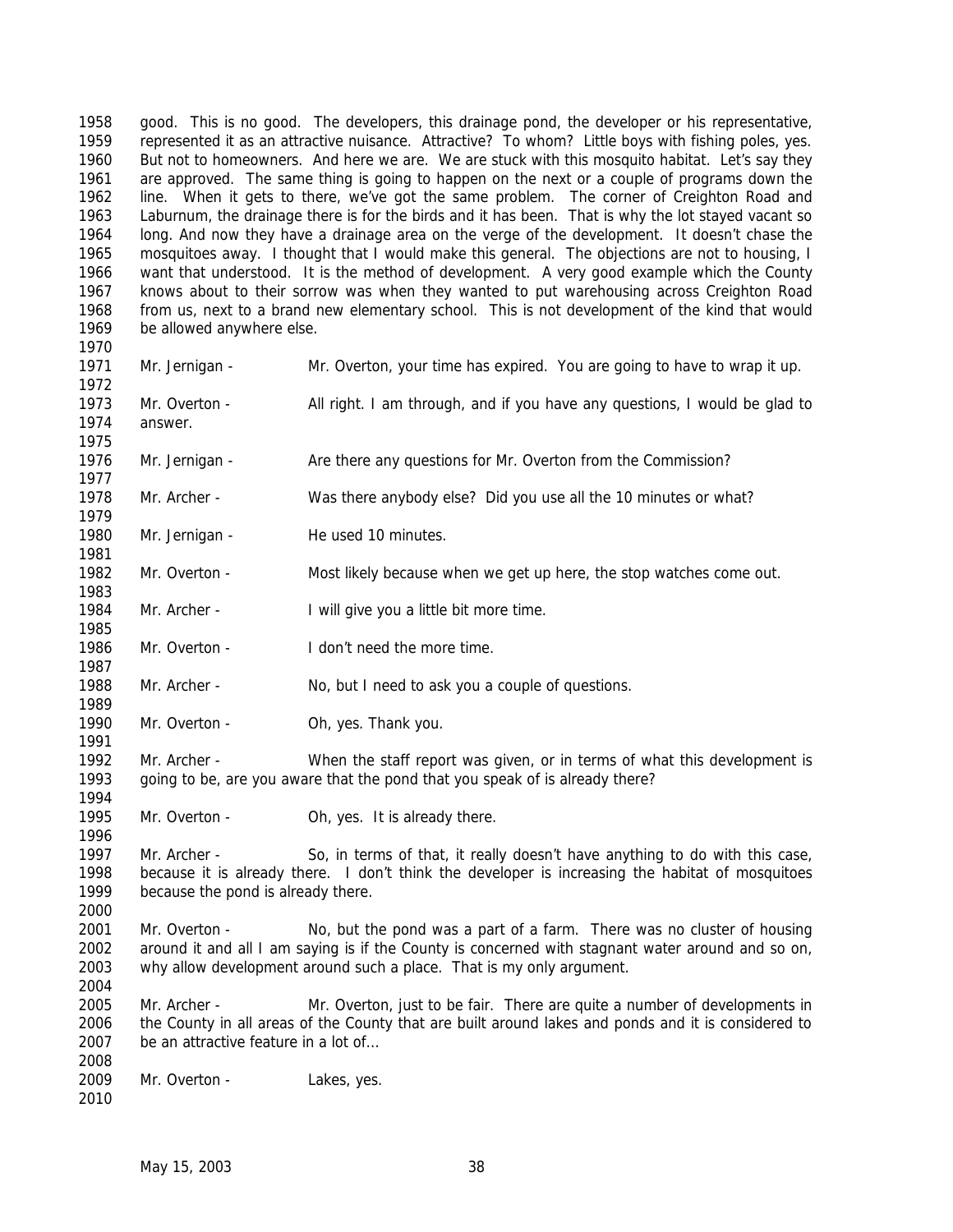good. This is no good. The developers, this drainage pond, the developer or his representative, represented it as an attractive nuisance. Attractive? To whom? Little boys with fishing poles, yes. But not to homeowners. And here we are. We are stuck with this mosquito habitat. Let's say they are approved. The same thing is going to happen on the next or a couple of programs down the line. When it gets to there, we've got the same problem. The corner of Creighton Road and Laburnum, the drainage there is for the birds and it has been. That is why the lot stayed vacant so long. And now they have a drainage area on the verge of the development. It doesn't chase the mosquitoes away. I thought that I would make this general. The objections are not to housing, I want that understood. It is the method of development. A very good example which the County knows about to their sorrow was when they wanted to put warehousing across Creighton Road from us, next to a brand new elementary school. This is not development of the kind that would be allowed anywhere else.

Mr. Jernigan - Mr. Overton, your time has expired. You are going to have to wrap it up.

Mr. Overton - All right. I am through, and if you have any questions, I would be glad to answer.

Mr. Jernigan - Are there any questions for Mr. Overton from the Commission?

Mr. Archer - Was there anybody else? Did you use all the 10 minutes or what?

Mr. Jernigan - He used 10 minutes.

Mr. Overton - Most likely because when we get up here, the stop watches come out.

Mr. Archer - I will give you a little bit more time.

Mr. Overton - I don't need the more time.

Mr. Archer - No, but I need to ask you a couple of questions.

Mr. Overton - Oh, yes. Thank you.

Mr. Archer - When the staff report was given, or in terms of what this development is going to be, are you aware that the pond that you speak of is already there?

Mr. Overton - Oh, yes. It is already there.

Mr. Archer - So, in terms of that, it really doesn't have anything to do with this case, because it is already there. I don't think the developer is increasing the habitat of mosquitoes because the pond is already there.

Mr. Overton - No, but the pond was a part of a farm. There was no cluster of housing around it and all I am saying is if the County is concerned with stagnant water around and so on, why allow development around such a place. That is my only argument.

Mr. Archer - Mr. Overton, just to be fair. There are quite a number of developments in the County in all areas of the County that are built around lakes and ponds and it is considered to be an attractive feature in a lot of…

Mr. Overton - Lakes, yes.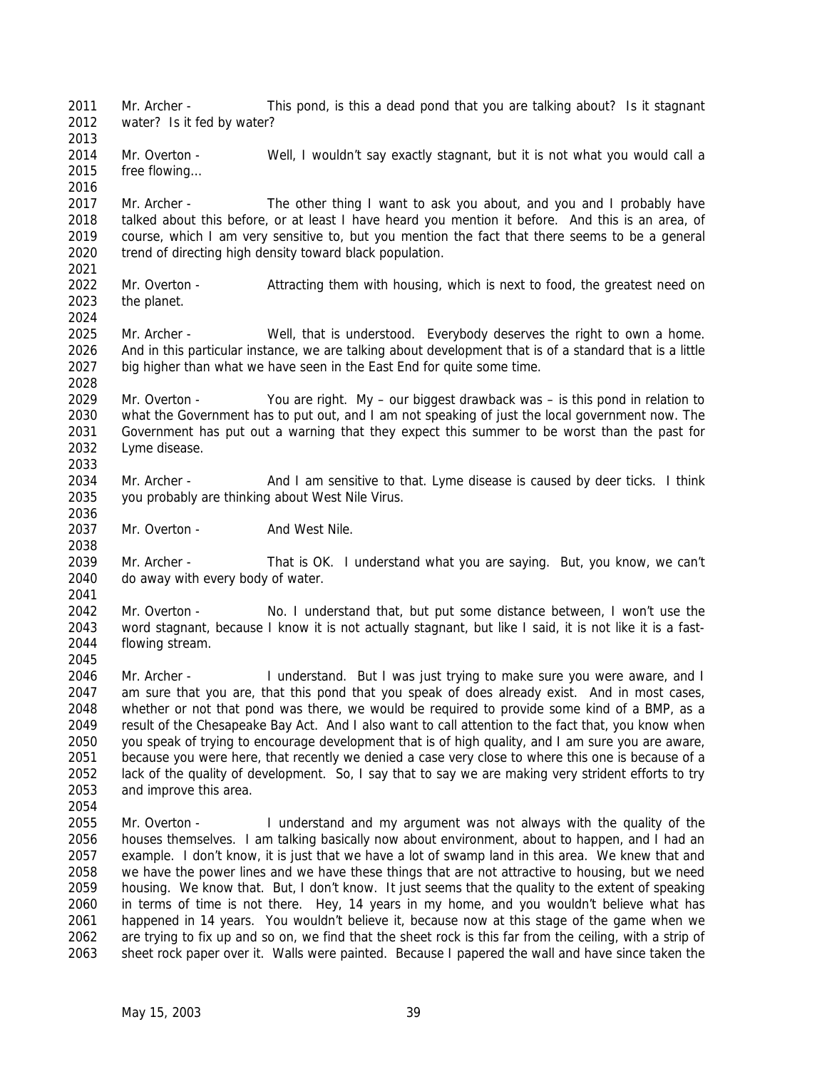Mr. Archer - This pond, is this a dead pond that you are talking about? Is it stagnant water? Is it fed by water?

Mr. Overton - Well, I wouldn't say exactly stagnant, but it is not what you would call a free flowing…

Mr. Archer - The other thing I want to ask you about, and you and I probably have talked about this before, or at least I have heard you mention it before. And this is an area, of course, which I am very sensitive to, but you mention the fact that there seems to be a general trend of directing high density toward black population.

Mr. Overton - Attracting them with housing, which is next to food, the greatest need on the planet.

Mr. Archer - Well, that is understood. Everybody deserves the right to own a home. And in this particular instance, we are talking about development that is of a standard that is a little big higher than what we have seen in the East End for quite some time.

Mr. Overton - You are right. My – our biggest drawback was – is this pond in relation to what the Government has to put out, and I am not speaking of just the local government now. The Government has put out a warning that they expect this summer to be worst than the past for Lyme disease.

Mr. Archer - And I am sensitive to that. Lyme disease is caused by deer ticks. I think you probably are thinking about West Nile Virus.

Mr. Overton - And West Nile.

Mr. Archer - That is OK. I understand what you are saying. But, you know, we can't do away with every body of water.

Mr. Overton - No. I understand that, but put some distance between, I won't use the word stagnant, because I know it is not actually stagnant, but like I said, it is not like it is a fast-flowing stream.

Mr. Archer - I understand. But I was just trying to make sure you were aware, and I am sure that you are, that this pond that you speak of does already exist. And in most cases, whether or not that pond was there, we would be required to provide some kind of a BMP, as a result of the Chesapeake Bay Act. And I also want to call attention to the fact that, you know when you speak of trying to encourage development that is of high quality, and I am sure you are aware, because you were here, that recently we denied a case very close to where this one is because of a lack of the quality of development. So, I say that to say we are making very strident efforts to try and improve this area.

Mr. Overton - I understand and my argument was not always with the quality of the houses themselves. I am talking basically now about environment, about to happen, and I had an example. I don't know, it is just that we have a lot of swamp land in this area. We knew that and we have the power lines and we have these things that are not attractive to housing, but we need housing. We know that. But, I don't know. It just seems that the quality to the extent of speaking in terms of time is not there. Hey, 14 years in my home, and you wouldn't believe what has happened in 14 years. You wouldn't believe it, because now at this stage of the game when we are trying to fix up and so on, we find that the sheet rock is this far from the ceiling, with a strip of sheet rock paper over it. Walls were painted. Because I papered the wall and have since taken the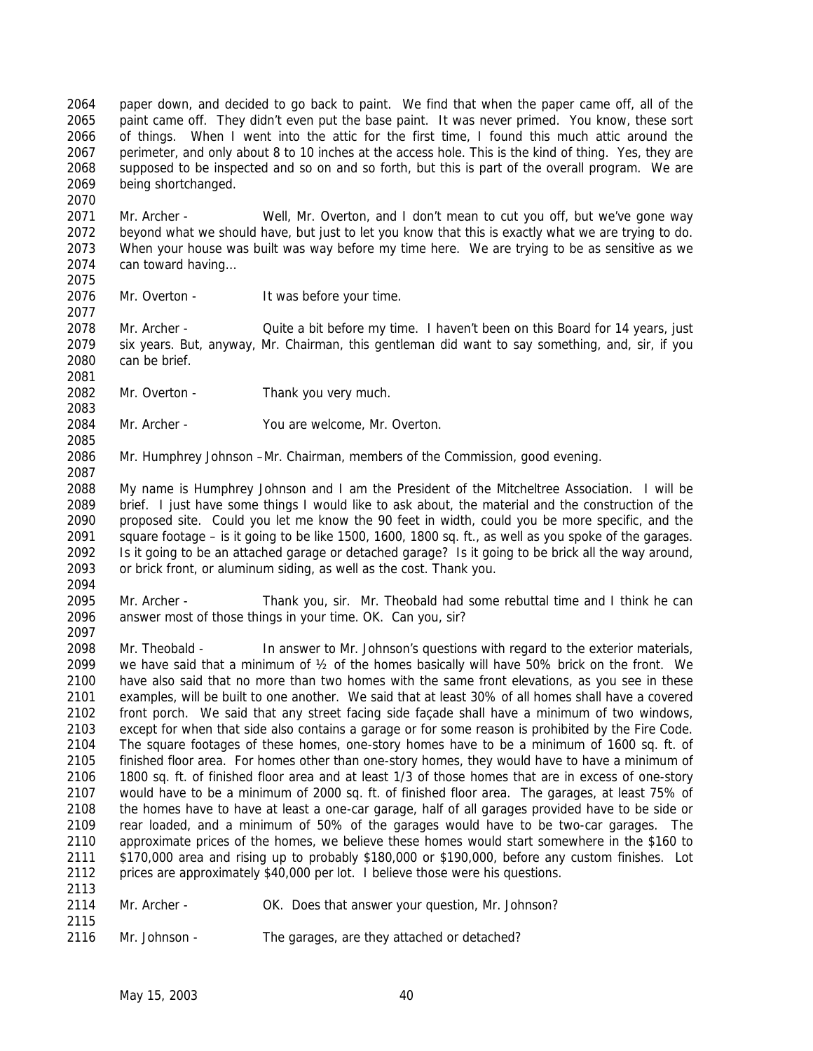paper down, and decided to go back to paint. We find that when the paper came off, all of the paint came off. They didn't even put the base paint. It was never primed. You know, these sort of things. When I went into the attic for the first time, I found this much attic around the perimeter, and only about 8 to 10 inches at the access hole. This is the kind of thing. Yes, they are supposed to be inspected and so on and so forth, but this is part of the overall program. We are being shortchanged.

Mr. Archer - Well, Mr. Overton, and I don't mean to cut you off, but we've gone way beyond what we should have, but just to let you know that this is exactly what we are trying to do. When your house was built was way before my time here. We are trying to be as sensitive as we can toward having…

Mr. Overton - It was before your time.

Mr. Archer - Quite a bit before my time. I haven't been on this Board for 14 years, just six years. But, anyway, Mr. Chairman, this gentleman did want to say something, and, sir, if you can be brief.

Mr. Overton - Thank you very much.

Mr. Archer - You are welcome, Mr. Overton.

Mr. Humphrey Johnson –Mr. Chairman, members of the Commission, good evening.

My name is Humphrey Johnson and I am the President of the Mitcheltree Association. I will be brief. I just have some things I would like to ask about, the material and the construction of the proposed site. Could you let me know the 90 feet in width, could you be more specific, and the square footage – is it going to be like 1500, 1600, 1800 sq. ft., as well as you spoke of the garages. Is it going to be an attached garage or detached garage? Is it going to be brick all the way around, or brick front, or aluminum siding, as well as the cost. Thank you.

Mr. Archer - Thank you, sir. Mr. Theobald had some rebuttal time and I think he can answer most of those things in your time. OK. Can you, sir?

Mr. Theobald - In answer to Mr. Johnson's questions with regard to the exterior materials, we have said that a minimum of ½ of the homes basically will have 50% brick on the front. We have also said that no more than two homes with the same front elevations, as you see in these examples, will be built to one another. We said that at least 30% of all homes shall have a covered front porch. We said that any street facing side façade shall have a minimum of two windows, except for when that side also contains a garage or for some reason is prohibited by the Fire Code. The square footages of these homes, one-story homes have to be a minimum of 1600 sq. ft. of finished floor area. For homes other than one-story homes, they would have to have a minimum of 1800 sq. ft. of finished floor area and at least 1/3 of those homes that are in excess of one-story would have to be a minimum of 2000 sq. ft. of finished floor area. The garages, at least 75% of the homes have to have at least a one-car garage, half of all garages provided have to be side or rear loaded, and a minimum of 50% of the garages would have to be two-car garages. The approximate prices of the homes, we believe these homes would start somewhere in the $160 to $170,000 area and rising up to probably $180,000 or $190,000, before any custom finishes. Lot prices are approximately $40,000 per lot. I believe those were his questions.

Mr. Archer - OK. Does that answer your question, Mr. Johnson?

Mr. Johnson - The garages, are they attached or detached?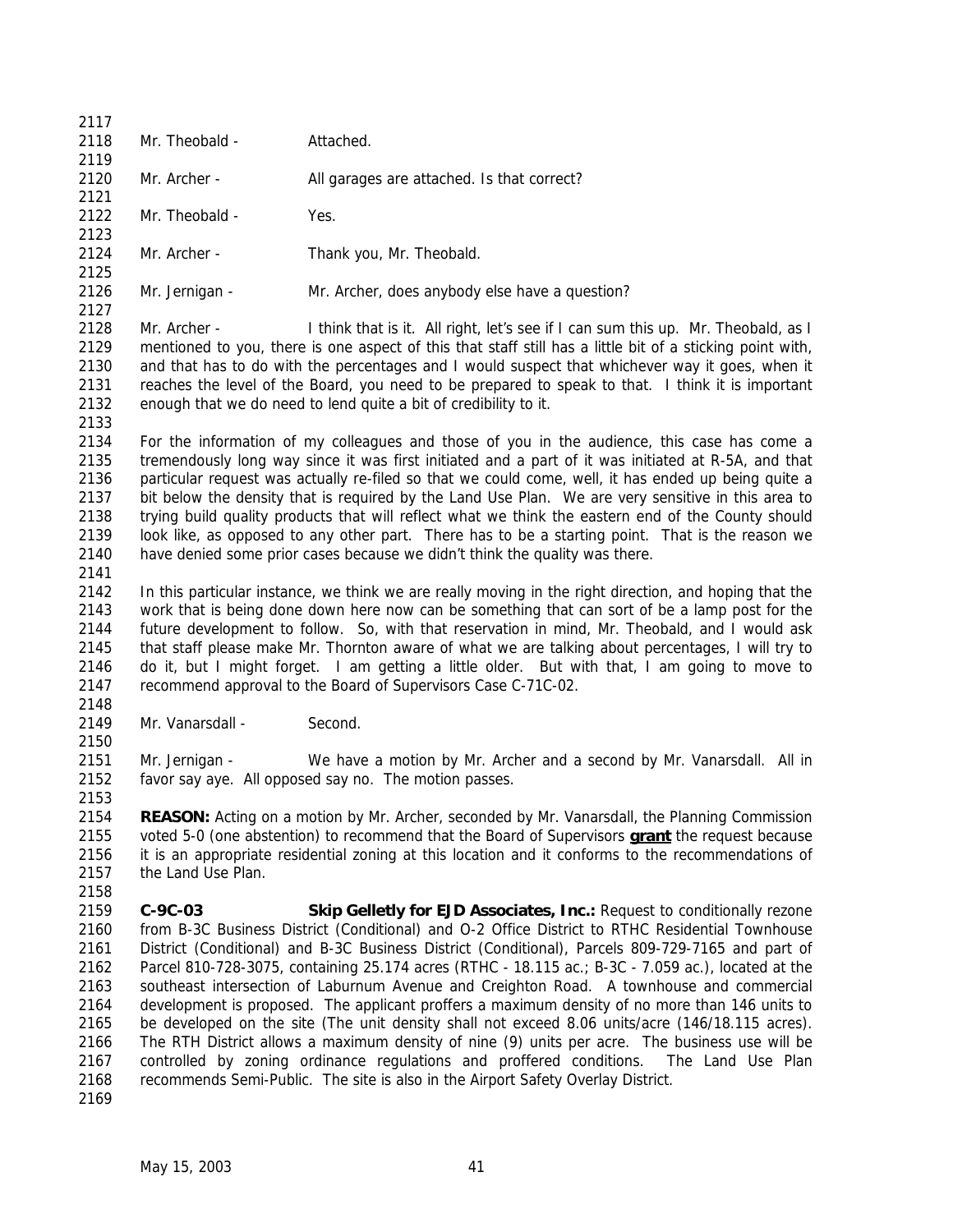Mr. Theobald - Attached.

Mr. Archer - All garages are attached. Is that correct?

Mr. Theobald - Yes.

Mr. Archer - Thank you, Mr. Theobald.

Mr. Jernigan - Mr. Archer, does anybody else have a question?

Mr. Archer - I think that is it. All right, let's see if I can sum this up. Mr. Theobald, as I mentioned to you, there is one aspect of this that staff still has a little bit of a sticking point with, and that has to do with the percentages and I would suspect that whichever way it goes, when it reaches the level of the Board, you need to be prepared to speak to that. I think it is important enough that we do need to lend quite a bit of credibility to it.

For the information of my colleagues and those of you in the audience, this case has come a tremendously long way since it was first initiated and a part of it was initiated at R-5A, and that particular request was actually re-filed so that we could come, well, it has ended up being quite a bit below the density that is required by the Land Use Plan. We are very sensitive in this area to trying build quality products that will reflect what we think the eastern end of the County should look like, as opposed to any other part. There has to be a starting point. That is the reason we have denied some prior cases because we didn't think the quality was there.

In this particular instance, we think we are really moving in the right direction, and hoping that the work that is being done down here now can be something that can sort of be a lamp post for the future development to follow. So, with that reservation in mind, Mr. Theobald, and I would ask that staff please make Mr. Thornton aware of what we are talking about percentages, I will try to do it, but I might forget. I am getting a little older. But with that, I am going to move to recommend approval to the Board of Supervisors Case C-71C-02.

Mr. Vanarsdall - Second.

Mr. Jernigan - We have a motion by Mr. Archer and a second by Mr. Vanarsdall. All in favor say aye. All opposed say no. The motion passes.

**REASON:** Acting on a motion by Mr. Archer, seconded by Mr. Vanarsdall, the Planning Commission voted 5-0 (one abstention) to recommend that the Board of Supervisors **grant** the request because it is an appropriate residential zoning at this location and it conforms to the recommendations of the Land Use Plan.

**C-9C-03** **Skip Gelletly for EJD Associates, Inc.:** Request to conditionally rezone from B-3C Business District (Conditional) and O-2 Office District to RTHC Residential Townhouse District (Conditional) and B-3C Business District (Conditional), Parcels 809-729-7165 and part of Parcel 810-728-3075, containing 25.174 acres (RTHC - 18.115 ac.; B-3C - 7.059 ac.), located at the southeast intersection of Laburnum Avenue and Creighton Road. A townhouse and commercial development is proposed. The applicant proffers a maximum density of no more than 146 units to be developed on the site (The unit density shall not exceed 8.06 units/acre (146/18.115 acres). The RTH District allows a maximum density of nine (9) units per acre. The business use will be controlled by zoning ordinance regulations and proffered conditions. The Land Use Plan recommends Semi-Public. The site is also in the Airport Safety Overlay District.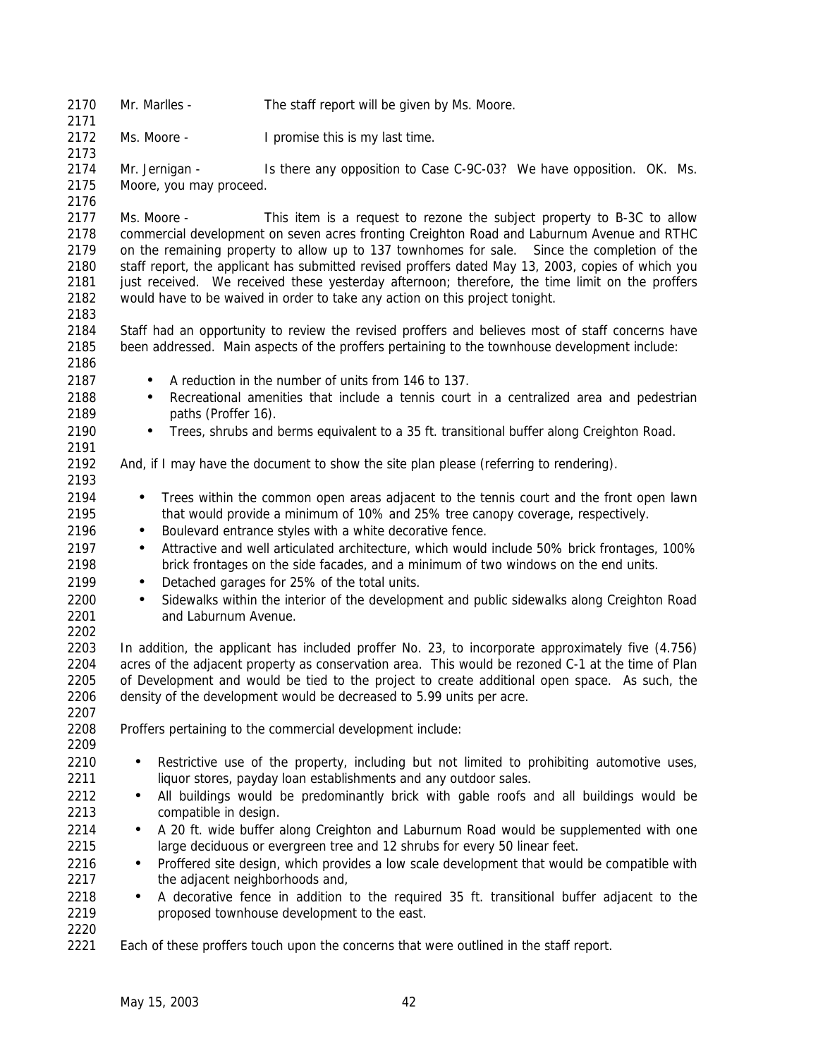Mr. Marlles - The staff report will be given by Ms. Moore.

Ms. Moore - I promise this is my last time.

Mr. Jernigan - Is there any opposition to Case C-9C-03? We have opposition. OK. Ms. Moore, you may proceed.

Ms. Moore - This item is a request to rezone the subject property to B-3C to allow commercial development on seven acres fronting Creighton Road and Laburnum Avenue and RTHC on the remaining property to allow up to 137 townhomes for sale. Since the completion of the staff report, the applicant has submitted revised proffers dated May 13, 2003, copies of which you just received. We received these yesterday afternoon; therefore, the time limit on the proffers would have to be waived in order to take any action on this project tonight.

Staff had an opportunity to review the revised proffers and believes most of staff concerns have been addressed. Main aspects of the proffers pertaining to the townhouse development include:

- A reduction in the number of units from 146 to 137.
- Recreational amenities that include a tennis court in a centralized area and pedestrian paths (Proffer 16).
- Trees, shrubs and berms equivalent to a 35 ft. transitional buffer along Creighton Road.

And, if I may have the document to show the site plan please (referring to rendering).

- Trees within the common open areas adjacent to the tennis court and the front open lawn that would provide a minimum of 10% and 25% tree canopy coverage, respectively.
- Boulevard entrance styles with a white decorative fence.
- Attractive and well articulated architecture, which would include 50% brick frontages, 100% brick frontages on the side facades, and a minimum of two windows on the end units.
- Detached garages for 25% of the total units.
- Sidewalks within the interior of the development and public sidewalks along Creighton Road and Laburnum Avenue.

In addition, the applicant has included proffer No. 23, to incorporate approximately five (4.756) acres of the adjacent property as conservation area. This would be rezoned C-1 at the time of Plan of Development and would be tied to the project to create additional open space. As such, the density of the development would be decreased to 5.99 units per acre.

Proffers pertaining to the commercial development include:

- Restrictive use of the property, including but not limited to prohibiting automotive uses, liquor stores, payday loan establishments and any outdoor sales.
- All buildings would be predominantly brick with gable roofs and all buildings would be compatible in design.
- A 20 ft. wide buffer along Creighton and Laburnum Road would be supplemented with one large deciduous or evergreen tree and 12 shrubs for every 50 linear feet.
- Proffered site design, which provides a low scale development that would be compatible with the adjacent neighborhoods and,
- A decorative fence in addition to the required 35 ft. transitional buffer adjacent to the proposed townhouse development to the east.

Each of these proffers touch upon the concerns that were outlined in the staff report.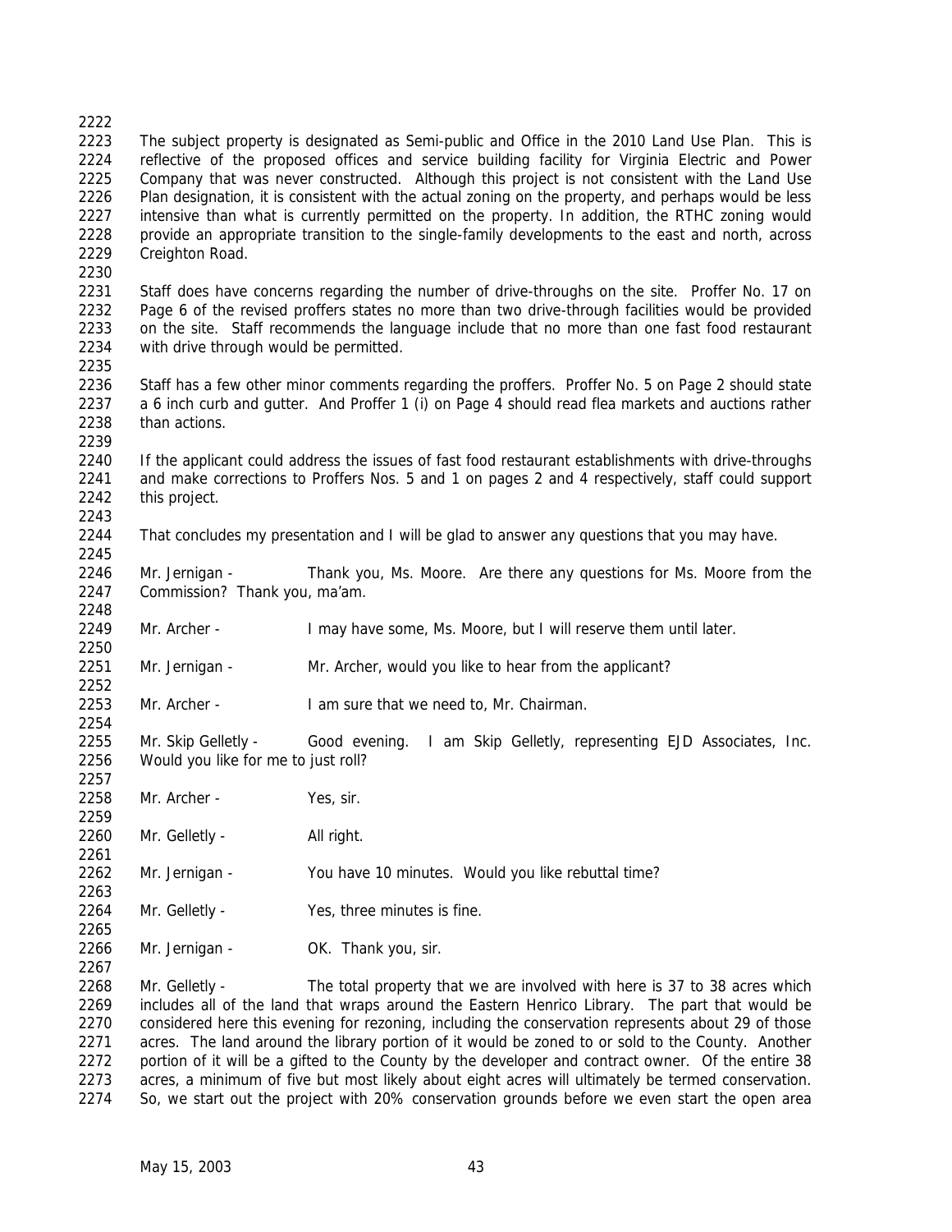The subject property is designated as Semi-public and Office in the 2010 Land Use Plan. This is reflective of the proposed offices and service building facility for Virginia Electric and Power Company that was never constructed. Although this project is not consistent with the Land Use Plan designation, it is consistent with the actual zoning on the property, and perhaps would be less intensive than what is currently permitted on the property. In addition, the RTHC zoning would provide an appropriate transition to the single-family developments to the east and north, across Creighton Road.

Staff does have concerns regarding the number of drive-throughs on the site. Proffer No. 17 on Page 6 of the revised proffers states no more than two drive-through facilities would be provided on the site. Staff recommends the language include that no more than one fast food restaurant with drive through would be permitted.

Staff has a few other minor comments regarding the proffers. Proffer No. 5 on Page 2 should state a 6 inch curb and gutter. And Proffer 1 (i) on Page 4 should read flea markets and auctions rather than actions.

If the applicant could address the issues of fast food restaurant establishments with drive-throughs and make corrections to Proffers Nos. 5 and 1 on pages 2 and 4 respectively, staff could support this project.

That concludes my presentation and I will be glad to answer any questions that you may have.

Mr. Jernigan - Thank you, Ms. Moore. Are there any questions for Ms. Moore from the Commission? Thank you, ma'am.

Mr. Archer - I may have some, Ms. Moore, but I will reserve them until later.

Mr. Jernigan - Mr. Archer, would you like to hear from the applicant?

Mr. Archer - I am sure that we need to, Mr. Chairman.

Mr. Skip Gelletly - Good evening. I am Skip Gelletly, representing EJD Associates, Inc. Would you like for me to just roll?

Mr. Archer - Yes, sir.

Mr. Gelletly - All right.

Mr. Jernigan - You have 10 minutes. Would you like rebuttal time?

Mr. Gelletly - Yes, three minutes is fine.

Mr. Jernigan - OK. Thank you, sir.

Mr. Gelletly - The total property that we are involved with here is 37 to 38 acres which includes all of the land that wraps around the Eastern Henrico Library. The part that would be considered here this evening for rezoning, including the conservation represents about 29 of those acres. The land around the library portion of it would be zoned to or sold to the County. Another portion of it will be a gifted to the County by the developer and contract owner. Of the entire 38 acres, a minimum of five but most likely about eight acres will ultimately be termed conservation. So, we start out the project with 20% conservation grounds before we even start the open area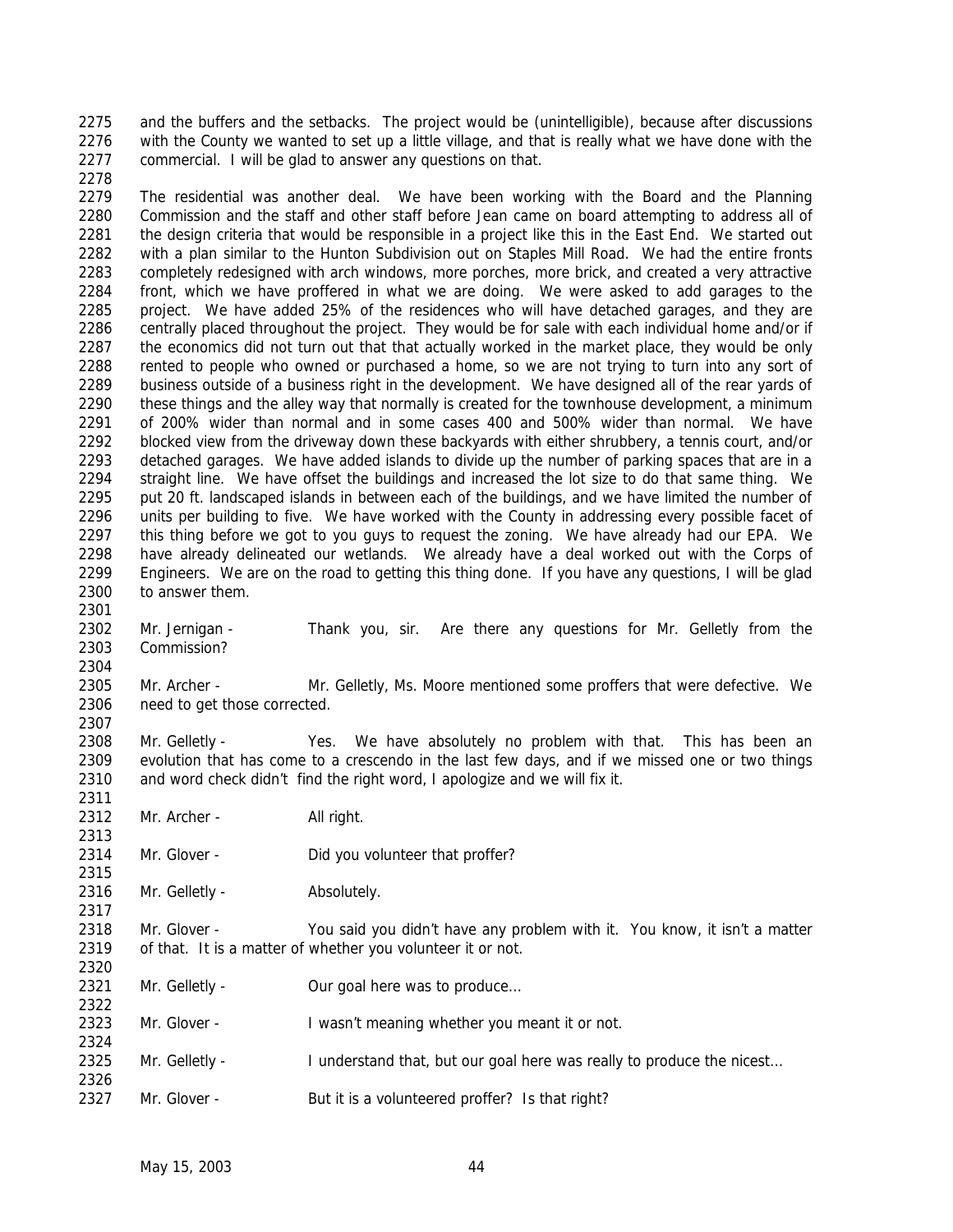and the buffers and the setbacks. The project would be (unintelligible), because after discussions with the County we wanted to set up a little village, and that is really what we have done with the commercial. I will be glad to answer any questions on that.

The residential was another deal. We have been working with the Board and the Planning Commission and the staff and other staff before Jean came on board attempting to address all of the design criteria that would be responsible in a project like this in the East End. We started out with a plan similar to the Hunton Subdivision out on Staples Mill Road. We had the entire fronts completely redesigned with arch windows, more porches, more brick, and created a very attractive front, which we have proffered in what we are doing. We were asked to add garages to the project. We have added 25% of the residences who will have detached garages, and they are centrally placed throughout the project. They would be for sale with each individual home and/or if the economics did not turn out that that actually worked in the market place, they would be only rented to people who owned or purchased a home, so we are not trying to turn into any sort of business outside of a business right in the development. We have designed all of the rear yards of these things and the alley way that normally is created for the townhouse development, a minimum of 200% wider than normal and in some cases 400 and 500% wider than normal. We have blocked view from the driveway down these backyards with either shrubbery, a tennis court, and/or detached garages. We have added islands to divide up the number of parking spaces that are in a straight line. We have offset the buildings and increased the lot size to do that same thing. We put 20 ft. landscaped islands in between each of the buildings, and we have limited the number of units per building to five. We have worked with the County in addressing every possible facet of this thing before we got to you guys to request the zoning. We have already had our EPA. We have already delineated our wetlands. We already have a deal worked out with the Corps of Engineers. We are on the road to getting this thing done. If you have any questions, I will be glad to answer them.

Mr. Jernigan - Thank you, sir. Are there any questions for Mr. Gelletly from the Commission?

Mr. Archer - Mr. Gelletly, Ms. Moore mentioned some proffers that were defective. We need to get those corrected.

Mr. Gelletly - Yes. We have absolutely no problem with that. This has been an evolution that has come to a crescendo in the last few days, and if we missed one or two things and word check didn't find the right word, I apologize and we will fix it.

Mr. Archer - All right.

Mr. Glover - Did you volunteer that proffer?

Mr. Gelletly - Absolutely.

Mr. Glover - You said you didn't have any problem with it. You know, it isn't a matter of that. It is a matter of whether you volunteer it or not.

Mr. Gelletly - Our goal here was to produce…

Mr. Glover - I wasn't meaning whether you meant it or not.

Mr. Gelletly - I understand that, but our goal here was really to produce the nicest…

Mr. Glover - But it is a volunteered proffer? Is that right?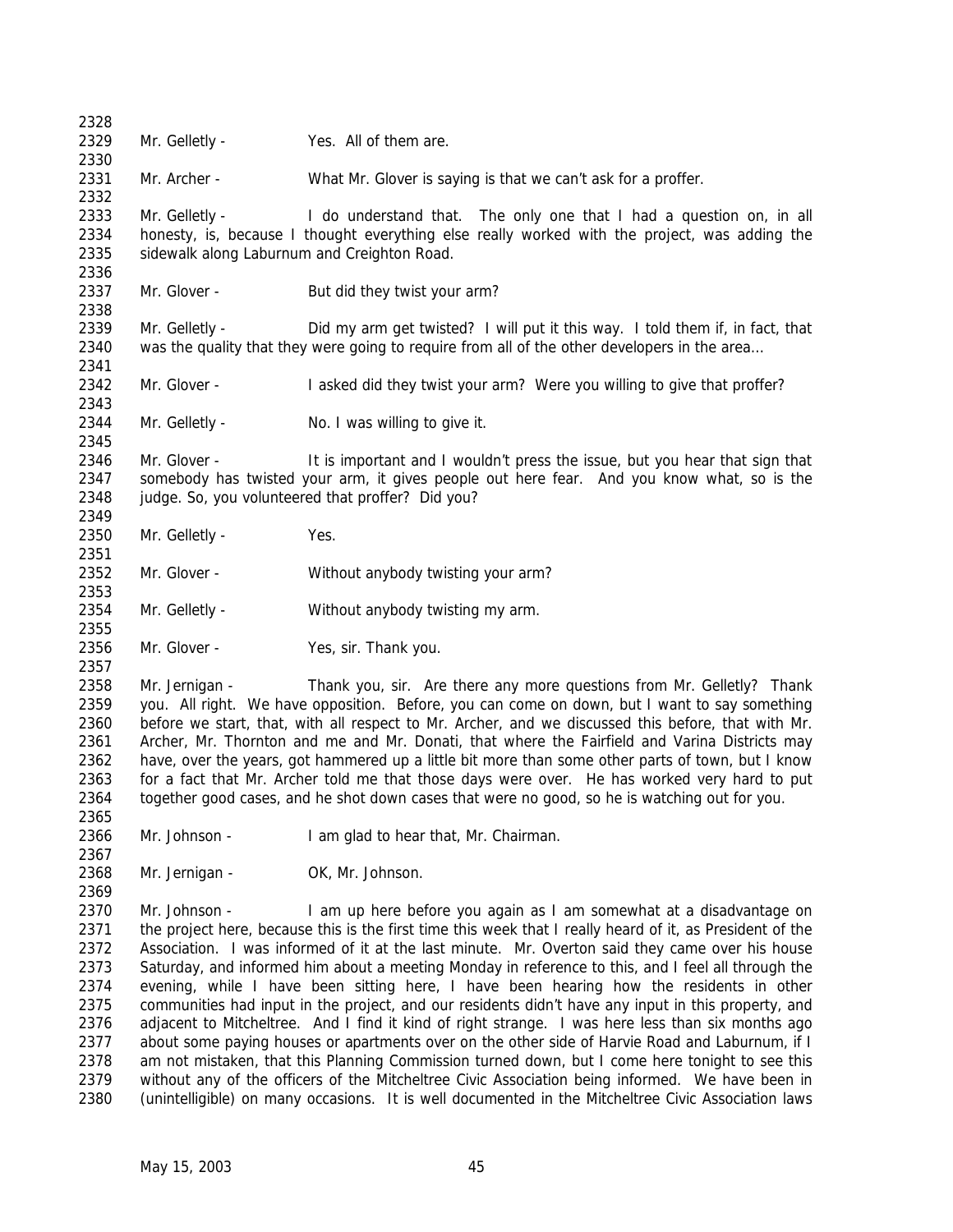Mr. Gelletly - Yes. All of them are.

Mr. Archer - What Mr. Glover is saying is that we can't ask for a proffer.

Mr. Gelletly - I do understand that. The only one that I had a question on, in all honesty, is, because I thought everything else really worked with the project, was adding the sidewalk along Laburnum and Creighton Road.

Mr. Glover - But did they twist your arm?

Mr. Gelletly - Did my arm get twisted? I will put it this way. I told them if, in fact, that was the quality that they were going to require from all of the other developers in the area…

Mr. Glover - I asked did they twist your arm? Were you willing to give that proffer?

Mr. Gelletly - No. I was willing to give it.

Mr. Glover - It is important and I wouldn't press the issue, but you hear that sign that somebody has twisted your arm, it gives people out here fear. And you know what, so is the judge. So, you volunteered that proffer? Did you?

Mr. Gelletly - Yes.

Mr. Glover - Without anybody twisting your arm?

Mr. Gelletly - Without anybody twisting my arm.

Mr. Glover - Yes, sir. Thank you.

Mr. Jernigan - Thank you, sir. Are there any more questions from Mr. Gelletly? Thank you. All right. We have opposition. Before, you can come on down, but I want to say something before we start, that, with all respect to Mr. Archer, and we discussed this before, that with Mr. Archer, Mr. Thornton and me and Mr. Donati, that where the Fairfield and Varina Districts may have, over the years, got hammered up a little bit more than some other parts of town, but I know for a fact that Mr. Archer told me that those days were over. He has worked very hard to put together good cases, and he shot down cases that were no good, so he is watching out for you.

Mr. Johnson - I am glad to hear that, Mr. Chairman.

Mr. Jernigan - OK, Mr. Johnson.

Mr. Johnson - I am up here before you again as I am somewhat at a disadvantage on the project here, because this is the first time this week that I really heard of it, as President of the Association. I was informed of it at the last minute. Mr. Overton said they came over his house Saturday, and informed him about a meeting Monday in reference to this, and I feel all through the evening, while I have been sitting here, I have been hearing how the residents in other communities had input in the project, and our residents didn't have any input in this property, and adjacent to Mitcheltree. And I find it kind of right strange. I was here less than six months ago about some paying houses or apartments over on the other side of Harvie Road and Laburnum, if I am not mistaken, that this Planning Commission turned down, but I come here tonight to see this without any of the officers of the Mitcheltree Civic Association being informed. We have been in (unintelligible) on many occasions. It is well documented in the Mitcheltree Civic Association laws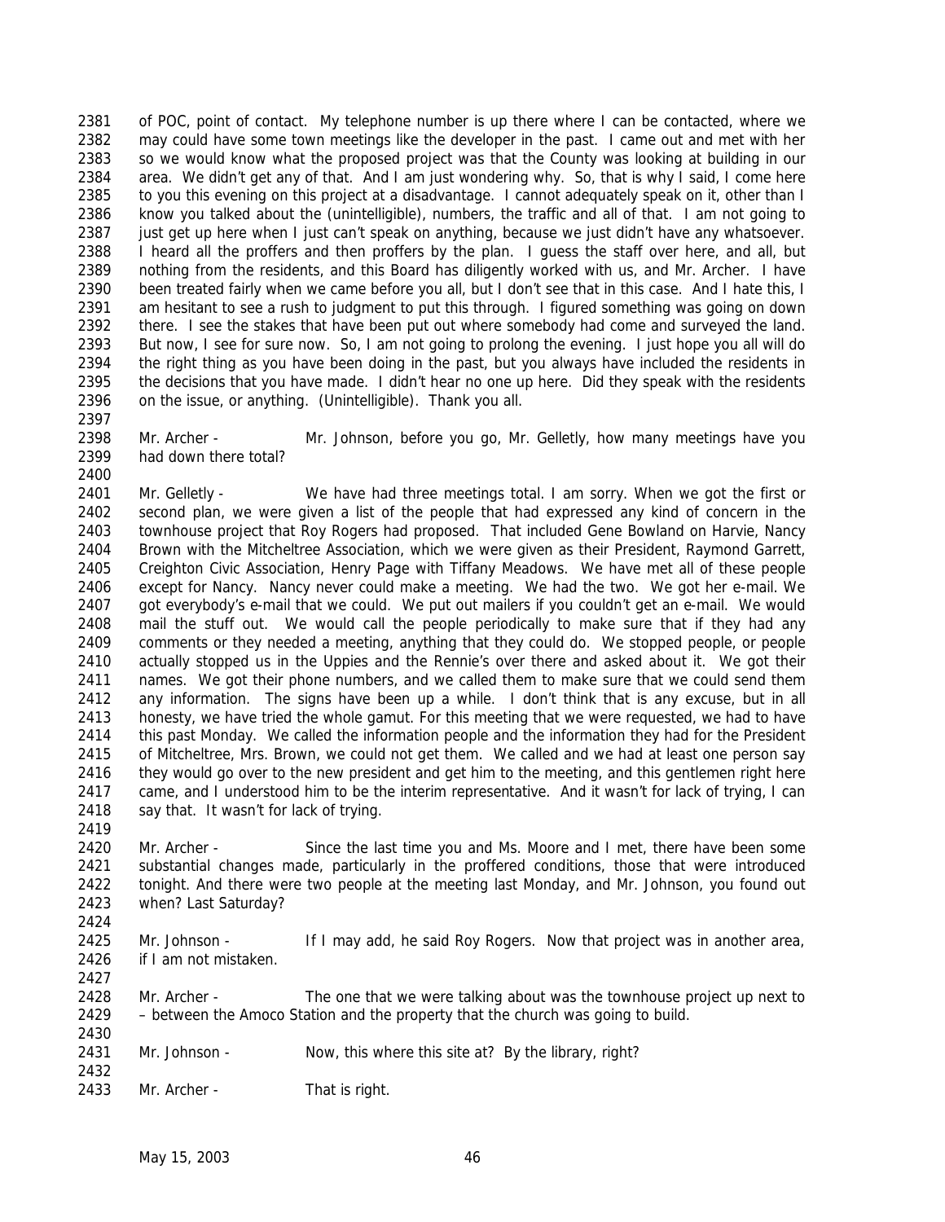of POC, point of contact. My telephone number is up there where I can be contacted, where we may could have some town meetings like the developer in the past. I came out and met with her so we would know what the proposed project was that the County was looking at building in our area. We didn't get any of that. And I am just wondering why. So, that is why I said, I come here to you this evening on this project at a disadvantage. I cannot adequately speak on it, other than I know you talked about the (unintelligible), numbers, the traffic and all of that. I am not going to just get up here when I just can't speak on anything, because we just didn't have any whatsoever. I heard all the proffers and then proffers by the plan. I guess the staff over here, and all, but nothing from the residents, and this Board has diligently worked with us, and Mr. Archer. I have been treated fairly when we came before you all, but I don't see that in this case. And I hate this, I am hesitant to see a rush to judgment to put this through. I figured something was going on down there. I see the stakes that have been put out where somebody had come and surveyed the land. But now, I see for sure now. So, I am not going to prolong the evening. I just hope you all will do the right thing as you have been doing in the past, but you always have included the residents in the decisions that you have made. I didn't hear no one up here. Did they speak with the residents on the issue, or anything. (Unintelligible). Thank you all.

Mr. Archer - Mr. Johnson, before you go, Mr. Gelletly, how many meetings have you had down there total?

Mr. Gelletly - We have had three meetings total. I am sorry. When we got the first or second plan, we were given a list of the people that had expressed any kind of concern in the townhouse project that Roy Rogers had proposed. That included Gene Bowland on Harvie, Nancy Brown with the Mitcheltree Association, which we were given as their President, Raymond Garrett, Creighton Civic Association, Henry Page with Tiffany Meadows. We have met all of these people except for Nancy. Nancy never could make a meeting. We had the two. We got her e-mail. We got everybody's e-mail that we could. We put out mailers if you couldn't get an e-mail. We would mail the stuff out. We would call the people periodically to make sure that if they had any comments or they needed a meeting, anything that they could do. We stopped people, or people actually stopped us in the Uppies and the Rennie's over there and asked about it. We got their names. We got their phone numbers, and we called them to make sure that we could send them any information. The signs have been up a while. I don't think that is any excuse, but in all honesty, we have tried the whole gamut. For this meeting that we were requested, we had to have this past Monday. We called the information people and the information they had for the President of Mitcheltree, Mrs. Brown, we could not get them. We called and we had at least one person say they would go over to the new president and get him to the meeting, and this gentlemen right here came, and I understood him to be the interim representative. And it wasn't for lack of trying, I can say that. It wasn't for lack of trying.

Mr. Archer - Since the last time you and Ms. Moore and I met, there have been some substantial changes made, particularly in the proffered conditions, those that were introduced tonight. And there were two people at the meeting last Monday, and Mr. Johnson, you found out when? Last Saturday?

Mr. Johnson - If I may add, he said Roy Rogers. Now that project was in another area, if I am not mistaken.

Mr. Archer - The one that we were talking about was the townhouse project up next to – between the Amoco Station and the property that the church was going to build.

Mr. Johnson - Now, this where this site at? By the library, right?

Mr. Archer - That is right.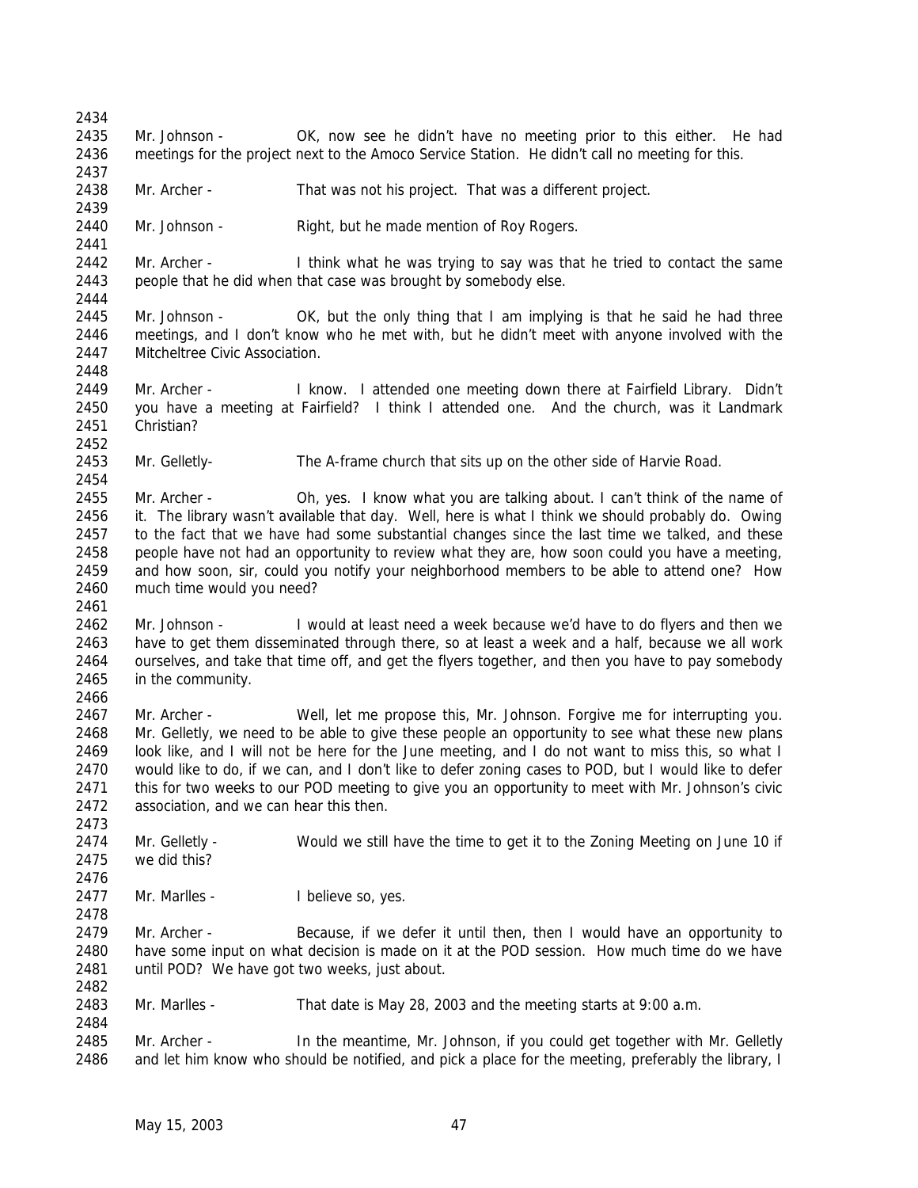Mr. Johnson - OK, now see he didn't have no meeting prior to this either. He had meetings for the project next to the Amoco Service Station. He didn't call no meeting for this.

Mr. Archer - That was not his project. That was a different project.

Mr. Johnson - Right, but he made mention of Roy Rogers.

Mr. Archer - I think what he was trying to say was that he tried to contact the same people that he did when that case was brought by somebody else.

Mr. Johnson - OK, but the only thing that I am implying is that he said he had three meetings, and I don't know who he met with, but he didn't meet with anyone involved with the Mitcheltree Civic Association.

Mr. Archer - I know. I attended one meeting down there at Fairfield Library. Didn't you have a meeting at Fairfield? I think I attended one. And the church, was it Landmark Christian?

Mr. Gelletly- The A-frame church that sits up on the other side of Harvie Road.

Mr. Archer - Oh, yes. I know what you are talking about. I can't think of the name of it. The library wasn't available that day. Well, here is what I think we should probably do. Owing to the fact that we have had some substantial changes since the last time we talked, and these people have not had an opportunity to review what they are, how soon could you have a meeting, and how soon, sir, could you notify your neighborhood members to be able to attend one? How much time would you need?

Mr. Johnson - I would at least need a week because we'd have to do flyers and then we have to get them disseminated through there, so at least a week and a half, because we all work ourselves, and take that time off, and get the flyers together, and then you have to pay somebody in the community.

Mr. Archer - Well, let me propose this, Mr. Johnson. Forgive me for interrupting you. Mr. Gelletly, we need to be able to give these people an opportunity to see what these new plans look like, and I will not be here for the June meeting, and I do not want to miss this, so what I would like to do, if we can, and I don't like to defer zoning cases to POD, but I would like to defer this for two weeks to our POD meeting to give you an opportunity to meet with Mr. Johnson's civic association, and we can hear this then.

Mr. Gelletly - Would we still have the time to get it to the Zoning Meeting on June 10 if we did this?

Mr. Marlles - I believe so, yes.

Mr. Archer - Because, if we defer it until then, then I would have an opportunity to have some input on what decision is made on it at the POD session. How much time do we have until POD? We have got two weeks, just about.

Mr. Marlles - That date is May 28, 2003 and the meeting starts at 9:00 a.m.

Mr. Archer - In the meantime, Mr. Johnson, if you could get together with Mr. Gelletly and let him know who should be notified, and pick a place for the meeting, preferably the library, I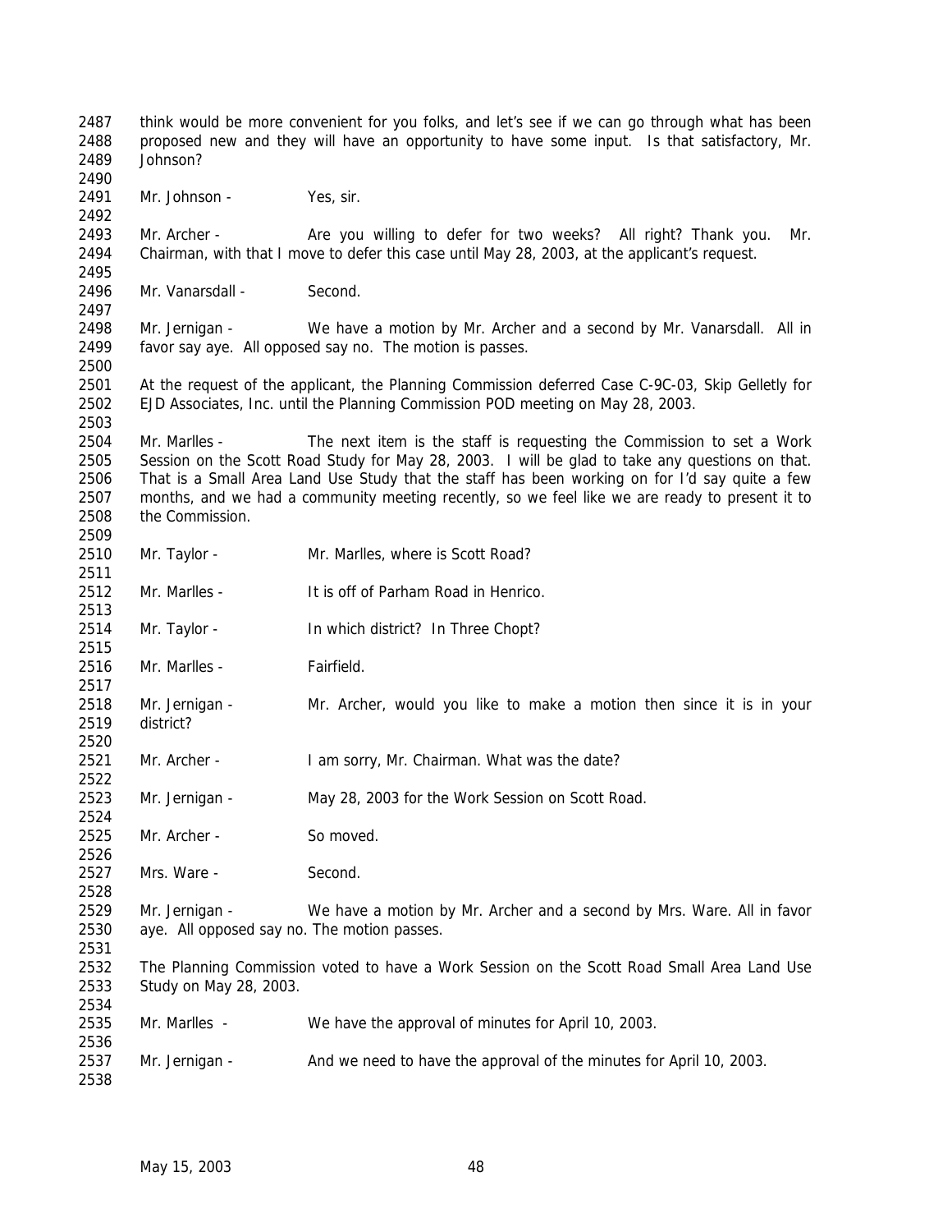think would be more convenient for you folks, and let's see if we can go through what has been proposed new and they will have an opportunity to have some input. Is that satisfactory, Mr. Johnson?

Mr. Johnson - Yes, sir.

Mr. Archer - Are you willing to defer for two weeks? All right? Thank you. Mr. Chairman, with that I move to defer this case until May 28, 2003, at the applicant's request.

Mr. Vanarsdall - Second.

Mr. Jernigan - We have a motion by Mr. Archer and a second by Mr. Vanarsdall. All in favor say aye. All opposed say no. The motion is passes.

At the request of the applicant, the Planning Commission deferred Case C-9C-03, Skip Gelletly for EJD Associates, Inc. until the Planning Commission POD meeting on May 28, 2003.

Mr. Marlles - The next item is the staff is requesting the Commission to set a Work Session on the Scott Road Study for May 28, 2003. I will be glad to take any questions on that. That is a Small Area Land Use Study that the staff has been working on for I'd say quite a few months, and we had a community meeting recently, so we feel like we are ready to present it to the Commission.

Mr. Taylor - Mr. Marlles, where is Scott Road?

Mr. Marlles - It is off of Parham Road in Henrico.

Mr. Taylor - In which district? In Three Chopt?

Mr. Marlles - Fairfield.

Mr. Jernigan - Mr. Archer, would you like to make a motion then since it is in your district?

Mr. Archer - I am sorry, Mr. Chairman. What was the date?

Mr. Jernigan - May 28, 2003 for the Work Session on Scott Road.

Mr. Archer - So moved.

Mrs. Ware - Second.

Mr. Jernigan - We have a motion by Mr. Archer and a second by Mrs. Ware. All in favor aye. All opposed say no. The motion passes.

The Planning Commission voted to have a Work Session on the Scott Road Small Area Land Use Study on May 28, 2003.

Mr. Marlles - We have the approval of minutes for April 10, 2003.

Mr. Jernigan - And we need to have the approval of the minutes for April 10, 2003.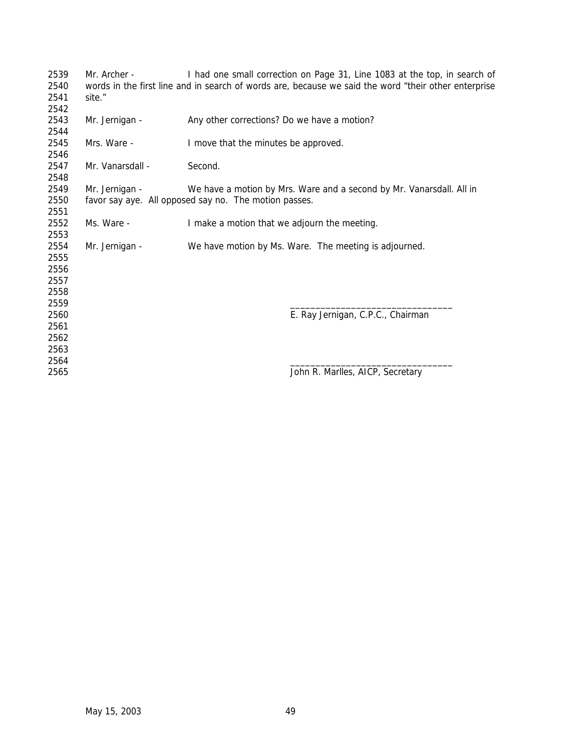Mr. Archer - I had one small correction on Page 31, Line 1083 at the top, in search of words in the first line and in search of words are, because we said the word "their other enterprise site."

Mr. Jernigan - Any other corrections? Do we have a motion?

Mrs. Ware - I move that the minutes be approved.

Mr. Vanarsdall - Second.

Mr. Jernigan - We have a motion by Mrs. Ware and a second by Mr. Vanarsdall. All in favor say aye. All opposed say no. The motion passes.

Ms. Ware - I make a motion that we adjourn the meeting.

Mr. Jernigan - We have motion by Ms. Ware. The meeting is adjourned.

\_\_\_\_\_\_\_\_\_\_\_\_\_\_\_\_\_\_\_\_\_\_\_\_\_\_\_\_\_\_\_\_

E. Ray Jernigan, C.P.C., Chairman

\_\_\_\_\_\_\_\_\_\_\_\_\_\_\_\_\_\_\_\_\_\_\_\_\_\_\_\_\_\_\_\_

John R. Marlles, AICP, Secretary